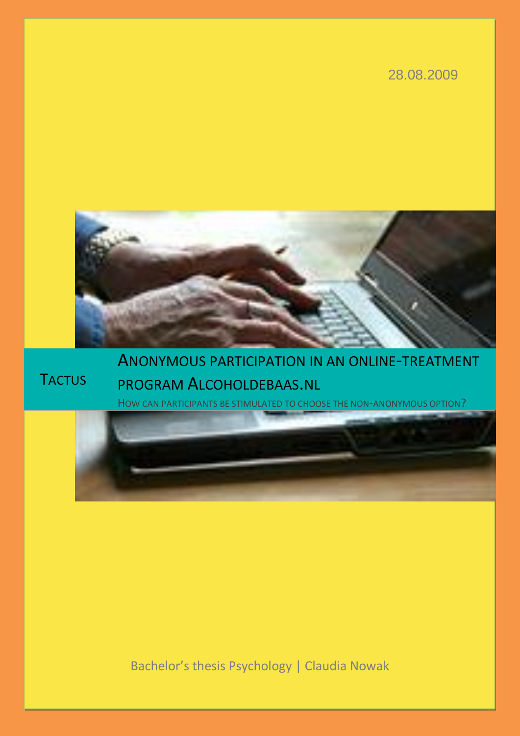28.08.2009

TACTUS

# ANONYMOUS PARTICIPATION IN AN ONLINE-TREATMENT PROGRAM ALCOHOLDEBAAS.NL

HOW CAN PARTICIPANTS BE STIMULATED TO CHOOSE THE NON-ANONYMOUS OPTION?

Bachelor's thesis Psychology | Claudia Nowak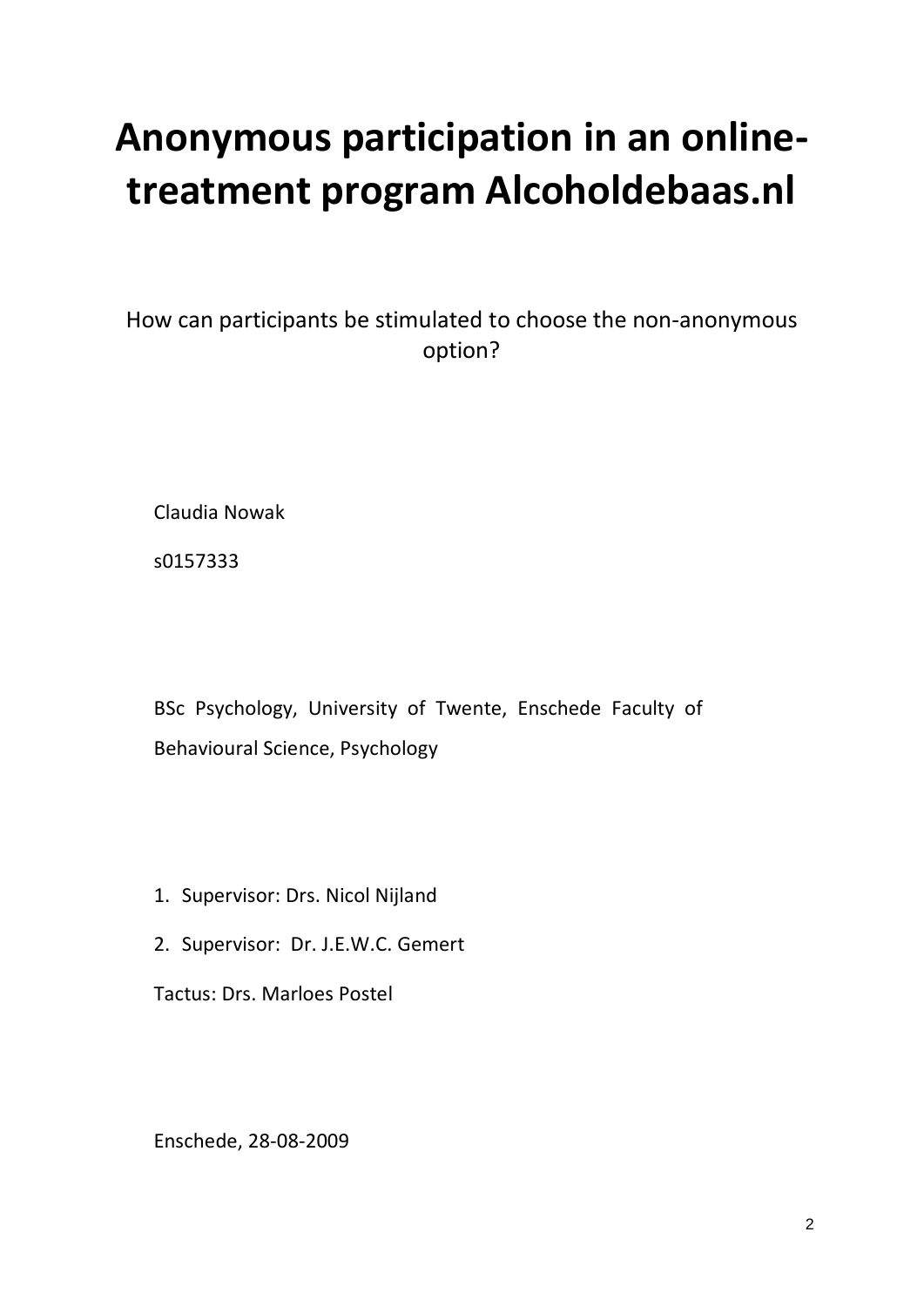# Anonymous participation in an online-treatment program Alcoholdebaas.nl

How can participants be stimulated to choose the non-anonymous option?

Claudia Nowak

s0157333

BSc Psychology, University of Twente, Enschede Faculty of Behavioural Science, Psychology

1. Supervisor: Drs. Nicol Nijland
2. Supervisor: Dr. J.E.W.C. Gemert

Tactus: Drs. Marloes Postel

Enschede, 28-08-2009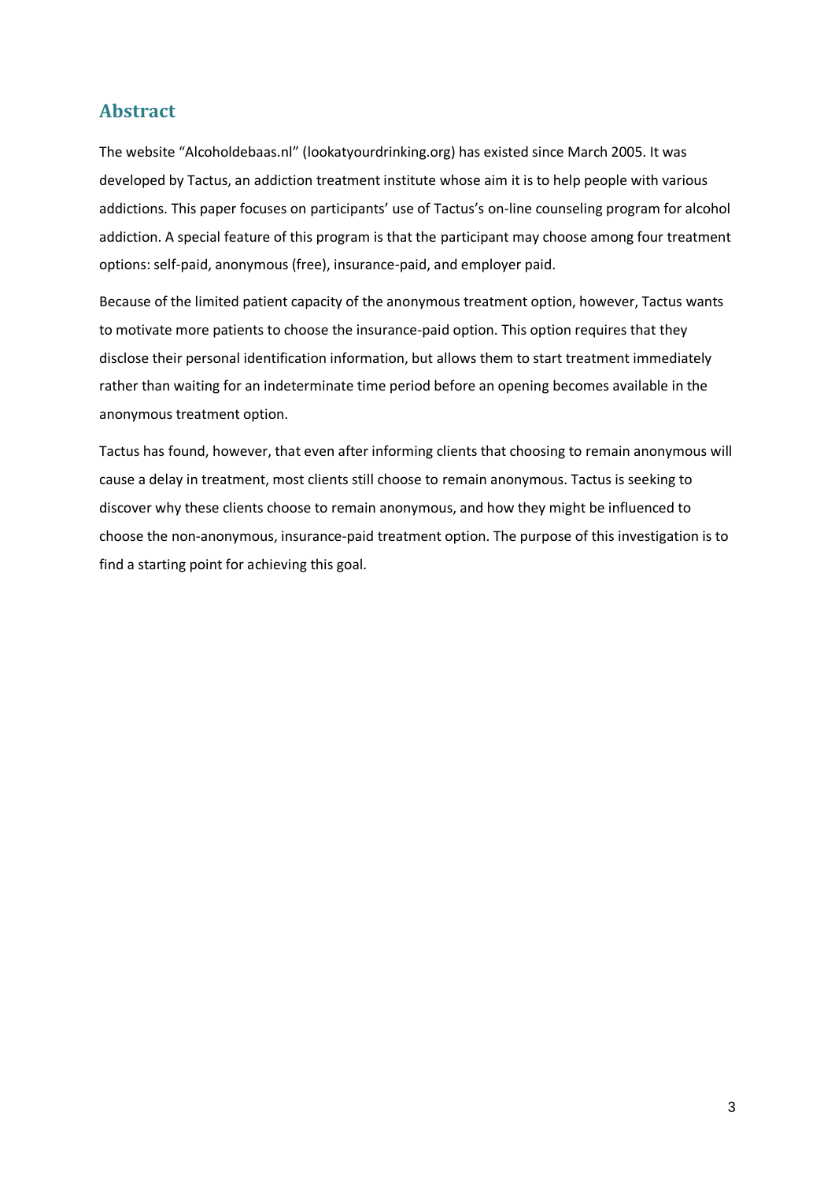## Abstract

The website "Alcoholdebaas.nl" (lookatyourdrinking.org) has existed since March 2005. It was developed by Tactus, an addiction treatment institute whose aim it is to help people with various addictions. This paper focuses on participants' use of Tactus's on-line counseling program for alcohol addiction. A special feature of this program is that the participant may choose among four treatment options: self-paid, anonymous (free), insurance-paid, and employer paid.

Because of the limited patient capacity of the anonymous treatment option, however, Tactus wants to motivate more patients to choose the insurance-paid option. This option requires that they disclose their personal identification information, but allows them to start treatment immediately rather than waiting for an indeterminate time period before an opening becomes available in the anonymous treatment option.

Tactus has found, however, that even after informing clients that choosing to remain anonymous will cause a delay in treatment, most clients still choose to remain anonymous. Tactus is seeking to discover why these clients choose to remain anonymous, and how they might be influenced to choose the non-anonymous, insurance-paid treatment option. The purpose of this investigation is to find a starting point for achieving this goal.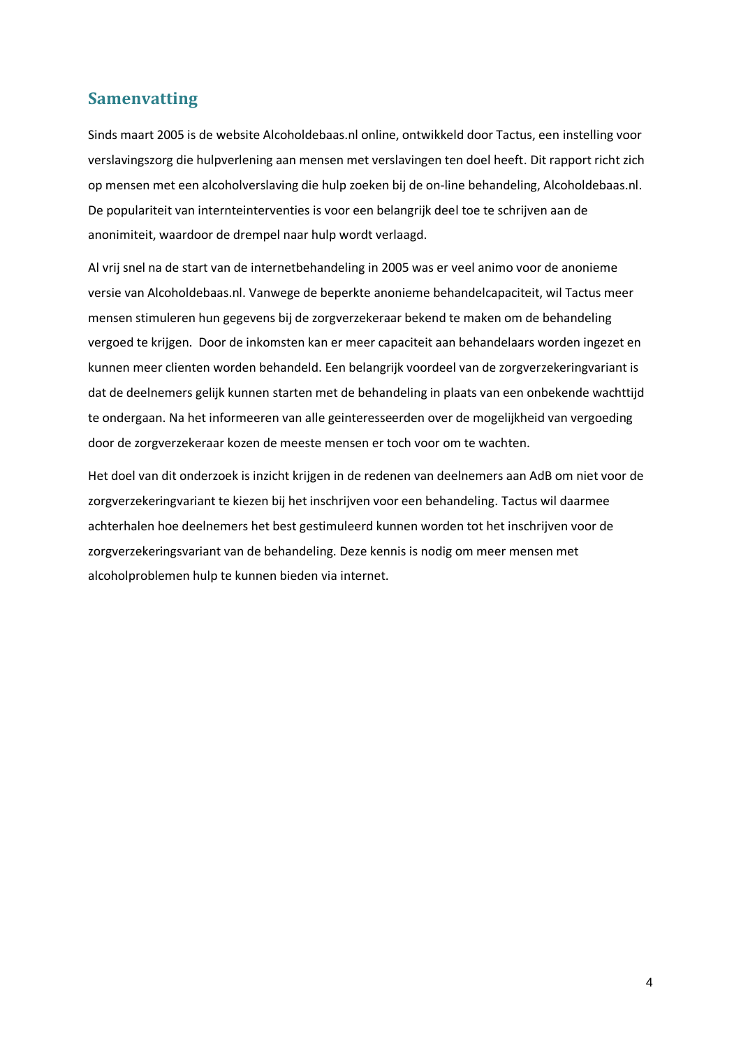## Samenvatting

Sinds maart 2005 is de website Alcoholdebaas.nl online, ontwikkeld door Tactus, een instelling voor verslavingszorg die hulpverlening aan mensen met verslavingen ten doel heeft. Dit rapport richt zich op mensen met een alcoholverslaving die hulp zoeken bij de on-line behandeling, Alcoholdebaas.nl. De populariteit van internteinterventies is voor een belangrijk deel toe te schrijven aan de anonimiteit, waardoor de drempel naar hulp wordt verlaagd.

Al vrij snel na de start van de internetbehandeling in 2005 was er veel animo voor de anonieme versie van Alcoholdebaas.nl. Vanwege de beperkte anonieme behandelcapaciteit, wil Tactus meer mensen stimuleren hun gegevens bij de zorgverzekeraar bekend te maken om de behandeling vergoed te krijgen.  Door de inkomsten kan er meer capaciteit aan behandelaars worden ingezet en kunnen meer clienten worden behandeld. Een belangrijk voordeel van de zorgverzekeringvariant is dat de deelnemers gelijk kunnen starten met de behandeling in plaats van een onbekende wachttijd te ondergaan. Na het informeeren van alle geinteresseerden over de mogelijkheid van vergoeding door de zorgverzekeraar kozen de meeste mensen er toch voor om te wachten.

Het doel van dit onderzoek is inzicht krijgen in de redenen van deelnemers aan AdB om niet voor de zorgverzekeringvariant te kiezen bij het inschrijven voor een behandeling. Tactus wil daarmee achterhalen hoe deelnemers het best gestimuleerd kunnen worden tot het inschrijven voor de zorgverzekeringsvariant van de behandeling. Deze kennis is nodig om meer mensen met alcoholproblemen hulp te kunnen bieden via internet.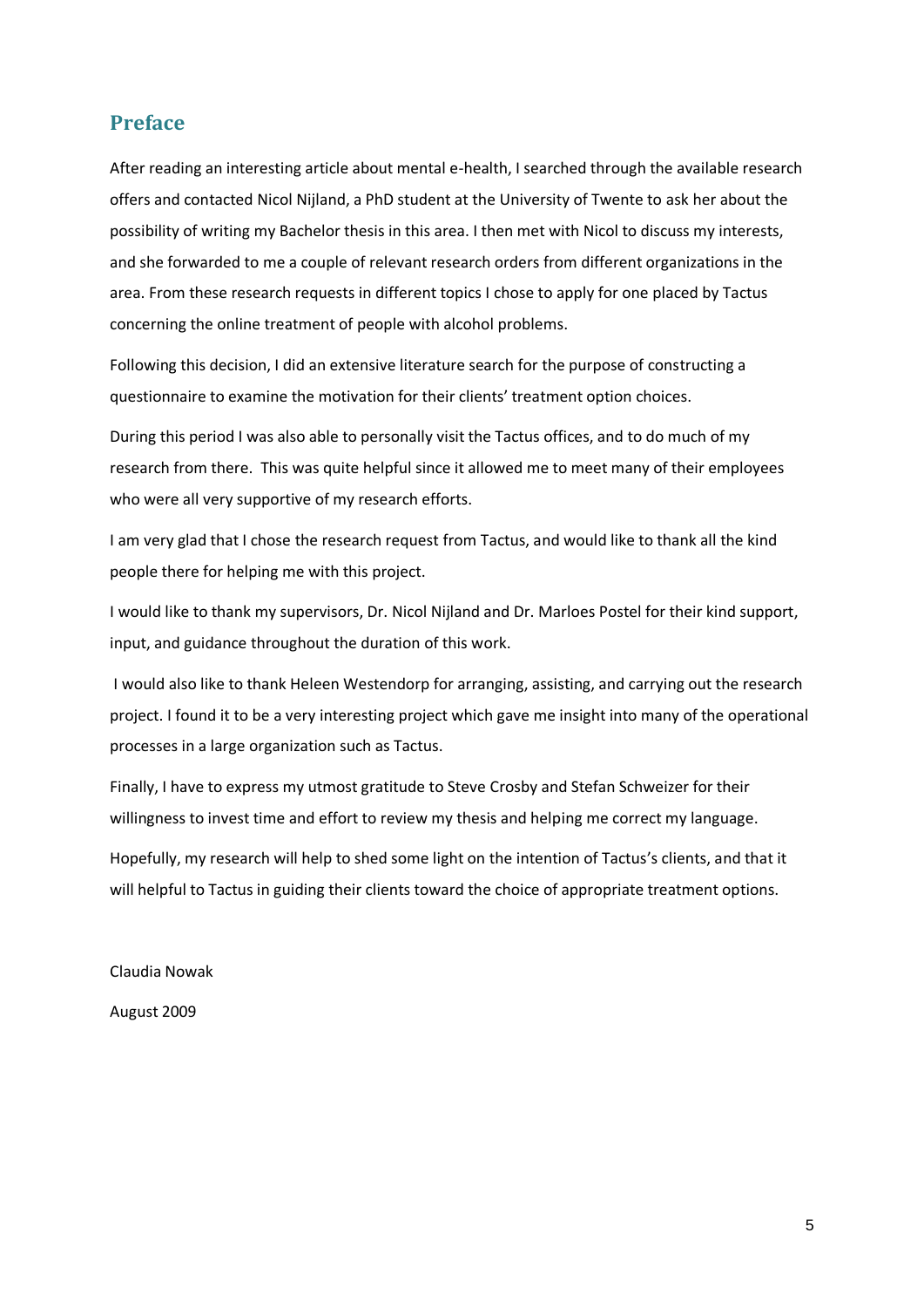## Preface

After reading an interesting article about mental e-health, I searched through the available research offers and contacted Nicol Nijland, a PhD student at the University of Twente to ask her about the possibility of writing my Bachelor thesis in this area. I then met with Nicol to discuss my interests, and she forwarded to me a couple of relevant research orders from different organizations in the area. From these research requests in different topics I chose to apply for one placed by Tactus concerning the online treatment of people with alcohol problems.

Following this decision, I did an extensive literature search for the purpose of constructing a questionnaire to examine the motivation for their clients' treatment option choices.

During this period I was also able to personally visit the Tactus offices, and to do much of my research from there. This was quite helpful since it allowed me to meet many of their employees who were all very supportive of my research efforts.

I am very glad that I chose the research request from Tactus, and would like to thank all the kind people there for helping me with this project.

I would like to thank my supervisors, Dr. Nicol Nijland and Dr. Marloes Postel for their kind support, input, and guidance throughout the duration of this work.

I would also like to thank Heleen Westendorp for arranging, assisting, and carrying out the research project. I found it to be a very interesting project which gave me insight into many of the operational processes in a large organization such as Tactus.

Finally, I have to express my utmost gratitude to Steve Crosby and Stefan Schweizer for their willingness to invest time and effort to review my thesis and helping me correct my language.

Hopefully, my research will help to shed some light on the intention of Tactus's clients, and that it will helpful to Tactus in guiding their clients toward the choice of appropriate treatment options.

Claudia Nowak

August 2009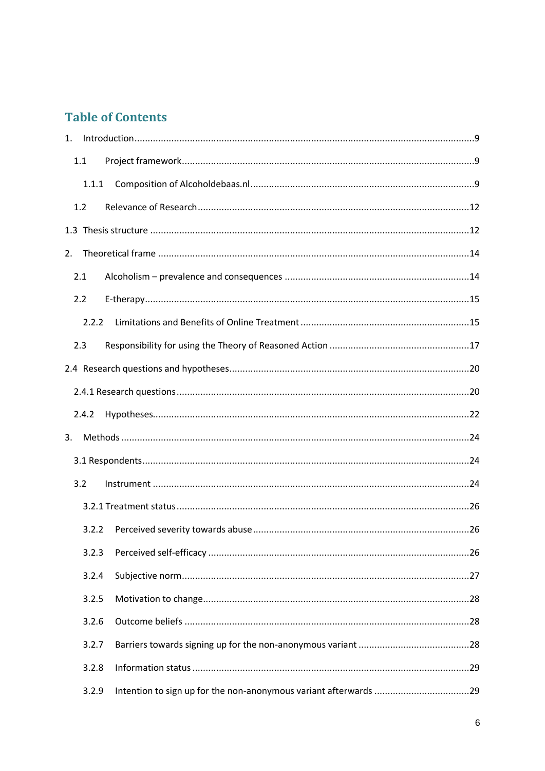# Table of Contents

1. Introduction ....................................................... 9
   - 1.1 Project framework ....................................................... 9
     - 1.1.1 Composition of Alcoholdebaas.nl ....................................................... 9
   - 1.2 Relevance of Research ....................................................... 12
   - 1.3 Thesis structure ....................................................... 12
2. Theoretical frame ....................................................... 14
   - 2.1 Alcoholism – prevalence and consequences ....................................................... 14
   - 2.2 E-therapy ....................................................... 15
     - 2.2.2 Limitations and Benefits of Online Treatment ....................................................... 15
   - 2.3 Responsibility for using the Theory of Reasoned Action ....................................................... 17
   - 2.4 Research questions and hypotheses ....................................................... 20
     - 2.4.1 Research questions ....................................................... 20
     - 2.4.2 Hypotheses ....................................................... 22
3. Methods ....................................................... 24
   - 3.1 Respondents ....................................................... 24
   - 3.2 Instrument ....................................................... 24
     - 3.2.1 Treatment status ....................................................... 26
     - 3.2.2 Perceived severity towards abuse ....................................................... 26
     - 3.2.3 Perceived self-efficacy ....................................................... 26
     - 3.2.4 Subjective norm ....................................................... 27
     - 3.2.5 Motivation to change ....................................................... 28
     - 3.2.6 Outcome beliefs ....................................................... 28
     - 3.2.7 Barriers towards signing up for the non-anonymous variant ....................................................... 28
     - 3.2.8 Information status ....................................................... 29
     - 3.2.9 Intention to sign up for the non-anonymous variant afterwards ....................................................... 29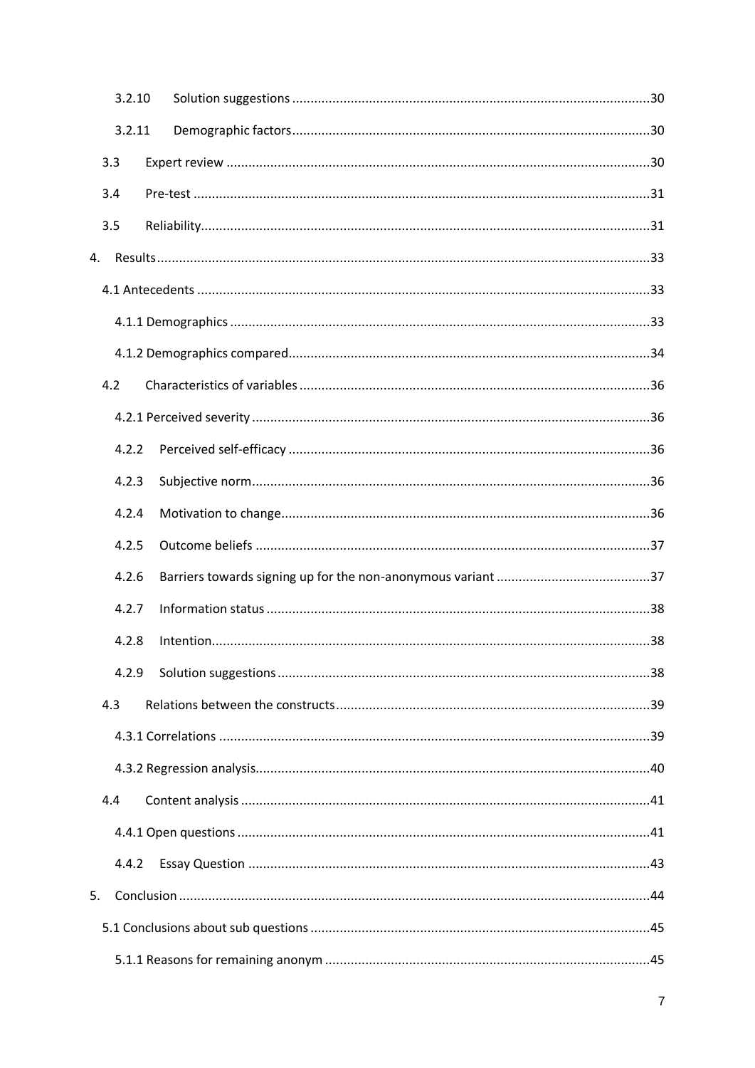3.2.10 Solution suggestions ........................................................................................30

3.2.11 Demographic factors........................................................................................30

3.3 Expert review ........................................................................................................30

3.4 Pre-test ..................................................................................................................31

3.5 Reliability..............................................................................................................31

4. Results.....................................................................................................................33

4.1 Antecedents ...........................................................................................................33

4.1.1 Demographics ......................................................................................................33

4.1.2 Demographics compared......................................................................................34

4.2 Characteristics of variables ......................................................................................36

4.2.1 Perceived severity ...............................................................................................36

4.2.2 Perceived self-efficacy ..........................................................................................36

4.2.3 Subjective norm...................................................................................................36

4.2.4 Motivation to change...........................................................................................36

4.2.5 Outcome beliefs ..................................................................................................37

4.2.6 Barriers towards signing up for the non-anonymous variant ....................................37

4.2.7 Information status ...............................................................................................38

4.2.8 Intention.............................................................................................................38

4.2.9 Solution suggestions ............................................................................................38

4.3 Relations between the constructs.............................................................................39

4.3.1 Correlations ........................................................................................................39

4.3.2 Regression analysis..............................................................................................40

4.4 Content analysis .....................................................................................................41

4.4.1 Open questions ...................................................................................................41

4.4.2 Essay Question ...................................................................................................43

5. Conclusion ..............................................................................................................44

5.1 Conclusions about sub questions ..............................................................................45

5.1.1 Reasons for remaining anonym .............................................................................45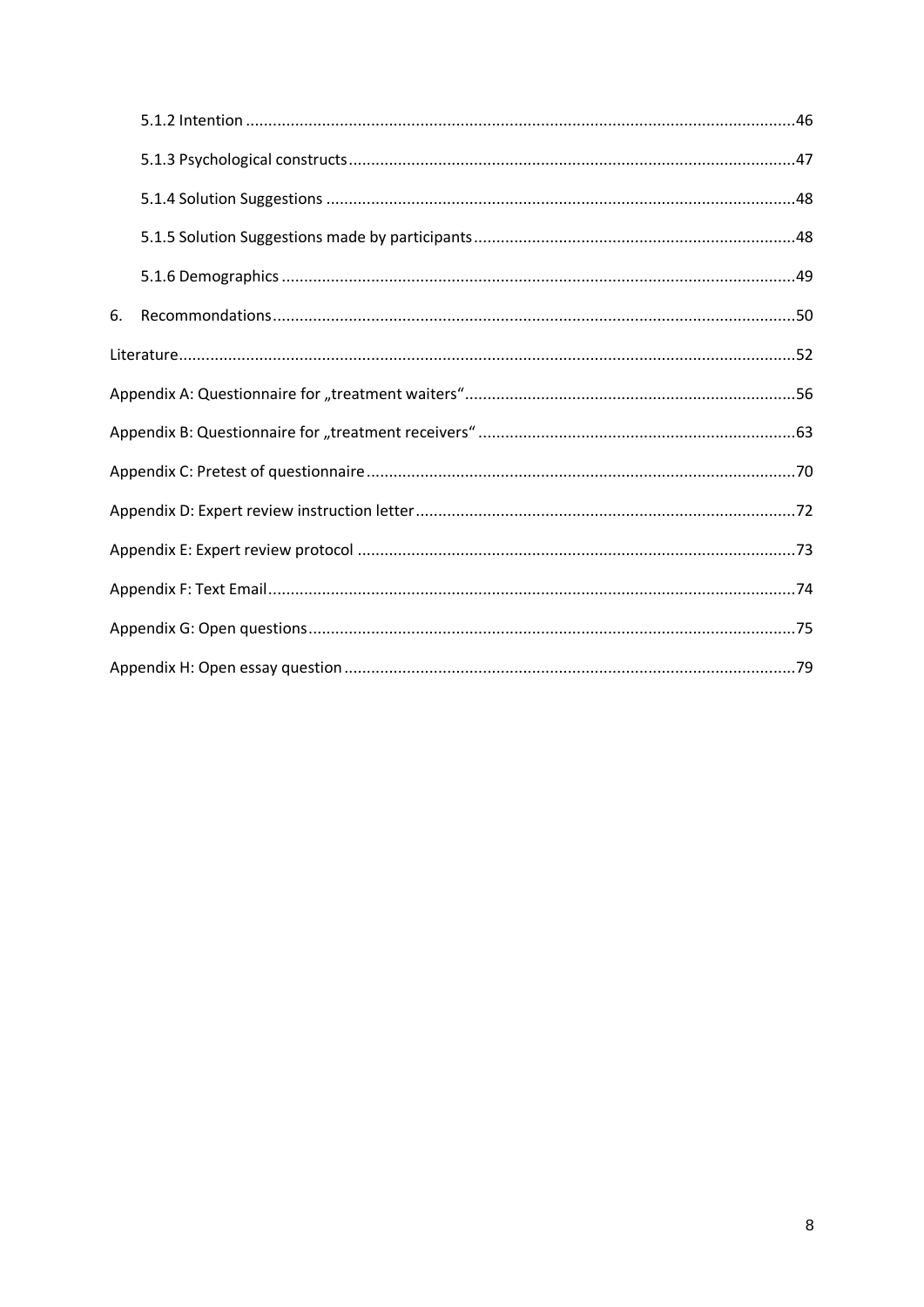5.1.2 Intention ..........46

5.1.3 Psychological constructs ..........47

5.1.4 Solution Suggestions ..........48

5.1.5 Solution Suggestions made by participants ..........48

5.1.6 Demographics ..........49

6. Recommendations ..........50

Literature ..........52

Appendix A: Questionnaire for „treatment waiters“ ..........56

Appendix B: Questionnaire for „treatment receivers“ ..........63

Appendix C: Pretest of questionnaire ..........70

Appendix D: Expert review instruction letter ..........72

Appendix E: Expert review protocol ..........73

Appendix F: Text Email ..........74

Appendix G: Open questions ..........75

Appendix H: Open essay question ..........79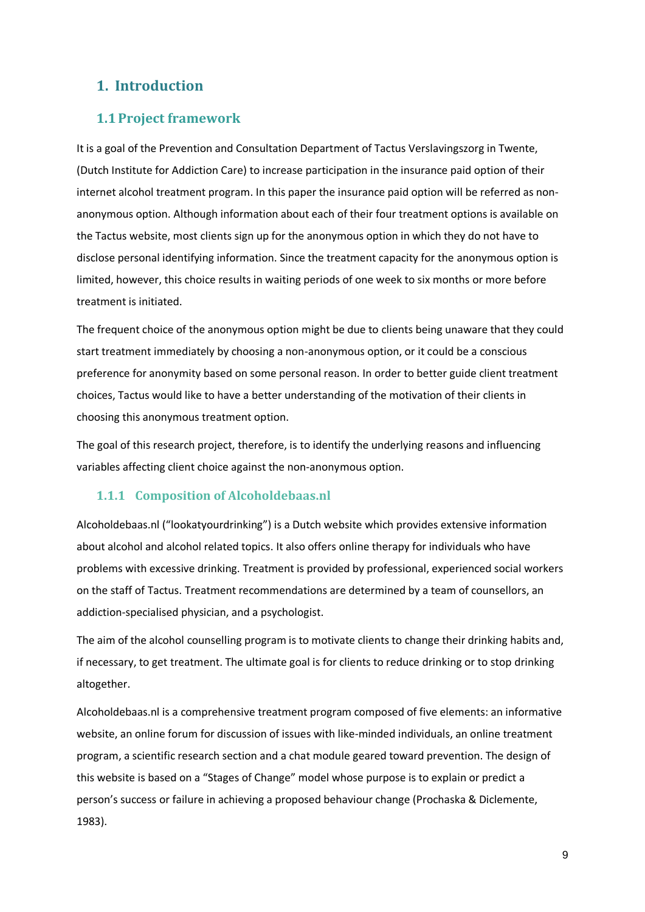# 1. Introduction

## 1.1 Project framework

It is a goal of the Prevention and Consultation Department of Tactus Verslavingszorg in Twente, (Dutch Institute for Addiction Care) to increase participation in the insurance paid option of their internet alcohol treatment program. In this paper the insurance paid option will be referred as non-anonymous option. Although information about each of their four treatment options is available on the Tactus website, most clients sign up for the anonymous option in which they do not have to disclose personal identifying information. Since the treatment capacity for the anonymous option is limited, however, this choice results in waiting periods of one week to six months or more before treatment is initiated.

The frequent choice of the anonymous option might be due to clients being unaware that they could start treatment immediately by choosing a non-anonymous option, or it could be a conscious preference for anonymity based on some personal reason. In order to better guide client treatment choices, Tactus would like to have a better understanding of the motivation of their clients in choosing this anonymous treatment option.

The goal of this research project, therefore, is to identify the underlying reasons and influencing variables affecting client choice against the non-anonymous option.

### 1.1.1 Composition of Alcoholdebaas.nl

Alcoholdebaas.nl ("lookatyourdrinking") is a Dutch website which provides extensive information about alcohol and alcohol related topics. It also offers online therapy for individuals who have problems with excessive drinking. Treatment is provided by professional, experienced social workers on the staff of Tactus. Treatment recommendations are determined by a team of counsellors, an addiction-specialised physician, and a psychologist.

The aim of the alcohol counselling program is to motivate clients to change their drinking habits and, if necessary, to get treatment. The ultimate goal is for clients to reduce drinking or to stop drinking altogether.

Alcoholdebaas.nl is a comprehensive treatment program composed of five elements: an informative website, an online forum for discussion of issues with like-minded individuals, an online treatment program, a scientific research section and a chat module geared toward prevention. The design of this website is based on a "Stages of Change" model whose purpose is to explain or predict a person's success or failure in achieving a proposed behaviour change (Prochaska & Diclemente, 1983).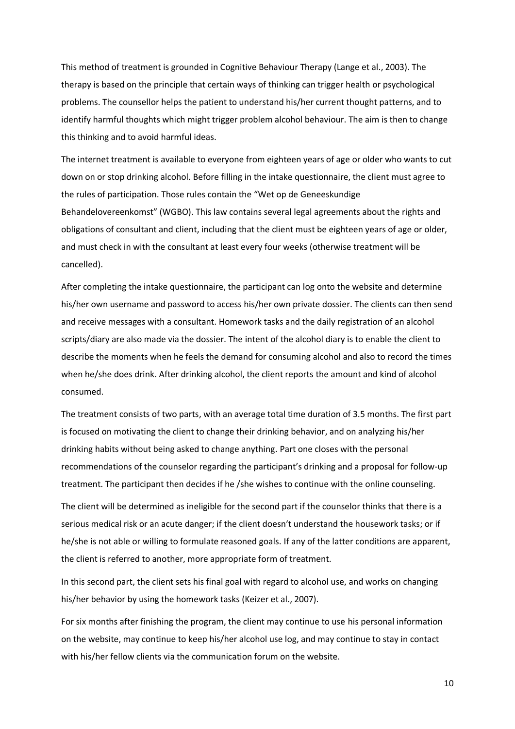This method of treatment is grounded in Cognitive Behaviour Therapy (Lange et al., 2003). The therapy is based on the principle that certain ways of thinking can trigger health or psychological problems. The counsellor helps the patient to understand his/her current thought patterns, and to identify harmful thoughts which might trigger problem alcohol behaviour. The aim is then to change this thinking and to avoid harmful ideas.

The internet treatment is available to everyone from eighteen years of age or older who wants to cut down on or stop drinking alcohol. Before filling in the intake questionnaire, the client must agree to the rules of participation. Those rules contain the "Wet op de Geneeskundige Behandelovereenkomst" (WGBO). This law contains several legal agreements about the rights and obligations of consultant and client, including that the client must be eighteen years of age or older, and must check in with the consultant at least every four weeks (otherwise treatment will be cancelled).

After completing the intake questionnaire, the participant can log onto the website and determine his/her own username and password to access his/her own private dossier. The clients can then send and receive messages with a consultant. Homework tasks and the daily registration of an alcohol scripts/diary are also made via the dossier. The intent of the alcohol diary is to enable the client to describe the moments when he feels the demand for consuming alcohol and also to record the times when he/she does drink. After drinking alcohol, the client reports the amount and kind of alcohol consumed.

The treatment consists of two parts, with an average total time duration of 3.5 months. The first part is focused on motivating the client to change their drinking behavior, and on analyzing his/her drinking habits without being asked to change anything. Part one closes with the personal recommendations of the counselor regarding the participant's drinking and a proposal for follow-up treatment. The participant then decides if he /she wishes to continue with the online counseling.

The client will be determined as ineligible for the second part if the counselor thinks that there is a serious medical risk or an acute danger; if the client doesn't understand the housework tasks; or if he/she is not able or willing to formulate reasoned goals. If any of the latter conditions are apparent, the client is referred to another, more appropriate form of treatment.

In this second part, the client sets his final goal with regard to alcohol use, and works on changing his/her behavior by using the homework tasks (Keizer et al., 2007).

For six months after finishing the program, the client may continue to use his personal information on the website, may continue to keep his/her alcohol use log, and may continue to stay in contact with his/her fellow clients via the communication forum on the website.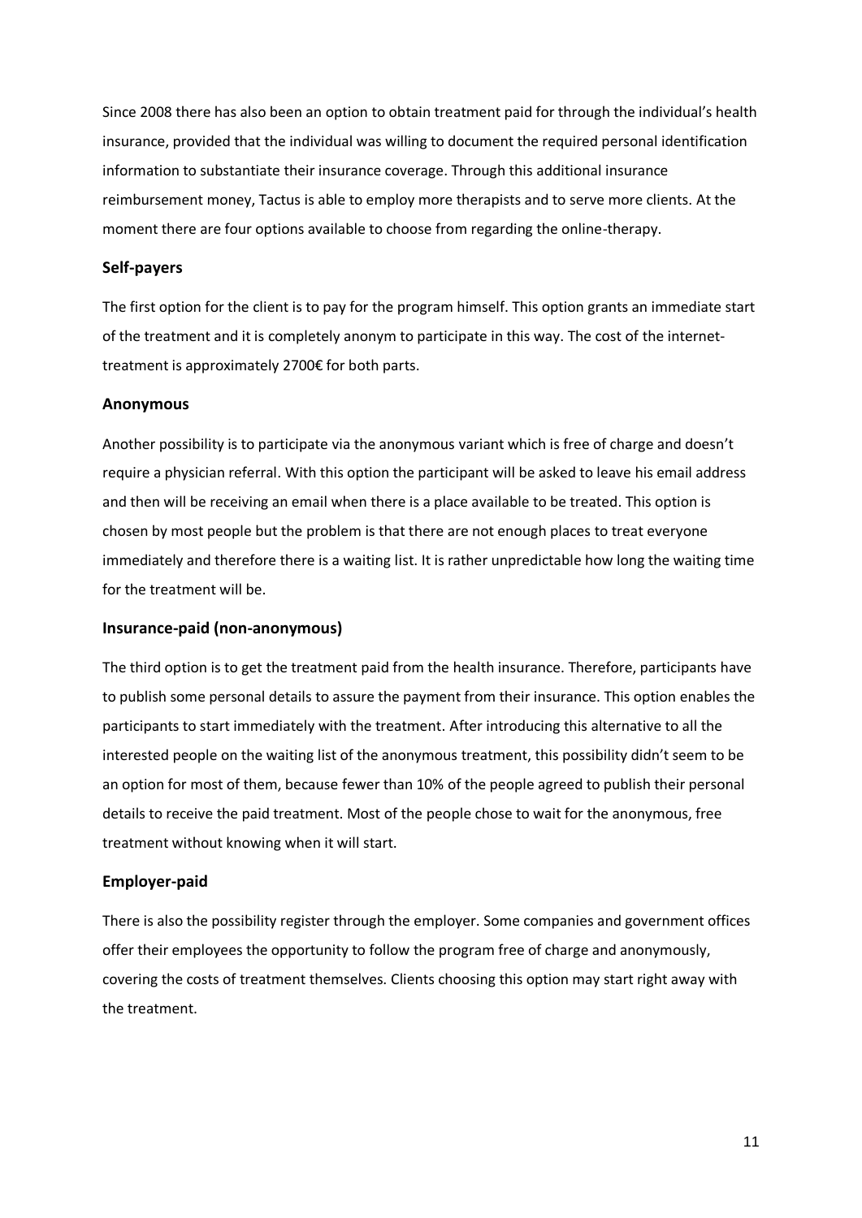Since 2008 there has also been an option to obtain treatment paid for through the individual's health insurance, provided that the individual was willing to document the required personal identification information to substantiate their insurance coverage. Through this additional insurance reimbursement money, Tactus is able to employ more therapists and to serve more clients. At the moment there are four options available to choose from regarding the online-therapy.

### Self-payers

The first option for the client is to pay for the program himself. This option grants an immediate start of the treatment and it is completely anonym to participate in this way. The cost of the internet-treatment is approximately 2700€ for both parts.

### Anonymous

Another possibility is to participate via the anonymous variant which is free of charge and doesn't require a physician referral. With this option the participant will be asked to leave his email address and then will be receiving an email when there is a place available to be treated. This option is chosen by most people but the problem is that there are not enough places to treat everyone immediately and therefore there is a waiting list. It is rather unpredictable how long the waiting time for the treatment will be.

### Insurance-paid (non-anonymous)

The third option is to get the treatment paid from the health insurance. Therefore, participants have to publish some personal details to assure the payment from their insurance. This option enables the participants to start immediately with the treatment. After introducing this alternative to all the interested people on the waiting list of the anonymous treatment, this possibility didn't seem to be an option for most of them, because fewer than 10% of the people agreed to publish their personal details to receive the paid treatment. Most of the people chose to wait for the anonymous, free treatment without knowing when it will start.

### Employer-paid

There is also the possibility register through the employer. Some companies and government offices offer their employees the opportunity to follow the program free of charge and anonymously, covering the costs of treatment themselves. Clients choosing this option may start right away with the treatment.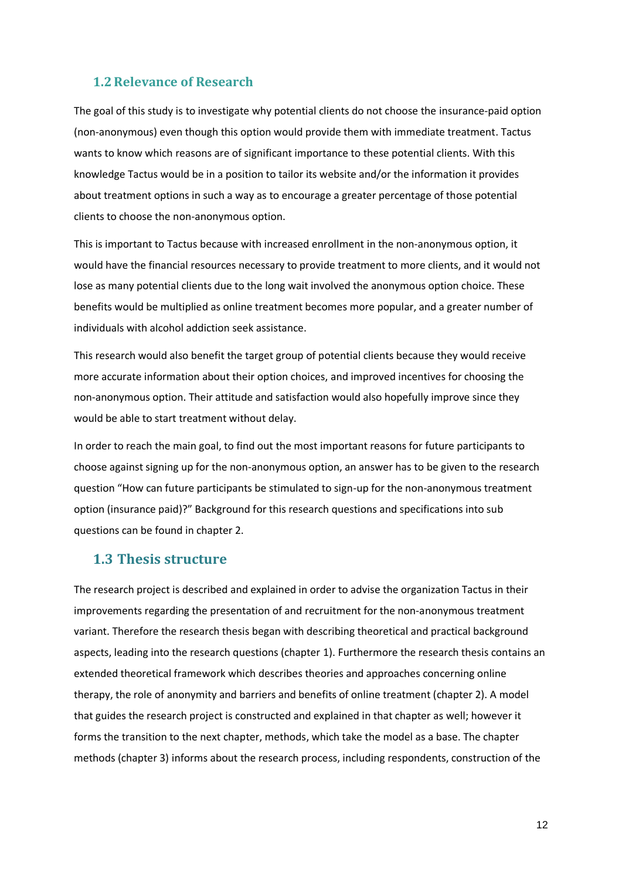## 1.2 Relevance of Research

The goal of this study is to investigate why potential clients do not choose the insurance-paid option (non-anonymous) even though this option would provide them with immediate treatment. Tactus wants to know which reasons are of significant importance to these potential clients. With this knowledge Tactus would be in a position to tailor its website and/or the information it provides about treatment options in such a way as to encourage a greater percentage of those potential clients to choose the non-anonymous option.

This is important to Tactus because with increased enrollment in the non-anonymous option, it would have the financial resources necessary to provide treatment to more clients, and it would not lose as many potential clients due to the long wait involved the anonymous option choice. These benefits would be multiplied as online treatment becomes more popular, and a greater number of individuals with alcohol addiction seek assistance.

This research would also benefit the target group of potential clients because they would receive more accurate information about their option choices, and improved incentives for choosing the non-anonymous option. Their attitude and satisfaction would also hopefully improve since they would be able to start treatment without delay.

In order to reach the main goal, to find out the most important reasons for future participants to choose against signing up for the non-anonymous option, an answer has to be given to the research question "How can future participants be stimulated to sign-up for the non-anonymous treatment option (insurance paid)?" Background for this research questions and specifications into sub questions can be found in chapter 2.

## 1.3 Thesis structure

The research project is described and explained in order to advise the organization Tactus in their improvements regarding the presentation of and recruitment for the non-anonymous treatment variant. Therefore the research thesis began with describing theoretical and practical background aspects, leading into the research questions (chapter 1). Furthermore the research thesis contains an extended theoretical framework which describes theories and approaches concerning online therapy, the role of anonymity and barriers and benefits of online treatment (chapter 2). A model that guides the research project is constructed and explained in that chapter as well; however it forms the transition to the next chapter, methods, which take the model as a base. The chapter methods (chapter 3) informs about the research process, including respondents, construction of the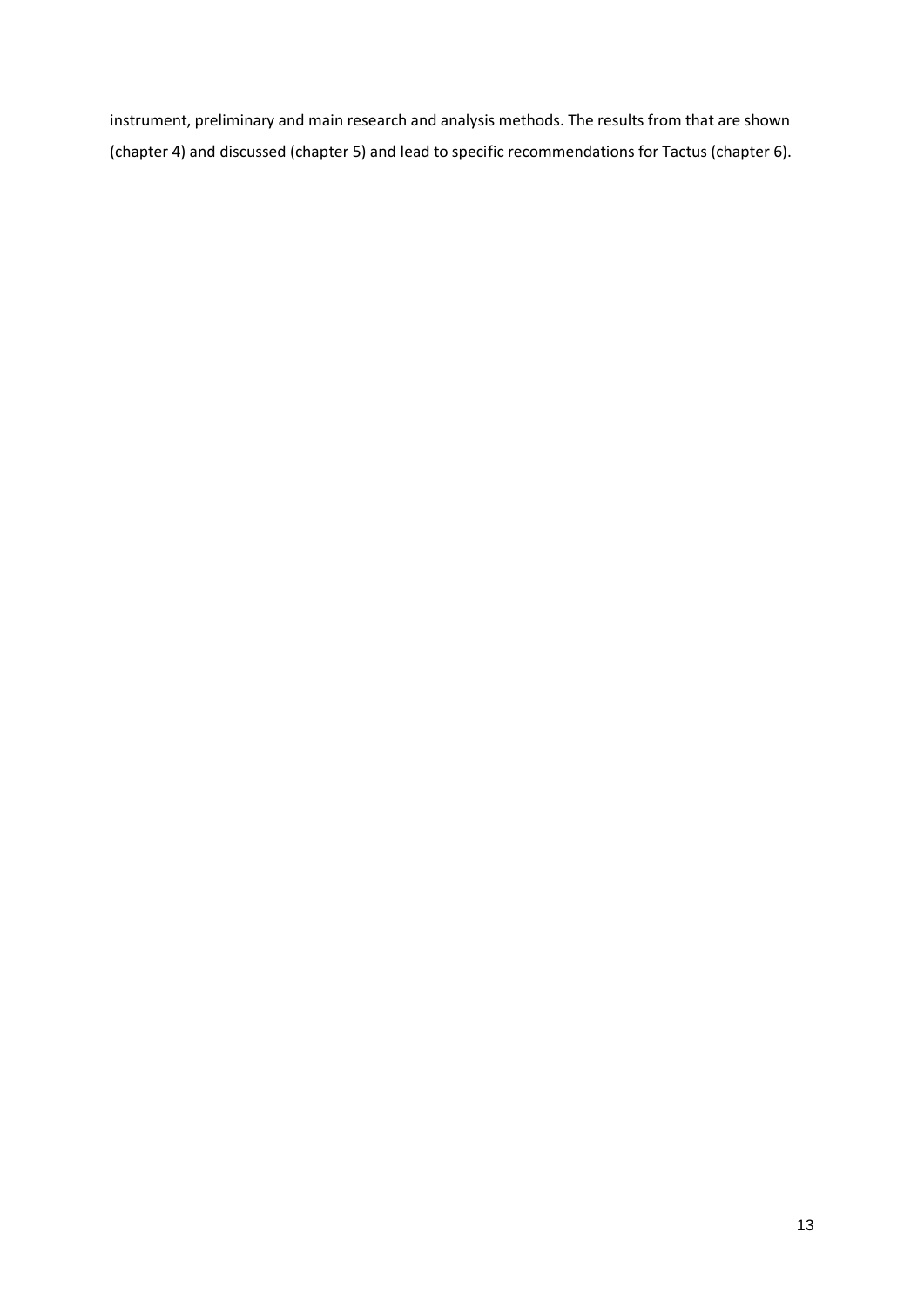instrument, preliminary and main research and analysis methods. The results from that are shown (chapter 4) and discussed (chapter 5) and lead to specific recommendations for Tactus (chapter 6).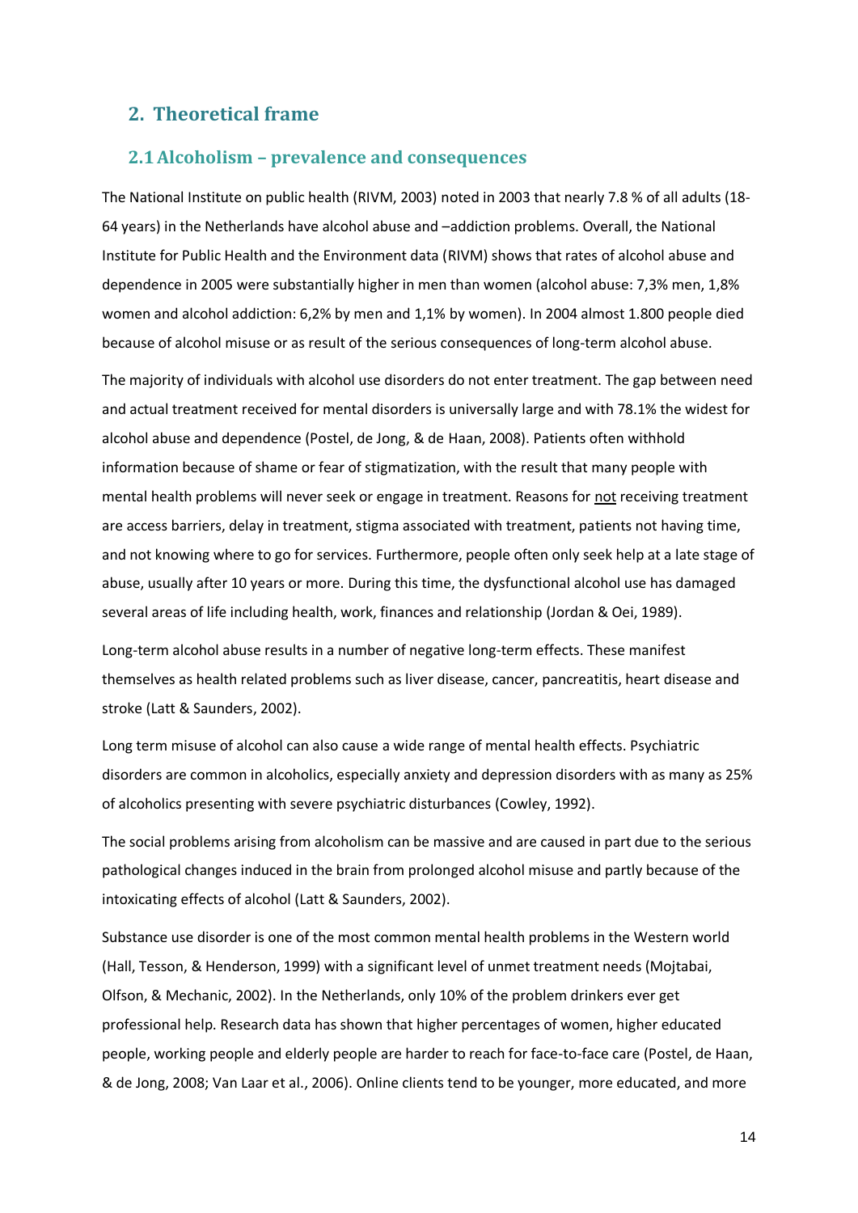## 2. Theoretical frame

### 2.1 Alcoholism – prevalence and consequences

The National Institute on public health (RIVM, 2003) noted in 2003 that nearly 7.8 % of all adults (18-64 years) in the Netherlands have alcohol abuse and –addiction problems. Overall, the National Institute for Public Health and the Environment data (RIVM) shows that rates of alcohol abuse and dependence in 2005 were substantially higher in men than women (alcohol abuse: 7,3% men, 1,8% women and alcohol addiction: 6,2% by men and 1,1% by women). In 2004 almost 1.800 people died because of alcohol misuse or as result of the serious consequences of long-term alcohol abuse.

The majority of individuals with alcohol use disorders do not enter treatment. The gap between need and actual treatment received for mental disorders is universally large and with 78.1% the widest for alcohol abuse and dependence (Postel, de Jong, & de Haan, 2008). Patients often withhold information because of shame or fear of stigmatization, with the result that many people with mental health problems will never seek or engage in treatment. Reasons for <u>not</u> receiving treatment are access barriers, delay in treatment, stigma associated with treatment, patients not having time, and not knowing where to go for services. Furthermore, people often only seek help at a late stage of abuse, usually after 10 years or more. During this time, the dysfunctional alcohol use has damaged several areas of life including health, work, finances and relationship (Jordan & Oei, 1989).

Long-term alcohol abuse results in a number of negative long-term effects. These manifest themselves as health related problems such as liver disease, cancer, pancreatitis, heart disease and stroke (Latt & Saunders, 2002).

Long term misuse of alcohol can also cause a wide range of mental health effects. Psychiatric disorders are common in alcoholics, especially anxiety and depression disorders with as many as 25% of alcoholics presenting with severe psychiatric disturbances (Cowley, 1992).

The social problems arising from alcoholism can be massive and are caused in part due to the serious pathological changes induced in the brain from prolonged alcohol misuse and partly because of the intoxicating effects of alcohol (Latt & Saunders, 2002).

Substance use disorder is one of the most common mental health problems in the Western world (Hall, Tesson, & Henderson, 1999) with a significant level of unmet treatment needs (Mojtabai, Olfson, & Mechanic, 2002). In the Netherlands, only 10% of the problem drinkers ever get professional help. Research data has shown that higher percentages of women, higher educated people, working people and elderly people are harder to reach for face-to-face care (Postel, de Haan, & de Jong, 2008; Van Laar et al., 2006). Online clients tend to be younger, more educated, and more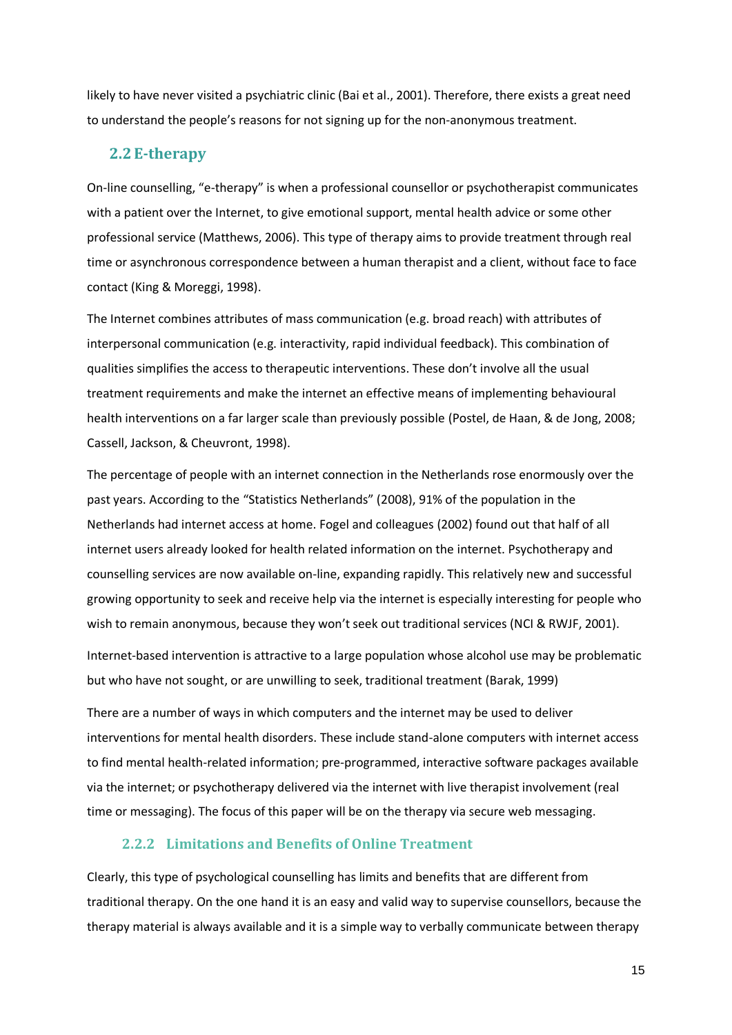likely to have never visited a psychiatric clinic (Bai et al., 2001). Therefore, there exists a great need to understand the people's reasons for not signing up for the non-anonymous treatment.

## 2.2 E-therapy

On-line counselling, "e-therapy" is when a professional counsellor or psychotherapist communicates with a patient over the Internet, to give emotional support, mental health advice or some other professional service (Matthews, 2006). This type of therapy aims to provide treatment through real time or asynchronous correspondence between a human therapist and a client, without face to face contact (King & Moreggi, 1998).

The Internet combines attributes of mass communication (e.g. broad reach) with attributes of interpersonal communication (e.g. interactivity, rapid individual feedback). This combination of qualities simplifies the access to therapeutic interventions. These don't involve all the usual treatment requirements and make the internet an effective means of implementing behavioural health interventions on a far larger scale than previously possible (Postel, de Haan, & de Jong, 2008; Cassell, Jackson, & Cheuvront, 1998).

The percentage of people with an internet connection in the Netherlands rose enormously over the past years. According to the "Statistics Netherlands" (2008), 91% of the population in the Netherlands had internet access at home. Fogel and colleagues (2002) found out that half of all internet users already looked for health related information on the internet. Psychotherapy and counselling services are now available on-line, expanding rapidly. This relatively new and successful growing opportunity to seek and receive help via the internet is especially interesting for people who wish to remain anonymous, because they won't seek out traditional services (NCI & RWJF, 2001).

Internet-based intervention is attractive to a large population whose alcohol use may be problematic but who have not sought, or are unwilling to seek, traditional treatment (Barak, 1999)

There are a number of ways in which computers and the internet may be used to deliver interventions for mental health disorders. These include stand-alone computers with internet access to find mental health-related information; pre-programmed, interactive software packages available via the internet; or psychotherapy delivered via the internet with live therapist involvement (real time or messaging). The focus of this paper will be on the therapy via secure web messaging.

### 2.2.2 Limitations and Benefits of Online Treatment

Clearly, this type of psychological counselling has limits and benefits that are different from traditional therapy. On the one hand it is an easy and valid way to supervise counsellors, because the therapy material is always available and it is a simple way to verbally communicate between therapy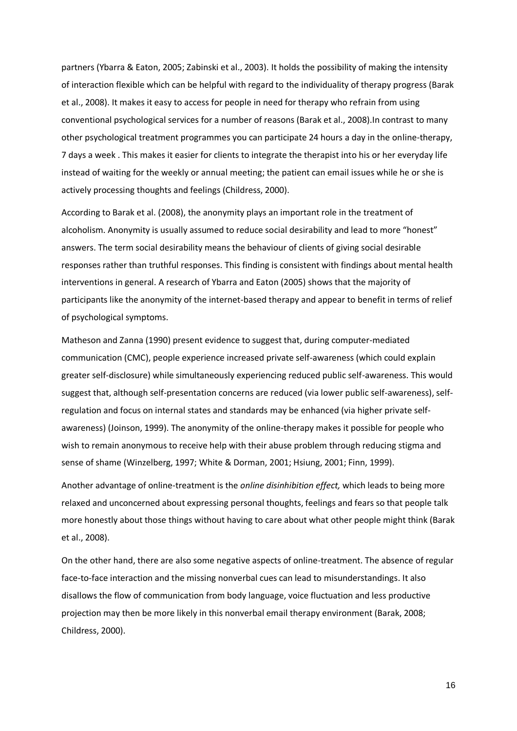partners (Ybarra & Eaton, 2005; Zabinski et al., 2003). It holds the possibility of making the intensity of interaction flexible which can be helpful with regard to the individuality of therapy progress (Barak et al., 2008). It makes it easy to access for people in need for therapy who refrain from using conventional psychological services for a number of reasons (Barak et al., 2008).In contrast to many other psychological treatment programmes you can participate 24 hours a day in the online-therapy, 7 days a week . This makes it easier for clients to integrate the therapist into his or her everyday life instead of waiting for the weekly or annual meeting; the patient can email issues while he or she is actively processing thoughts and feelings (Childress, 2000).

According to Barak et al. (2008), the anonymity plays an important role in the treatment of alcoholism. Anonymity is usually assumed to reduce social desirability and lead to more "honest" answers. The term social desirability means the behaviour of clients of giving social desirable responses rather than truthful responses. This finding is consistent with findings about mental health interventions in general. A research of Ybarra and Eaton (2005) shows that the majority of participants like the anonymity of the internet-based therapy and appear to benefit in terms of relief of psychological symptoms.

Matheson and Zanna (1990) present evidence to suggest that, during computer-mediated communication (CMC), people experience increased private self-awareness (which could explain greater self-disclosure) while simultaneously experiencing reduced public self-awareness. This would suggest that, although self-presentation concerns are reduced (via lower public self-awareness), self-regulation and focus on internal states and standards may be enhanced (via higher private self-awareness) (Joinson, 1999). The anonymity of the online-therapy makes it possible for people who wish to remain anonymous to receive help with their abuse problem through reducing stigma and sense of shame (Winzelberg, 1997; White & Dorman, 2001; Hsiung, 2001; Finn, 1999).

Another advantage of online-treatment is the *online disinhibition effect,* which leads to being more relaxed and unconcerned about expressing personal thoughts, feelings and fears so that people talk more honestly about those things without having to care about what other people might think (Barak et al., 2008).

On the other hand, there are also some negative aspects of online-treatment. The absence of regular face-to-face interaction and the missing nonverbal cues can lead to misunderstandings. It also disallows the flow of communication from body language, voice fluctuation and less productive projection may then be more likely in this nonverbal email therapy environment (Barak, 2008; Childress, 2000).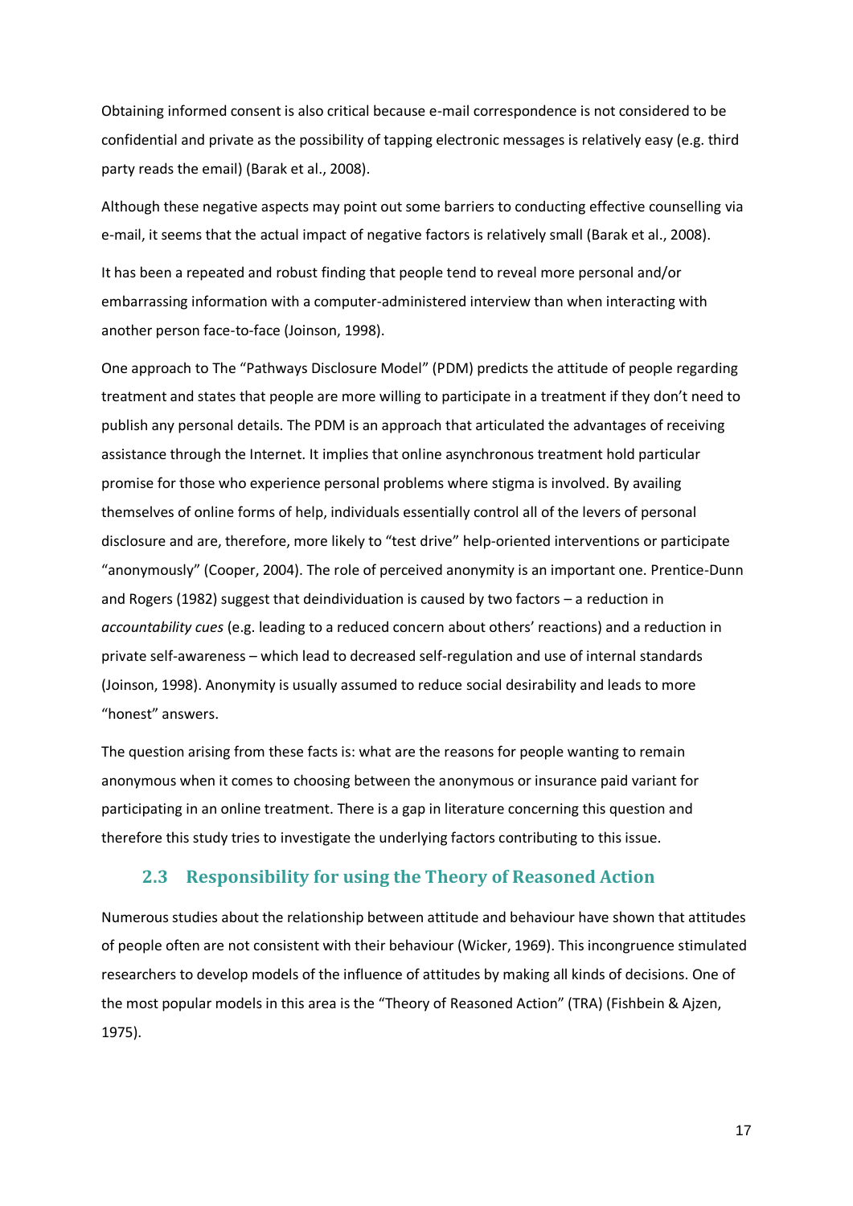Obtaining informed consent is also critical because e-mail correspondence is not considered to be confidential and private as the possibility of tapping electronic messages is relatively easy (e.g. third party reads the email) (Barak et al., 2008).

Although these negative aspects may point out some barriers to conducting effective counselling via e-mail, it seems that the actual impact of negative factors is relatively small (Barak et al., 2008).

It has been a repeated and robust finding that people tend to reveal more personal and/or embarrassing information with a computer-administered interview than when interacting with another person face-to-face (Joinson, 1998).

One approach to The "Pathways Disclosure Model" (PDM) predicts the attitude of people regarding treatment and states that people are more willing to participate in a treatment if they don't need to publish any personal details. The PDM is an approach that articulated the advantages of receiving assistance through the Internet. It implies that online asynchronous treatment hold particular promise for those who experience personal problems where stigma is involved. By availing themselves of online forms of help, individuals essentially control all of the levers of personal disclosure and are, therefore, more likely to "test drive" help-oriented interventions or participate "anonymously" (Cooper, 2004). The role of perceived anonymity is an important one. Prentice-Dunn and Rogers (1982) suggest that deindividuation is caused by two factors – a reduction in *accountability cues* (e.g. leading to a reduced concern about others' reactions) and a reduction in private self-awareness – which lead to decreased self-regulation and use of internal standards (Joinson, 1998). Anonymity is usually assumed to reduce social desirability and leads to more "honest" answers.

The question arising from these facts is: what are the reasons for people wanting to remain anonymous when it comes to choosing between the anonymous or insurance paid variant for participating in an online treatment. There is a gap in literature concerning this question and therefore this study tries to investigate the underlying factors contributing to this issue.

## 2.3 Responsibility for using the Theory of Reasoned Action

Numerous studies about the relationship between attitude and behaviour have shown that attitudes of people often are not consistent with their behaviour (Wicker, 1969). This incongruence stimulated researchers to develop models of the influence of attitudes by making all kinds of decisions. One of the most popular models in this area is the "Theory of Reasoned Action" (TRA) (Fishbein & Ajzen, 1975).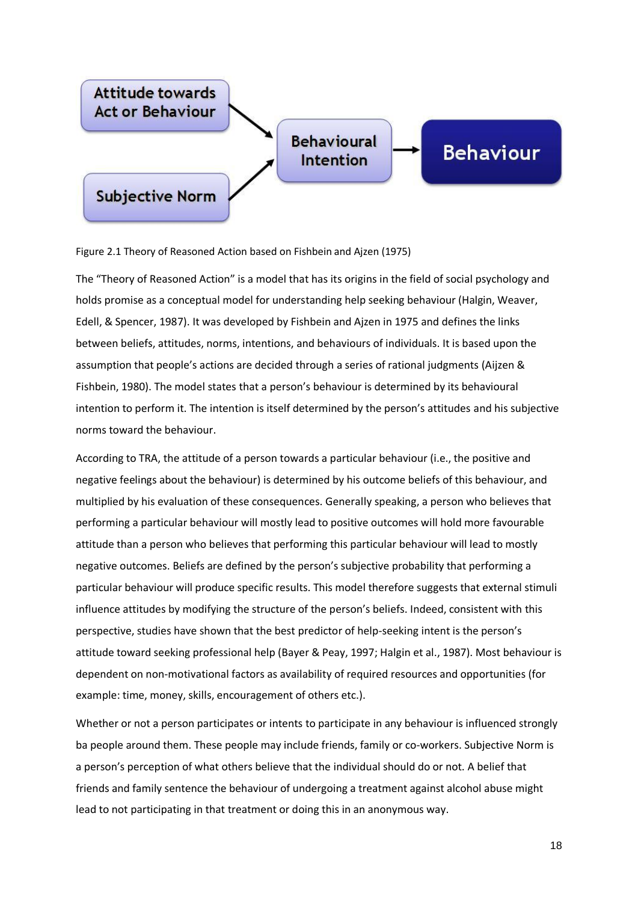Attitude towards Act or Behaviour → Behavioural Intention → Behaviour

Subjective Norm → Behavioural Intention

Figure 2.1 Theory of Reasoned Action based on Fishbein and Ajzen (1975)

The "Theory of Reasoned Action" is a model that has its origins in the field of social psychology and holds promise as a conceptual model for understanding help seeking behaviour (Halgin, Weaver, Edell, & Spencer, 1987). It was developed by Fishbein and Ajzen in 1975 and defines the links between beliefs, attitudes, norms, intentions, and behaviours of individuals. It is based upon the assumption that people's actions are decided through a series of rational judgments (Aijzen & Fishbein, 1980). The model states that a person's behaviour is determined by its behavioural intention to perform it. The intention is itself determined by the person's attitudes and his subjective norms toward the behaviour.

According to TRA, the attitude of a person towards a particular behaviour (i.e., the positive and negative feelings about the behaviour) is determined by his outcome beliefs of this behaviour, and multiplied by his evaluation of these consequences. Generally speaking, a person who believes that performing a particular behaviour will mostly lead to positive outcomes will hold more favourable attitude than a person who believes that performing this particular behaviour will lead to mostly negative outcomes. Beliefs are defined by the person's subjective probability that performing a particular behaviour will produce specific results. This model therefore suggests that external stimuli influence attitudes by modifying the structure of the person's beliefs. Indeed, consistent with this perspective, studies have shown that the best predictor of help-seeking intent is the person's attitude toward seeking professional help (Bayer & Peay, 1997; Halgin et al., 1987). Most behaviour is dependent on non-motivational factors as availability of required resources and opportunities (for example: time, money, skills, encouragement of others etc.).

Whether or not a person participates or intents to participate in any behaviour is influenced strongly ba people around them. These people may include friends, family or co-workers. Subjective Norm is a person's perception of what others believe that the individual should do or not. A belief that friends and family sentence the behaviour of undergoing a treatment against alcohol abuse might lead to not participating in that treatment or doing this in an anonymous way.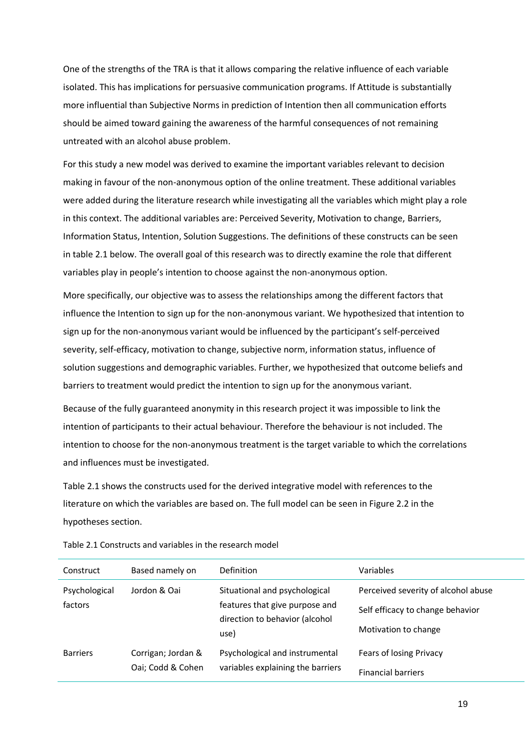One of the strengths of the TRA is that it allows comparing the relative influence of each variable isolated. This has implications for persuasive communication programs. If Attitude is substantially more influential than Subjective Norms in prediction of Intention then all communication efforts should be aimed toward gaining the awareness of the harmful consequences of not remaining untreated with an alcohol abuse problem.

For this study a new model was derived to examine the important variables relevant to decision making in favour of the non-anonymous option of the online treatment. These additional variables were added during the literature research while investigating all the variables which might play a role in this context. The additional variables are: Perceived Severity, Motivation to change, Barriers, Information Status, Intention, Solution Suggestions. The definitions of these constructs can be seen in table 2.1 below. The overall goal of this research was to directly examine the role that different variables play in people's intention to choose against the non-anonymous option.

More specifically, our objective was to assess the relationships among the different factors that influence the Intention to sign up for the non-anonymous variant. We hypothesized that intention to sign up for the non-anonymous variant would be influenced by the participant's self-perceived severity, self-efficacy, motivation to change, subjective norm, information status, influence of solution suggestions and demographic variables. Further, we hypothesized that outcome beliefs and barriers to treatment would predict the intention to sign up for the anonymous variant.

Because of the fully guaranteed anonymity in this research project it was impossible to link the intention of participants to their actual behaviour. Therefore the behaviour is not included. The intention to choose for the non-anonymous treatment is the target variable to which the correlations and influences must be investigated.

Table 2.1 shows the constructs used for the derived integrative model with references to the literature on which the variables are based on. The full model can be seen in Figure 2.2 in the hypotheses section.

Table 2.1 Constructs and variables in the research model

| Construct | Based namely on | Definition | Variables |
|---|---|---|---|
| Psychological factors | Jordon & Oai | Situational and psychological features that give purpose and direction to behavior (alcohol use) | Perceived severity of alcohol abuse<br>Self efficacy to change behavior<br>Motivation to change |
| Barriers | Corrigan; Jordan & Oai; Codd & Cohen | Psychological and instrumental variables explaining the barriers | Fears of losing Privacy<br>Financial barriers |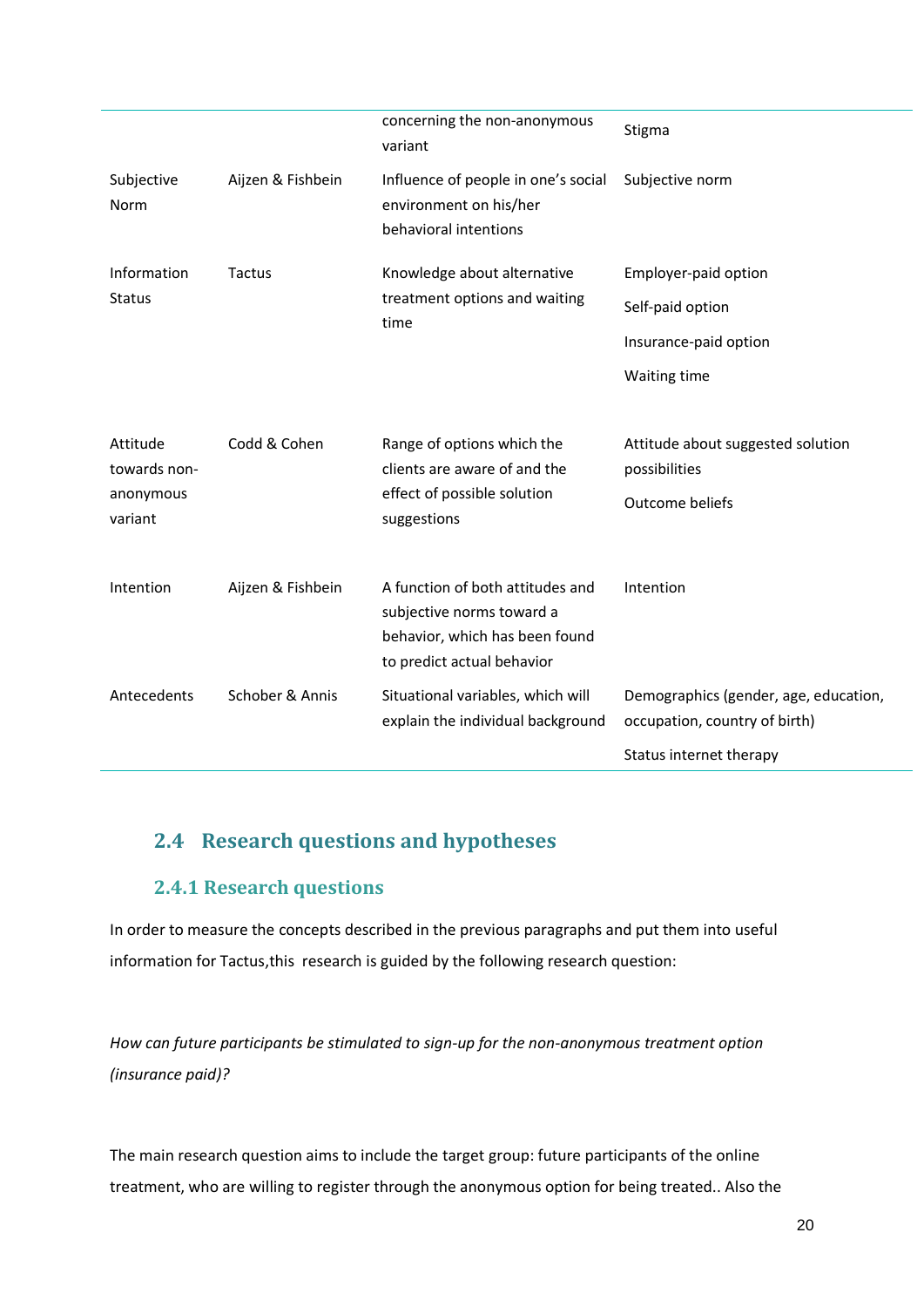| | | | |
|---|---|---|---|
| | | concerning the non-anonymous variant | Stigma |
| Subjective Norm | Aijzen & Fishbein | Influence of people in one's social environment on his/her behavioral intentions | Subjective norm |
| Information Status | Tactus | Knowledge about alternative treatment options and waiting time | Employer-paid option<br>Self-paid option<br>Insurance-paid option<br>Waiting time |
| Attitude towards non-anonymous variant | Codd & Cohen | Range of options which the clients are aware of and the effect of possible solution suggestions | Attitude about suggested solution possibilities<br>Outcome beliefs |
| Intention | Aijzen & Fishbein | A function of both attitudes and subjective norms toward a behavior, which has been found to predict actual behavior | Intention |
| Antecedents | Schober & Annis | Situational variables, which will explain the individual background | Demographics (gender, age, education, occupation, country of birth)<br>Status internet therapy |

## 2.4 Research questions and hypotheses

### 2.4.1 Research questions

In order to measure the concepts described in the previous paragraphs and put them into useful information for Tactus,this research is guided by the following research question:

*How can future participants be stimulated to sign-up for the non-anonymous treatment option (insurance paid)?*

The main research question aims to include the target group: future participants of the online treatment, who are willing to register through the anonymous option for being treated.. Also the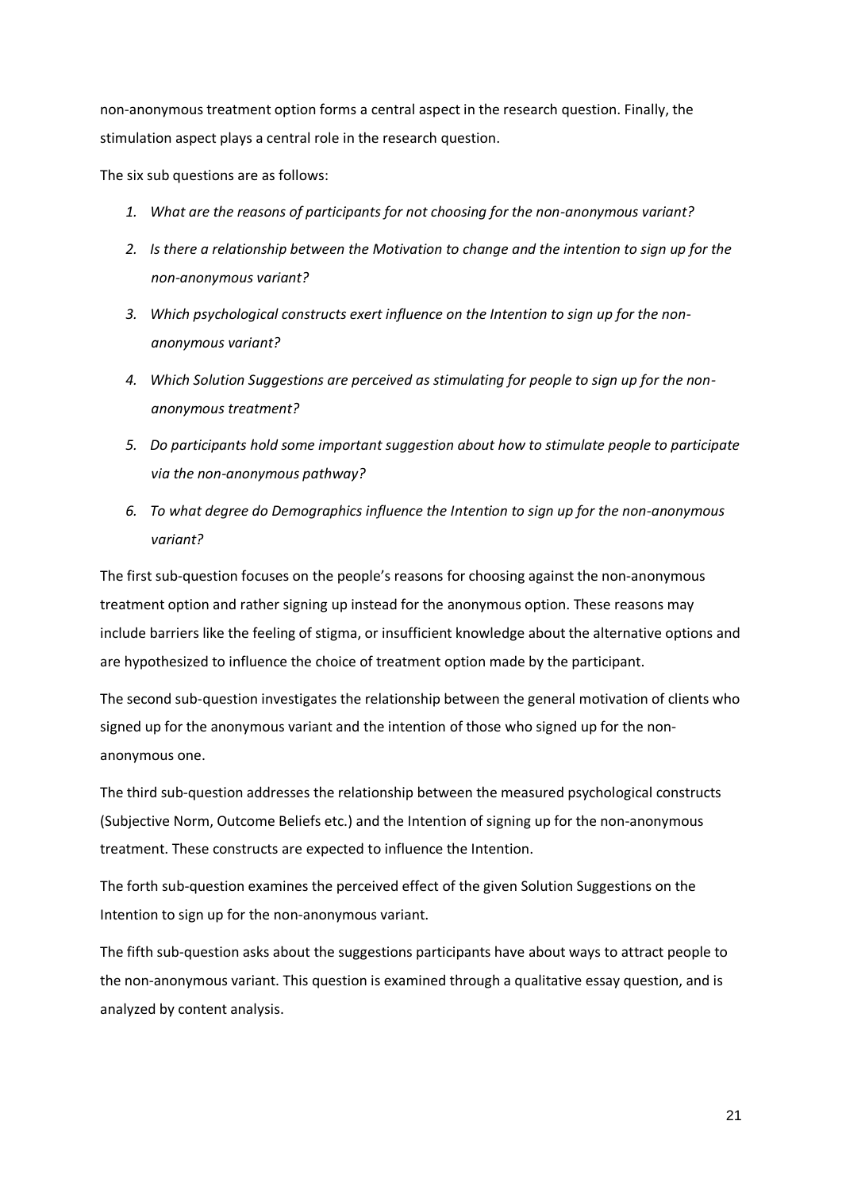non-anonymous treatment option forms a central aspect in the research question. Finally, the stimulation aspect plays a central role in the research question.

The six sub questions are as follows:

1. *What are the reasons of participants for not choosing for the non-anonymous variant?*
2. *Is there a relationship between the Motivation to change and the intention to sign up for the non-anonymous variant?*
3. *Which psychological constructs exert influence on the Intention to sign up for the non-anonymous variant?*
4. *Which Solution Suggestions are perceived as stimulating for people to sign up for the non-anonymous treatment?*
5. *Do participants hold some important suggestion about how to stimulate people to participate via the non-anonymous pathway?*
6. *To what degree do Demographics influence the Intention to sign up for the non-anonymous variant?*

The first sub-question focuses on the people's reasons for choosing against the non-anonymous treatment option and rather signing up instead for the anonymous option. These reasons may include barriers like the feeling of stigma, or insufficient knowledge about the alternative options and are hypothesized to influence the choice of treatment option made by the participant.

The second sub-question investigates the relationship between the general motivation of clients who signed up for the anonymous variant and the intention of those who signed up for the non-anonymous one.

The third sub-question addresses the relationship between the measured psychological constructs (Subjective Norm, Outcome Beliefs etc.) and the Intention of signing up for the non-anonymous treatment. These constructs are expected to influence the Intention.

The forth sub-question examines the perceived effect of the given Solution Suggestions on the Intention to sign up for the non-anonymous variant.

The fifth sub-question asks about the suggestions participants have about ways to attract people to the non-anonymous variant. This question is examined through a qualitative essay question, and is analyzed by content analysis.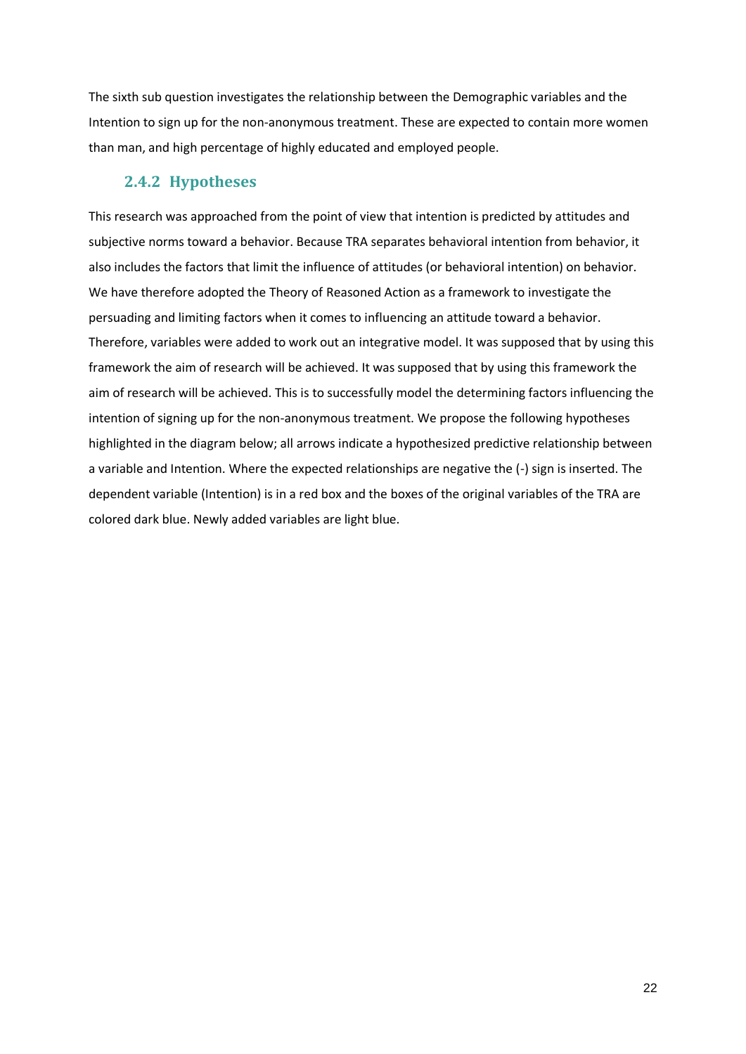The sixth sub question investigates the relationship between the Demographic variables and the Intention to sign up for the non-anonymous treatment. These are expected to contain more women than man, and high percentage of highly educated and employed people.

### 2.4.2 Hypotheses

This research was approached from the point of view that intention is predicted by attitudes and subjective norms toward a behavior. Because TRA separates behavioral intention from behavior, it also includes the factors that limit the influence of attitudes (or behavioral intention) on behavior. We have therefore adopted the Theory of Reasoned Action as a framework to investigate the persuading and limiting factors when it comes to influencing an attitude toward a behavior. Therefore, variables were added to work out an integrative model. It was supposed that by using this framework the aim of research will be achieved. It was supposed that by using this framework the aim of research will be achieved. This is to successfully model the determining factors influencing the intention of signing up for the non-anonymous treatment. We propose the following hypotheses highlighted in the diagram below; all arrows indicate a hypothesized predictive relationship between a variable and Intention. Where the expected relationships are negative the (-) sign is inserted. The dependent variable (Intention) is in a red box and the boxes of the original variables of the TRA are colored dark blue. Newly added variables are light blue.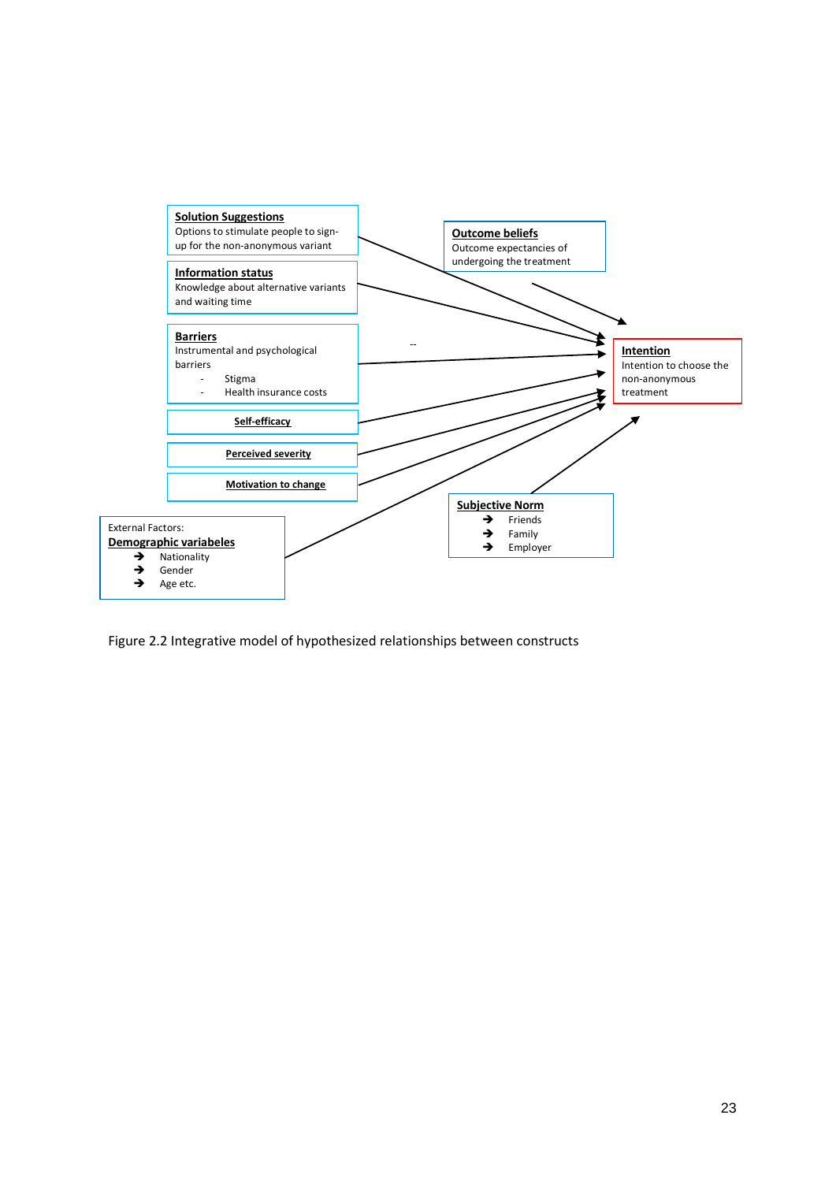**Solution Suggestions**
Options to stimulate people to sign-up for the non-anonymous variant

**Information status**
Knowledge about alternative variants and waiting time

**Barriers**
Instrumental and psychological barriers
- Stigma
- Health insurance costs

**Self-efficacy**

**Perceived severity**

**Motivation to change**

External Factors:
**Demographic variabeles**
- Nationality
- Gender
- Age etc.

**Outcome beliefs**
Outcome expectancies of undergoing the treatment

**Intention**
Intention to choose the non-anonymous treatment

**Subjective Norm**
- Friends
- Family
- Employer

Figure 2.2 Integrative model of hypothesized relationships between constructs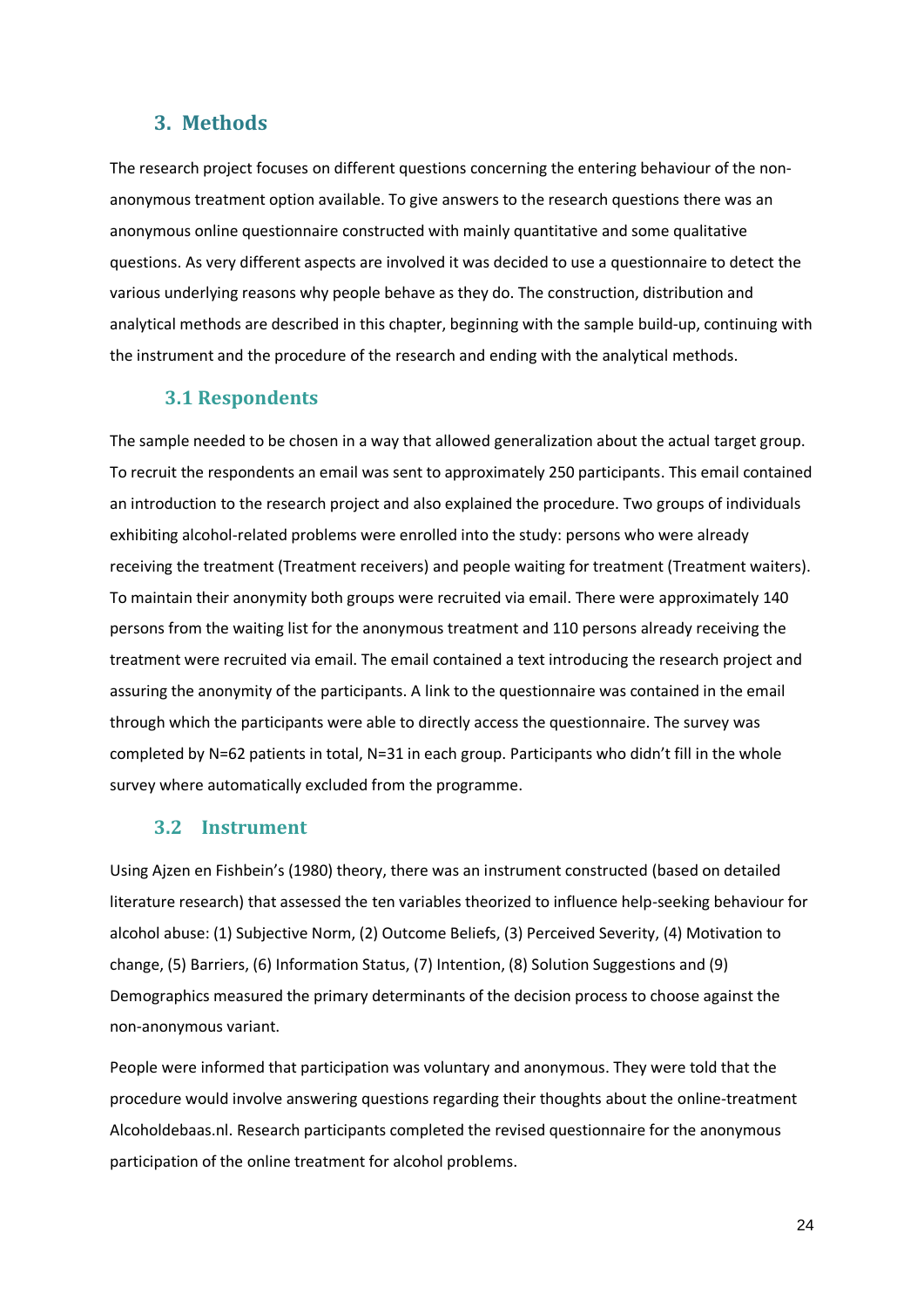# 3. Methods

The research project focuses on different questions concerning the entering behaviour of the non-anonymous treatment option available. To give answers to the research questions there was an anonymous online questionnaire constructed with mainly quantitative and some qualitative questions. As very different aspects are involved it was decided to use a questionnaire to detect the various underlying reasons why people behave as they do. The construction, distribution and analytical methods are described in this chapter, beginning with the sample build-up, continuing with the instrument and the procedure of the research and ending with the analytical methods.

## 3.1 Respondents

The sample needed to be chosen in a way that allowed generalization about the actual target group. To recruit the respondents an email was sent to approximately 250 participants. This email contained an introduction to the research project and also explained the procedure. Two groups of individuals exhibiting alcohol-related problems were enrolled into the study: persons who were already receiving the treatment (Treatment receivers) and people waiting for treatment (Treatment waiters). To maintain their anonymity both groups were recruited via email. There were approximately 140 persons from the waiting list for the anonymous treatment and 110 persons already receiving the treatment were recruited via email. The email contained a text introducing the research project and assuring the anonymity of the participants. A link to the questionnaire was contained in the email through which the participants were able to directly access the questionnaire. The survey was completed by N=62 patients in total, N=31 in each group. Participants who didn't fill in the whole survey where automatically excluded from the programme.

## 3.2 Instrument

Using Ajzen en Fishbein's (1980) theory, there was an instrument constructed (based on detailed literature research) that assessed the ten variables theorized to influence help-seeking behaviour for alcohol abuse: (1) Subjective Norm, (2) Outcome Beliefs, (3) Perceived Severity, (4) Motivation to change, (5) Barriers, (6) Information Status, (7) Intention, (8) Solution Suggestions and (9) Demographics measured the primary determinants of the decision process to choose against the non-anonymous variant.

People were informed that participation was voluntary and anonymous. They were told that the procedure would involve answering questions regarding their thoughts about the online-treatment Alcoholdebaas.nl. Research participants completed the revised questionnaire for the anonymous participation of the online treatment for alcohol problems.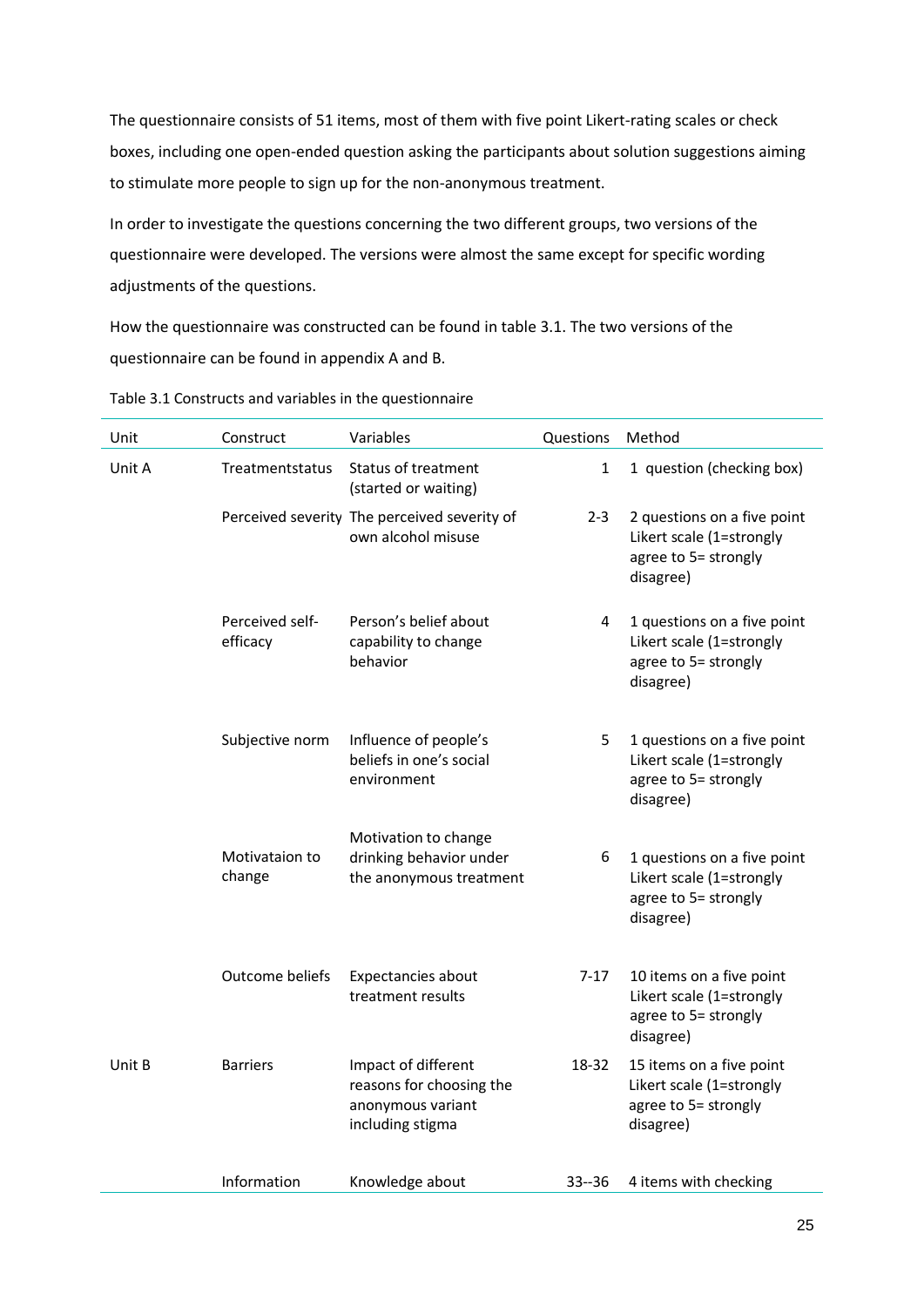The questionnaire consists of 51 items, most of them with five point Likert-rating scales or check boxes, including one open-ended question asking the participants about solution suggestions aiming to stimulate more people to sign up for the non-anonymous treatment.

In order to investigate the questions concerning the two different groups, two versions of the questionnaire were developed. The versions were almost the same except for specific wording adjustments of the questions.

How the questionnaire was constructed can be found in table 3.1. The two versions of the questionnaire can be found in appendix A and B.

Table 3.1 Constructs and variables in the questionnaire

| Unit | Construct | Variables | Questions | Method |
|---|---|---|---|---|
| Unit A | Treatmentstatus | Status of treatment (started or waiting) | 1 | 1 question (checking box) |
| | Perceived severity | The perceived severity of own alcohol misuse | 2-3 | 2 questions on a five point Likert scale (1=strongly agree to 5= strongly disagree) |
| | Perceived self-efficacy | Person's belief about capability to change behavior | 4 | 1 questions on a five point Likert scale (1=strongly agree to 5= strongly disagree) |
| | Subjective norm | Influence of people's beliefs in one's social environment | 5 | 1 questions on a five point Likert scale (1=strongly agree to 5= strongly disagree) |
| | Motivataion to change | Motivation to change drinking behavior under the anonymous treatment | 6 | 1 questions on a five point Likert scale (1=strongly agree to 5= strongly disagree) |
| | Outcome beliefs | Expectancies about treatment results | 7-17 | 10 items on a five point Likert scale (1=strongly agree to 5= strongly disagree) |
| Unit B | Barriers | Impact of different reasons for choosing the anonymous variant including stigma | 18-32 | 15 items on a five point Likert scale (1=strongly agree to 5= strongly disagree) |
| | Information | Knowledge about | 33--36 | 4 items with checking |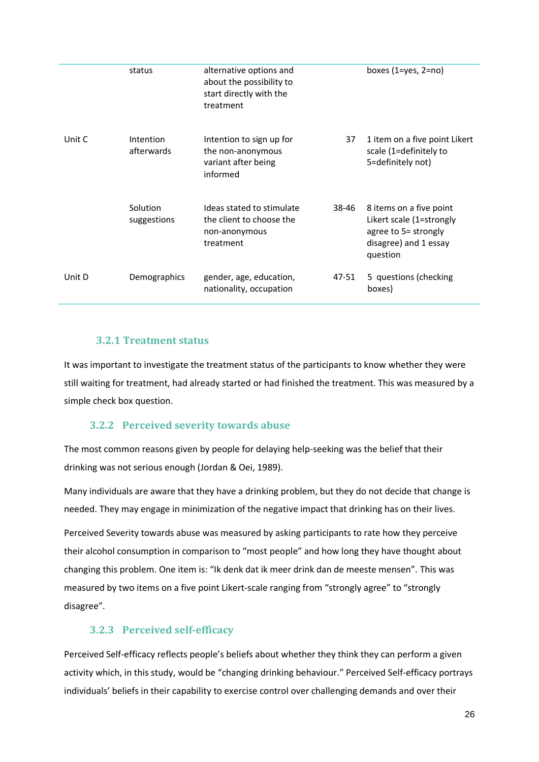|  | status | alternative options and about the possibility to start directly with the treatment |  | boxes (1=yes, 2=no) |
|---|---|---|---|---|
| Unit C | Intention afterwards | Intention to sign up for the non-anonymous variant after being informed | 37 | 1 item on a five point Likert scale (1=definitely to 5=definitely not) |
|  | Solution suggestions | Ideas stated to stimulate the client to choose the non-anonymous treatment | 38-46 | 8 items on a five point Likert scale (1=strongly agree to 5= strongly disagree) and 1 essay question |
| Unit D | Demographics | gender, age, education, nationality, occupation | 47-51 | 5 questions (checking boxes) |

### 3.2.1 Treatment status

It was important to investigate the treatment status of the participants to know whether they were still waiting for treatment, had already started or had finished the treatment. This was measured by a simple check box question.

### 3.2.2 Perceived severity towards abuse

The most common reasons given by people for delaying help-seeking was the belief that their drinking was not serious enough (Jordan & Oei, 1989).

Many individuals are aware that they have a drinking problem, but they do not decide that change is needed. They may engage in minimization of the negative impact that drinking has on their lives.

Perceived Severity towards abuse was measured by asking participants to rate how they perceive their alcohol consumption in comparison to "most people" and how long they have thought about changing this problem. One item is: "Ik denk dat ik meer drink dan de meeste mensen". This was measured by two items on a five point Likert-scale ranging from "strongly agree" to "strongly disagree".

### 3.2.3 Perceived self-efficacy

Perceived Self-efficacy reflects people's beliefs about whether they think they can perform a given activity which, in this study, would be "changing drinking behaviour." Perceived Self-efficacy portrays individuals' beliefs in their capability to exercise control over challenging demands and over their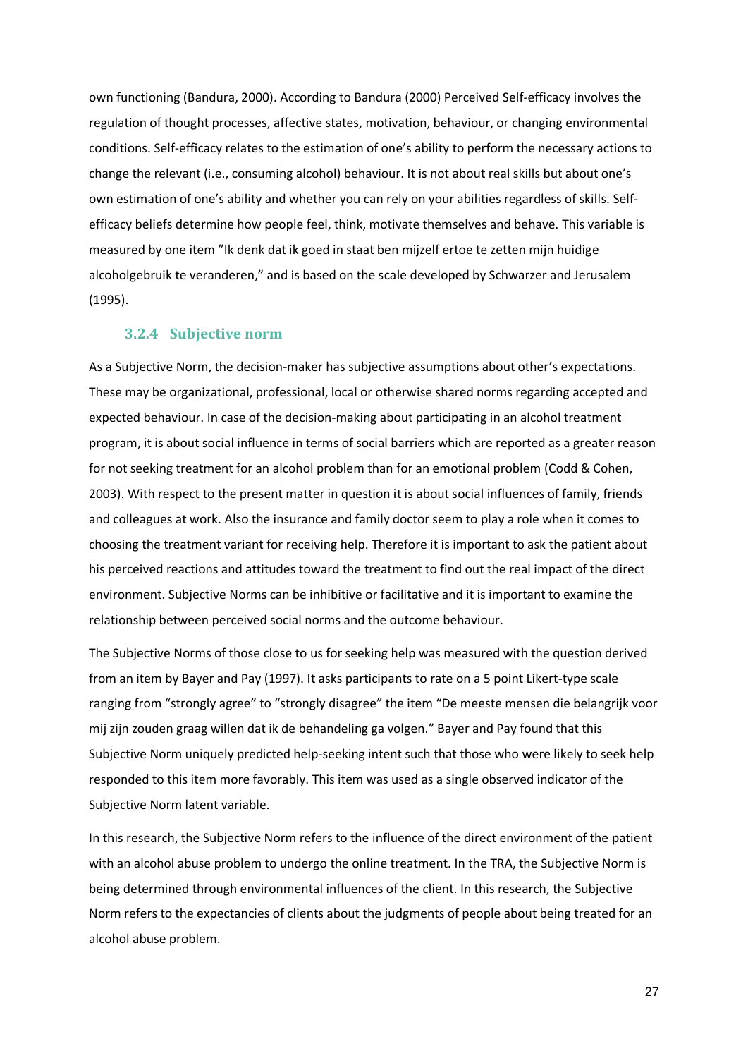own functioning (Bandura, 2000). According to Bandura (2000) Perceived Self-efficacy involves the regulation of thought processes, affective states, motivation, behaviour, or changing environmental conditions. Self-efficacy relates to the estimation of one's ability to perform the necessary actions to change the relevant (i.e., consuming alcohol) behaviour. It is not about real skills but about one's own estimation of one's ability and whether you can rely on your abilities regardless of skills. Self-efficacy beliefs determine how people feel, think, motivate themselves and behave. This variable is measured by one item "Ik denk dat ik goed in staat ben mijzelf ertoe te zetten mijn huidige alcoholgebruik te veranderen," and is based on the scale developed by Schwarzer and Jerusalem (1995).

### 3.2.4 Subjective norm

As a Subjective Norm, the decision-maker has subjective assumptions about other's expectations. These may be organizational, professional, local or otherwise shared norms regarding accepted and expected behaviour. In case of the decision-making about participating in an alcohol treatment program, it is about social influence in terms of social barriers which are reported as a greater reason for not seeking treatment for an alcohol problem than for an emotional problem (Codd & Cohen, 2003). With respect to the present matter in question it is about social influences of family, friends and colleagues at work. Also the insurance and family doctor seem to play a role when it comes to choosing the treatment variant for receiving help. Therefore it is important to ask the patient about his perceived reactions and attitudes toward the treatment to find out the real impact of the direct environment. Subjective Norms can be inhibitive or facilitative and it is important to examine the relationship between perceived social norms and the outcome behaviour.

The Subjective Norms of those close to us for seeking help was measured with the question derived from an item by Bayer and Pay (1997). It asks participants to rate on a 5 point Likert-type scale ranging from "strongly agree" to "strongly disagree" the item "De meeste mensen die belangrijk voor mij zijn zouden graag willen dat ik de behandeling ga volgen." Bayer and Pay found that this Subjective Norm uniquely predicted help-seeking intent such that those who were likely to seek help responded to this item more favorably. This item was used as a single observed indicator of the Subjective Norm latent variable.

In this research, the Subjective Norm refers to the influence of the direct environment of the patient with an alcohol abuse problem to undergo the online treatment. In the TRA, the Subjective Norm is being determined through environmental influences of the client. In this research, the Subjective Norm refers to the expectancies of clients about the judgments of people about being treated for an alcohol abuse problem.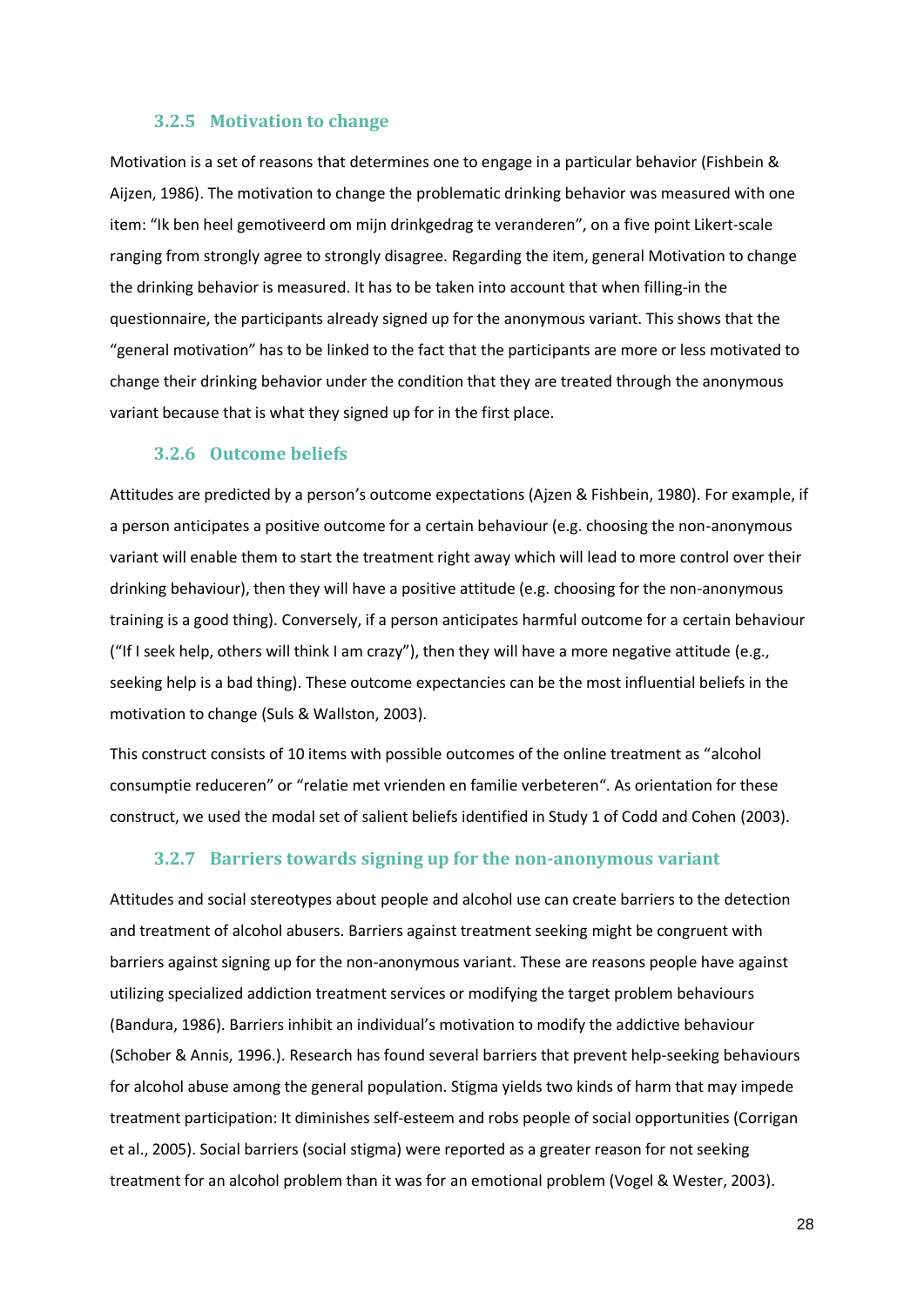### 3.2.5 Motivation to change

Motivation is a set of reasons that determines one to engage in a particular behavior (Fishbein & Aijzen, 1986). The motivation to change the problematic drinking behavior was measured with one item: "Ik ben heel gemotiveerd om mijn drinkgedrag te veranderen", on a five point Likert-scale ranging from strongly agree to strongly disagree. Regarding the item, general Motivation to change the drinking behavior is measured. It has to be taken into account that when filling-in the questionnaire, the participants already signed up for the anonymous variant. This shows that the "general motivation" has to be linked to the fact that the participants are more or less motivated to change their drinking behavior under the condition that they are treated through the anonymous variant because that is what they signed up for in the first place.

### 3.2.6 Outcome beliefs

Attitudes are predicted by a person's outcome expectations (Ajzen & Fishbein, 1980). For example, if a person anticipates a positive outcome for a certain behaviour (e.g. choosing the non-anonymous variant will enable them to start the treatment right away which will lead to more control over their drinking behaviour), then they will have a positive attitude (e.g. choosing for the non-anonymous training is a good thing). Conversely, if a person anticipates harmful outcome for a certain behaviour ("If I seek help, others will think I am crazy"), then they will have a more negative attitude (e.g., seeking help is a bad thing). These outcome expectancies can be the most influential beliefs in the motivation to change (Suls & Wallston, 2003).

This construct consists of 10 items with possible outcomes of the online treatment as "alcohol consumptie reduceren" or "relatie met vrienden en familie verbeteren". As orientation for these construct, we used the modal set of salient beliefs identified in Study 1 of Codd and Cohen (2003).

### 3.2.7 Barriers towards signing up for the non-anonymous variant

Attitudes and social stereotypes about people and alcohol use can create barriers to the detection and treatment of alcohol abusers. Barriers against treatment seeking might be congruent with barriers against signing up for the non-anonymous variant. These are reasons people have against utilizing specialized addiction treatment services or modifying the target problem behaviours (Bandura, 1986). Barriers inhibit an individual's motivation to modify the addictive behaviour (Schober & Annis, 1996.). Research has found several barriers that prevent help-seeking behaviours for alcohol abuse among the general population. Stigma yields two kinds of harm that may impede treatment participation: It diminishes self-esteem and robs people of social opportunities (Corrigan et al., 2005). Social barriers (social stigma) were reported as a greater reason for not seeking treatment for an alcohol problem than it was for an emotional problem (Vogel & Wester, 2003).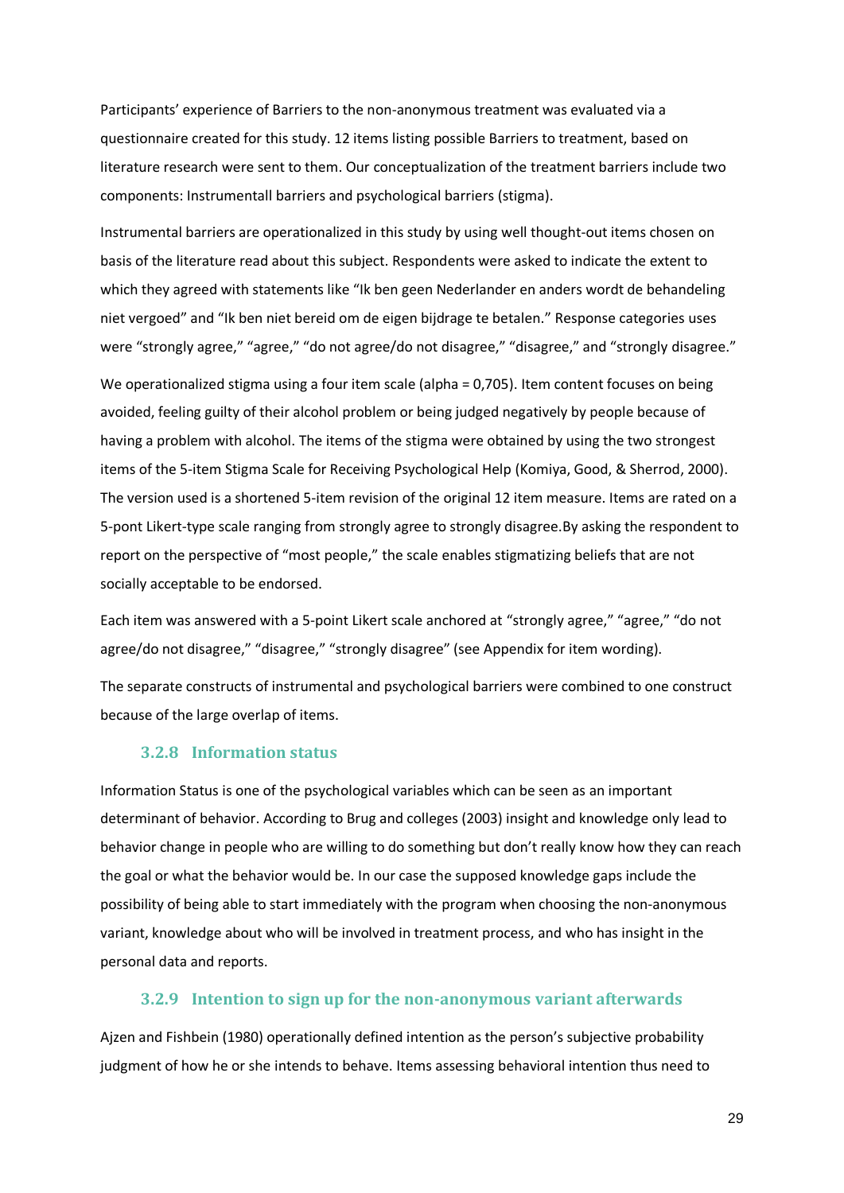Participants' experience of Barriers to the non-anonymous treatment was evaluated via a questionnaire created for this study. 12 items listing possible Barriers to treatment, based on literature research were sent to them. Our conceptualization of the treatment barriers include two components: Instrumentall barriers and psychological barriers (stigma).

Instrumental barriers are operationalized in this study by using well thought-out items chosen on basis of the literature read about this subject. Respondents were asked to indicate the extent to which they agreed with statements like "Ik ben geen Nederlander en anders wordt de behandeling niet vergoed" and "Ik ben niet bereid om de eigen bijdrage te betalen." Response categories uses were "strongly agree," "agree," "do not agree/do not disagree," "disagree," and "strongly disagree."

We operationalized stigma using a four item scale (alpha = 0,705). Item content focuses on being avoided, feeling guilty of their alcohol problem or being judged negatively by people because of having a problem with alcohol. The items of the stigma were obtained by using the two strongest items of the 5-item Stigma Scale for Receiving Psychological Help (Komiya, Good, & Sherrod, 2000). The version used is a shortened 5-item revision of the original 12 item measure. Items are rated on a 5-pont Likert-type scale ranging from strongly agree to strongly disagree.By asking the respondent to report on the perspective of "most people," the scale enables stigmatizing beliefs that are not socially acceptable to be endorsed.

Each item was answered with a 5-point Likert scale anchored at "strongly agree," "agree," "do not agree/do not disagree," "disagree," "strongly disagree" (see Appendix for item wording).

The separate constructs of instrumental and psychological barriers were combined to one construct because of the large overlap of items.

### 3.2.8 Information status

Information Status is one of the psychological variables which can be seen as an important determinant of behavior. According to Brug and colleges (2003) insight and knowledge only lead to behavior change in people who are willing to do something but don't really know how they can reach the goal or what the behavior would be. In our case the supposed knowledge gaps include the possibility of being able to start immediately with the program when choosing the non-anonymous variant, knowledge about who will be involved in treatment process, and who has insight in the personal data and reports.

### 3.2.9 Intention to sign up for the non-anonymous variant afterwards

Ajzen and Fishbein (1980) operationally defined intention as the person's subjective probability judgment of how he or she intends to behave. Items assessing behavioral intention thus need to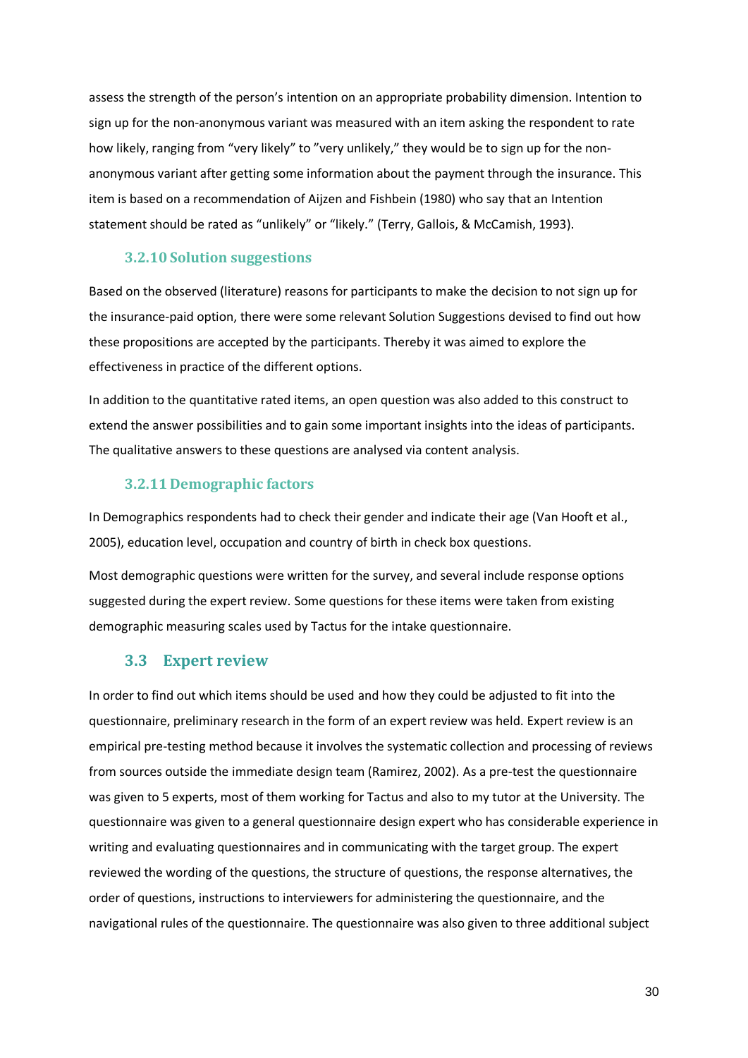assess the strength of the person's intention on an appropriate probability dimension. Intention to sign up for the non-anonymous variant was measured with an item asking the respondent to rate how likely, ranging from "very likely" to "very unlikely," they would be to sign up for the non-anonymous variant after getting some information about the payment through the insurance. This item is based on a recommendation of Aijzen and Fishbein (1980) who say that an Intention statement should be rated as "unlikely" or "likely." (Terry, Gallois, & McCamish, 1993).

### 3.2.10 Solution suggestions

Based on the observed (literature) reasons for participants to make the decision to not sign up for the insurance-paid option, there were some relevant Solution Suggestions devised to find out how these propositions are accepted by the participants. Thereby it was aimed to explore the effectiveness in practice of the different options.

In addition to the quantitative rated items, an open question was also added to this construct to extend the answer possibilities and to gain some important insights into the ideas of participants. The qualitative answers to these questions are analysed via content analysis.

### 3.2.11 Demographic factors

In Demographics respondents had to check their gender and indicate their age (Van Hooft et al., 2005), education level, occupation and country of birth in check box questions.

Most demographic questions were written for the survey, and several include response options suggested during the expert review. Some questions for these items were taken from existing demographic measuring scales used by Tactus for the intake questionnaire.

## 3.3 Expert review

In order to find out which items should be used and how they could be adjusted to fit into the questionnaire, preliminary research in the form of an expert review was held. Expert review is an empirical pre-testing method because it involves the systematic collection and processing of reviews from sources outside the immediate design team (Ramirez, 2002). As a pre-test the questionnaire was given to 5 experts, most of them working for Tactus and also to my tutor at the University. The questionnaire was given to a general questionnaire design expert who has considerable experience in writing and evaluating questionnaires and in communicating with the target group. The expert reviewed the wording of the questions, the structure of questions, the response alternatives, the order of questions, instructions to interviewers for administering the questionnaire, and the navigational rules of the questionnaire. The questionnaire was also given to three additional subject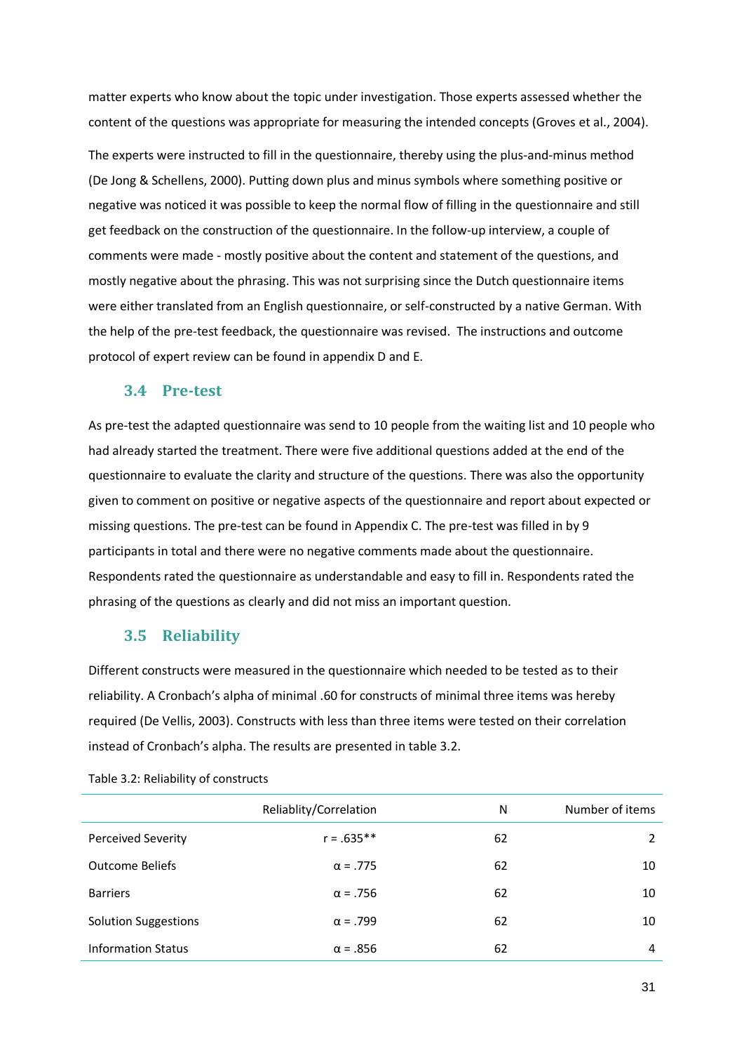matter experts who know about the topic under investigation. Those experts assessed whether the content of the questions was appropriate for measuring the intended concepts (Groves et al., 2004).

The experts were instructed to fill in the questionnaire, thereby using the plus-and-minus method (De Jong & Schellens, 2000). Putting down plus and minus symbols where something positive or negative was noticed it was possible to keep the normal flow of filling in the questionnaire and still get feedback on the construction of the questionnaire. In the follow-up interview, a couple of comments were made - mostly positive about the content and statement of the questions, and mostly negative about the phrasing. This was not surprising since the Dutch questionnaire items were either translated from an English questionnaire, or self-constructed by a native German. With the help of the pre-test feedback, the questionnaire was revised. The instructions and outcome protocol of expert review can be found in appendix D and E.

### 3.4 Pre-test

As pre-test the adapted questionnaire was send to 10 people from the waiting list and 10 people who had already started the treatment. There were five additional questions added at the end of the questionnaire to evaluate the clarity and structure of the questions. There was also the opportunity given to comment on positive or negative aspects of the questionnaire and report about expected or missing questions. The pre-test can be found in Appendix C. The pre-test was filled in by 9 participants in total and there were no negative comments made about the questionnaire. Respondents rated the questionnaire as understandable and easy to fill in. Respondents rated the phrasing of the questions as clearly and did not miss an important question.

### 3.5 Reliability

Different constructs were measured in the questionnaire which needed to be tested as to their reliability. A Cronbach's alpha of minimal .60 for constructs of minimal three items was hereby required (De Vellis, 2003). Constructs with less than three items were tested on their correlation instead of Cronbach's alpha. The results are presented in table 3.2.

Table 3.2: Reliability of constructs

| | Reliablity/Correlation | N | Number of items |
|---|---|---|---|
| Perceived Severity | $r = .635^{**}$ | 62 | 2 |
| Outcome Beliefs | $\alpha = .775$ | 62 | 10 |
| Barriers | $\alpha = .756$ | 62 | 10 |
| Solution Suggestions | $\alpha = .799$ | 62 | 10 |
| Information Status | $\alpha = .856$ | 62 | 4 |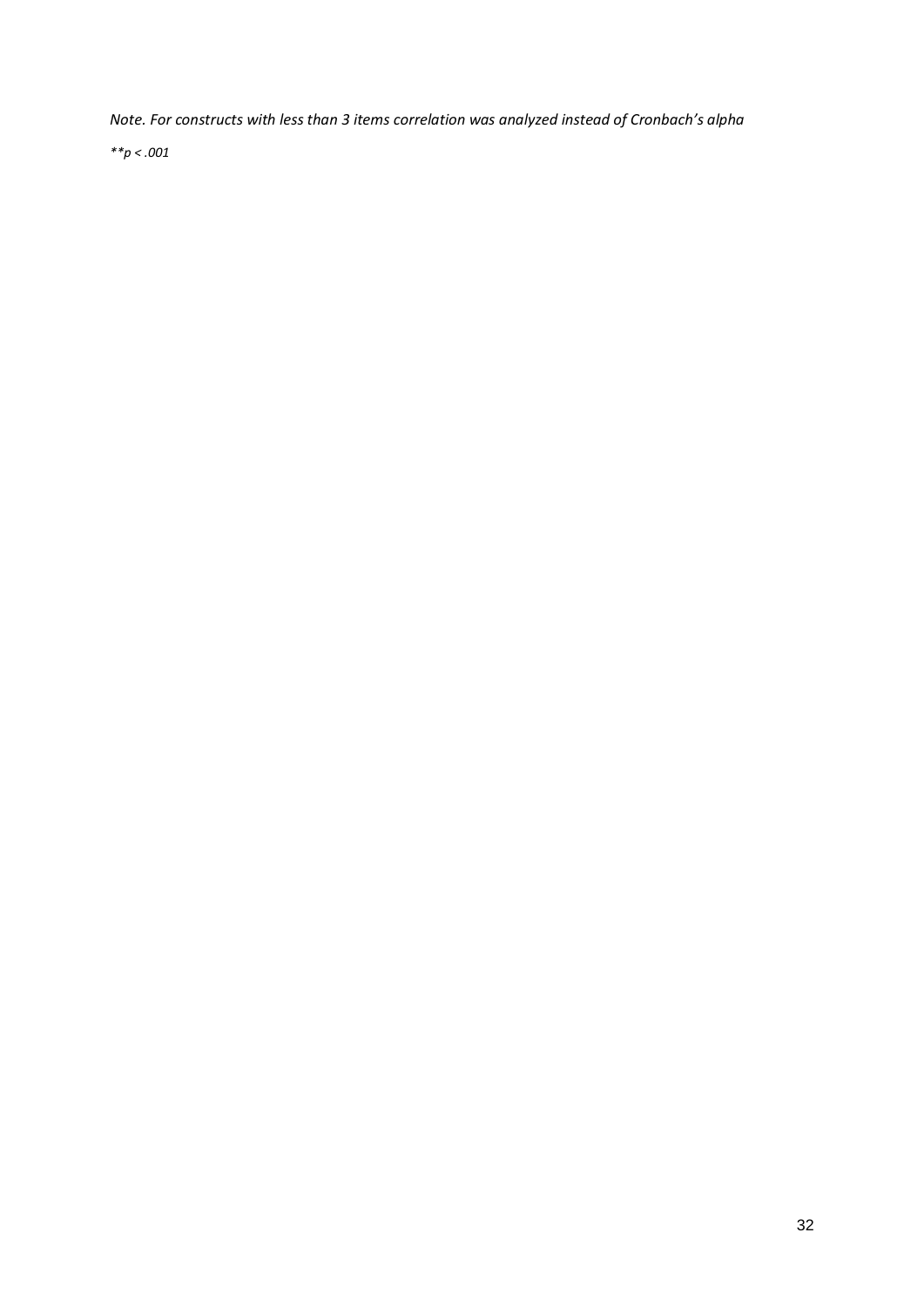*Note. For constructs with less than 3 items correlation was analyzed instead of Cronbach's alpha*

*$^{**}p < .001$*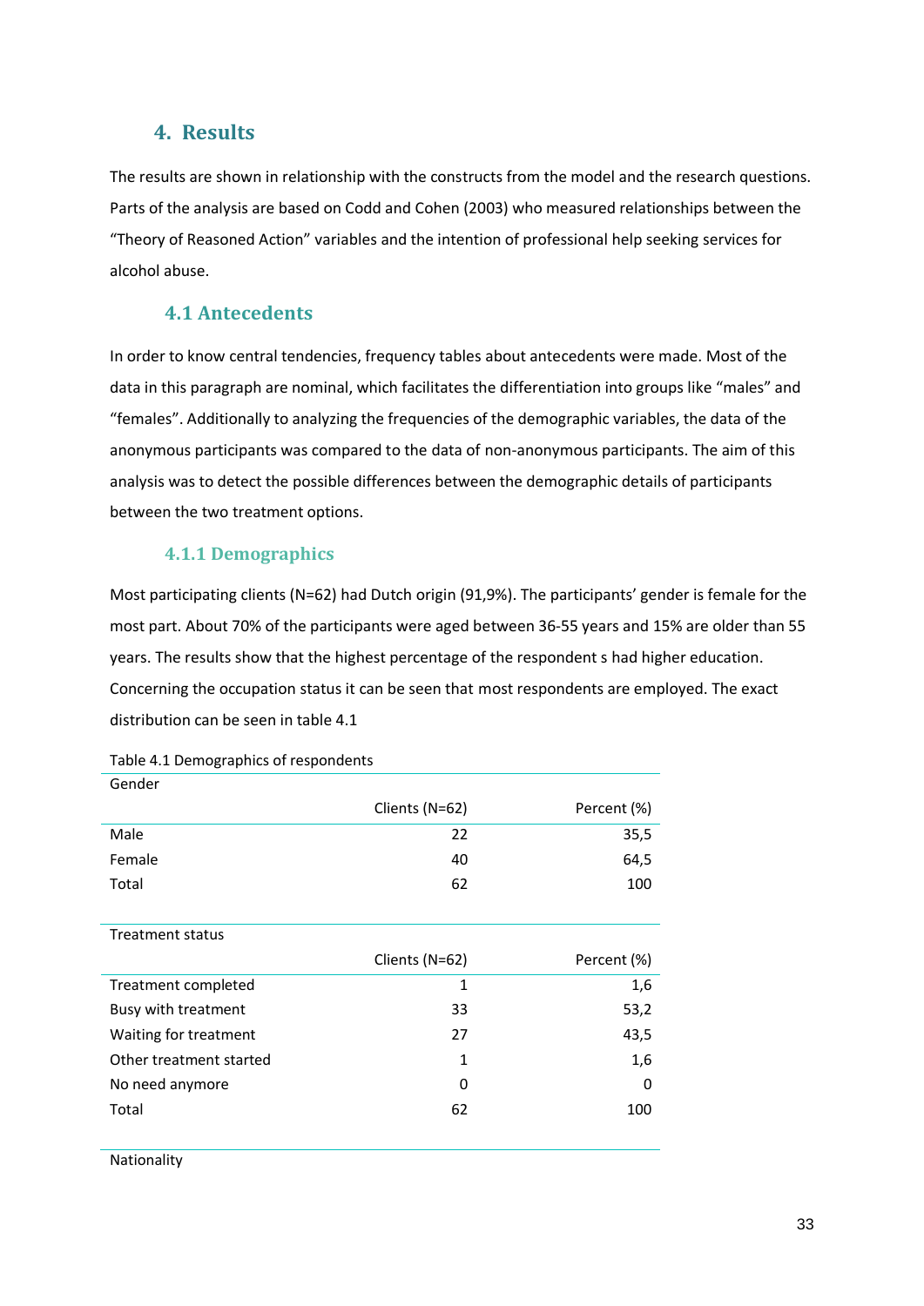# 4. Results

The results are shown in relationship with the constructs from the model and the research questions. Parts of the analysis are based on Codd and Cohen (2003) who measured relationships between the "Theory of Reasoned Action" variables and the intention of professional help seeking services for alcohol abuse.

## 4.1 Antecedents

In order to know central tendencies, frequency tables about antecedents were made. Most of the data in this paragraph are nominal, which facilitates the differentiation into groups like "males" and "females". Additionally to analyzing the frequencies of the demographic variables, the data of the anonymous participants was compared to the data of non-anonymous participants. The aim of this analysis was to detect the possible differences between the demographic details of participants between the two treatment options.

### 4.1.1 Demographics

Most participating clients (N=62) had Dutch origin (91,9%). The participants' gender is female for the most part. About 70% of the participants were aged between 36-55 years and 15% are older than 55 years. The results show that the highest percentage of the respondent s had higher education. Concerning the occupation status it can be seen that most respondents are employed. The exact distribution can be seen in table 4.1

Table 4.1 Demographics of respondents

| Gender | Clients (N=62) | Percent (%) |
|---|---|---|
| Male | 22 | 35,5 |
| Female | 40 | 64,5 |
| Total | 62 | 100 |

| Treatment status | Clients (N=62) | Percent (%) |
|---|---|---|
| Treatment completed | 1 | 1,6 |
| Busy with treatment | 33 | 53,2 |
| Waiting for treatment | 27 | 43,5 |
| Other treatment started | 1 | 1,6 |
| No need anymore | 0 | 0 |
| Total | 62 | 100 |

Nationality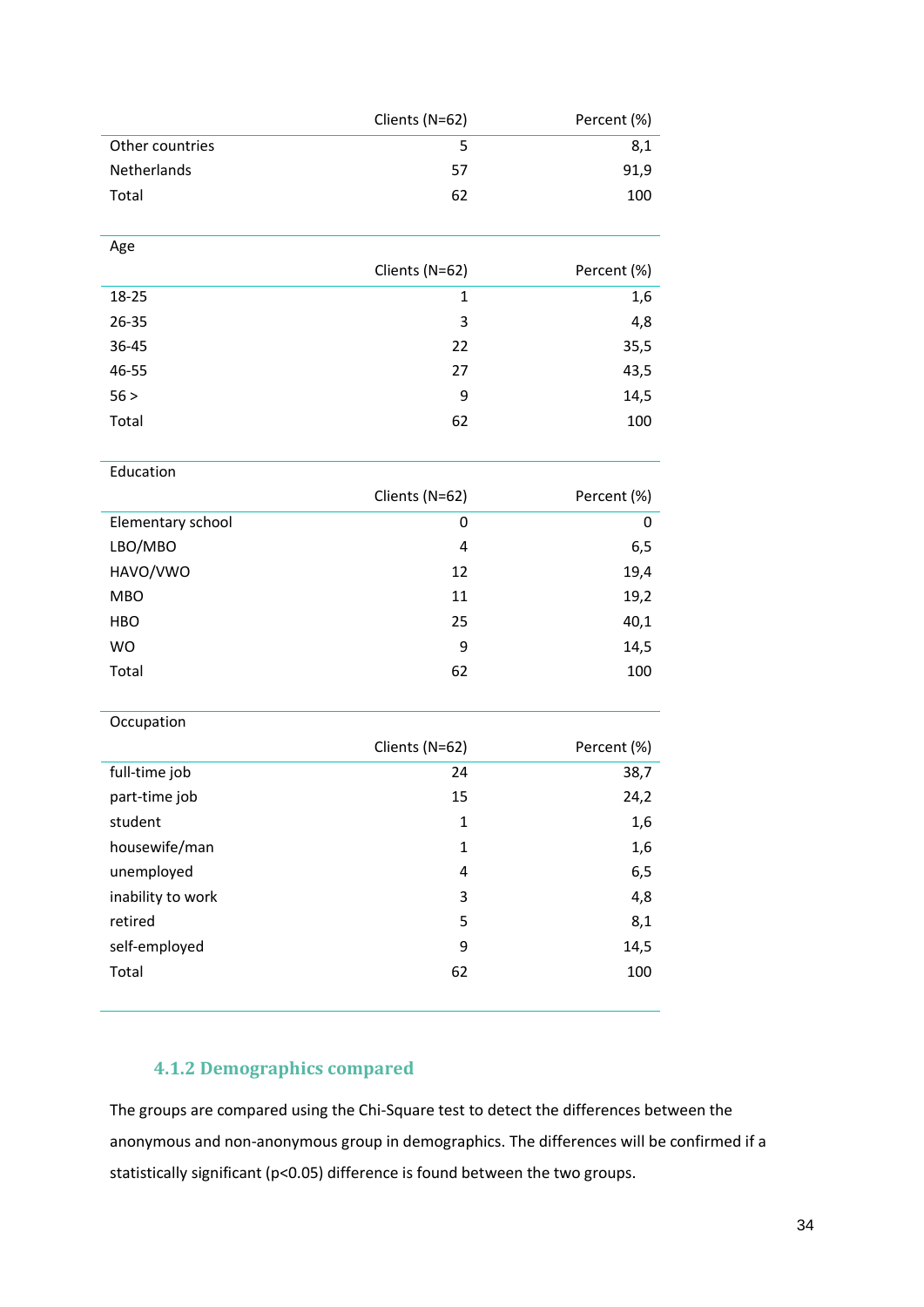| | Clients (N=62) | Percent (%) |
|---|---|---|
| Other countries | 5 | 8,1 |
| Netherlands | 57 | 91,9 |
| Total | 62 | 100 |

| Age | | |
|---|---|---|
| | Clients (N=62) | Percent (%) |
| 18-25 | 1 | 1,6 |
| 26-35 | 3 | 4,8 |
| 36-45 | 22 | 35,5 |
| 46-55 | 27 | 43,5 |
| 56 > | 9 | 14,5 |
| Total | 62 | 100 |

| Education | | |
|---|---|---|
| | Clients (N=62) | Percent (%) |
| Elementary school | 0 | 0 |
| LBO/MBO | 4 | 6,5 |
| HAVO/VWO | 12 | 19,4 |
| MBO | 11 | 19,2 |
| HBO | 25 | 40,1 |
| WO | 9 | 14,5 |
| Total | 62 | 100 |

| Occupation | | |
|---|---|---|
| | Clients (N=62) | Percent (%) |
| full-time job | 24 | 38,7 |
| part-time job | 15 | 24,2 |
| student | 1 | 1,6 |
| housewife/man | 1 | 1,6 |
| unemployed | 4 | 6,5 |
| inability to work | 3 | 4,8 |
| retired | 5 | 8,1 |
| self-employed | 9 | 14,5 |
| Total | 62 | 100 |

### 4.1.2 Demographics compared

The groups are compared using the Chi-Square test to detect the differences between the anonymous and non-anonymous group in demographics. The differences will be confirmed if a statistically significant ($p<0.05$) difference is found between the two groups.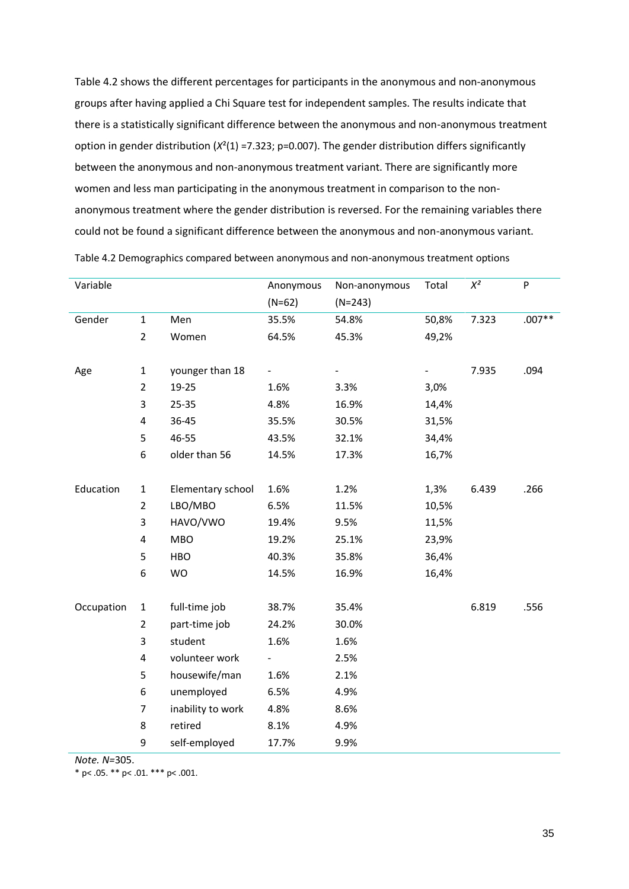Table 4.2 shows the different percentages for participants in the anonymous and non-anonymous groups after having applied a Chi Square test for independent samples. The results indicate that there is a statistically significant difference between the anonymous and non-anonymous treatment option in gender distribution ($X^2(1)$ =7.323; p=0.007). The gender distribution differs significantly between the anonymous and non-anonymous treatment variant. There are significantly more women and less man participating in the anonymous treatment in comparison to the non-anonymous treatment where the gender distribution is reversed. For the remaining variables there could not be found a significant difference between the anonymous and non-anonymous variant.

Table 4.2 Demographics compared between anonymous and non-anonymous treatment options

| Variable | | | Anonymous (N=62) | Non-anonymous (N=243) | Total | $X^2$ | P |
|---|---|---|---|---|---|---|---|
| Gender | 1 | Men | 35.5% | 54.8% | 50,8% | 7.323 | .007** |
| | 2 | Women | 64.5% | 45.3% | 49,2% | | |
| Age | 1 | younger than 18 | - | - | - | 7.935 | .094 |
| | 2 | 19-25 | 1.6% | 3.3% | 3,0% | | |
| | 3 | 25-35 | 4.8% | 16.9% | 14,4% | | |
| | 4 | 36-45 | 35.5% | 30.5% | 31,5% | | |
| | 5 | 46-55 | 43.5% | 32.1% | 34,4% | | |
| | 6 | older than 56 | 14.5% | 17.3% | 16,7% | | |
| Education | 1 | Elementary school | 1.6% | 1.2% | 1,3% | 6.439 | .266 |
| | 2 | LBO/MBO | 6.5% | 11.5% | 10,5% | | |
| | 3 | HAVO/VWO | 19.4% | 9.5% | 11,5% | | |
| | 4 | MBO | 19.2% | 25.1% | 23,9% | | |
| | 5 | HBO | 40.3% | 35.8% | 36,4% | | |
| | 6 | WO | 14.5% | 16.9% | 16,4% | | |
| Occupation | 1 | full-time job | 38.7% | 35.4% | | 6.819 | .556 |
| | 2 | part-time job | 24.2% | 30.0% | | | |
| | 3 | student | 1.6% | 1.6% | | | |
| | 4 | volunteer work | - | 2.5% | | | |
| | 5 | housewife/man | 1.6% | 2.1% | | | |
| | 6 | unemployed | 6.5% | 4.9% | | | |
| | 7 | inability to work | 4.8% | 8.6% | | | |
| | 8 | retired | 8.1% | 4.9% | | | |
| | 9 | self-employed | 17.7% | 9.9% | | | |

*Note. N*=305.
\* p< .05. ** p< .01. *** p< .001.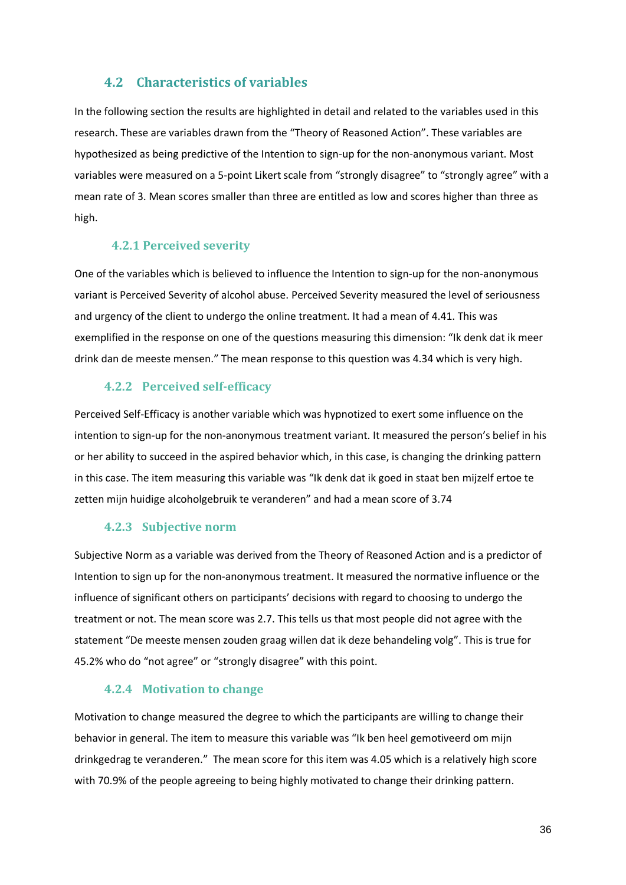## 4.2 Characteristics of variables

In the following section the results are highlighted in detail and related to the variables used in this research. These are variables drawn from the "Theory of Reasoned Action". These variables are hypothesized as being predictive of the Intention to sign-up for the non-anonymous variant. Most variables were measured on a 5-point Likert scale from "strongly disagree" to "strongly agree" with a mean rate of 3. Mean scores smaller than three are entitled as low and scores higher than three as high.

### 4.2.1 Perceived severity

One of the variables which is believed to influence the Intention to sign-up for the non-anonymous variant is Perceived Severity of alcohol abuse. Perceived Severity measured the level of seriousness and urgency of the client to undergo the online treatment. It had a mean of 4.41. This was exemplified in the response on one of the questions measuring this dimension: "Ik denk dat ik meer drink dan de meeste mensen." The mean response to this question was 4.34 which is very high.

### 4.2.2 Perceived self-efficacy

Perceived Self-Efficacy is another variable which was hypnotized to exert some influence on the intention to sign-up for the non-anonymous treatment variant. It measured the person's belief in his or her ability to succeed in the aspired behavior which, in this case, is changing the drinking pattern in this case. The item measuring this variable was "Ik denk dat ik goed in staat ben mijzelf ertoe te zetten mijn huidige alcoholgebruik te veranderen" and had a mean score of 3.74

### 4.2.3 Subjective norm

Subjective Norm as a variable was derived from the Theory of Reasoned Action and is a predictor of Intention to sign up for the non-anonymous treatment. It measured the normative influence or the influence of significant others on participants' decisions with regard to choosing to undergo the treatment or not. The mean score was 2.7. This tells us that most people did not agree with the statement "De meeste mensen zouden graag willen dat ik deze behandeling volg". This is true for 45.2% who do "not agree" or "strongly disagree" with this point.

### 4.2.4 Motivation to change

Motivation to change measured the degree to which the participants are willing to change their behavior in general. The item to measure this variable was "Ik ben heel gemotiveerd om mijn drinkgedrag te veranderen." The mean score for this item was 4.05 which is a relatively high score with 70.9% of the people agreeing to being highly motivated to change their drinking pattern.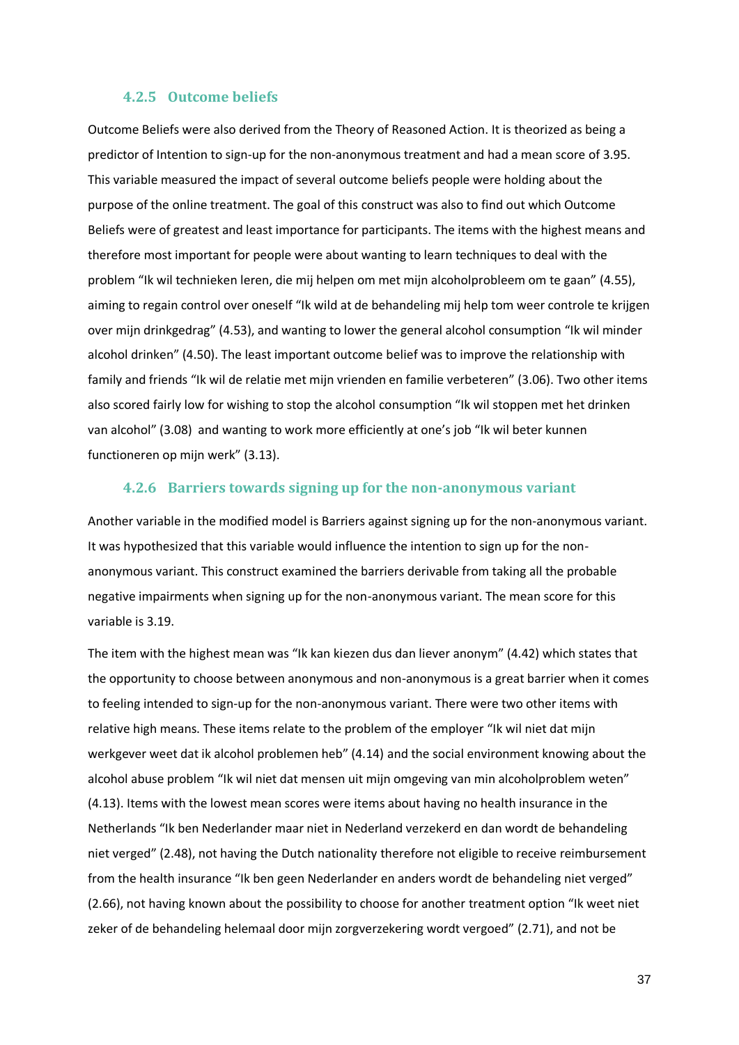### 4.2.5 Outcome beliefs

Outcome Beliefs were also derived from the Theory of Reasoned Action. It is theorized as being a predictor of Intention to sign-up for the non-anonymous treatment and had a mean score of 3.95. This variable measured the impact of several outcome beliefs people were holding about the purpose of the online treatment. The goal of this construct was also to find out which Outcome Beliefs were of greatest and least importance for participants. The items with the highest means and therefore most important for people were about wanting to learn techniques to deal with the problem "Ik wil technieken leren, die mij helpen om met mijn alcoholprobleem om te gaan" (4.55), aiming to regain control over oneself "Ik wild at de behandeling mij help tom weer controle te krijgen over mijn drinkgedrag" (4.53), and wanting to lower the general alcohol consumption "Ik wil minder alcohol drinken" (4.50). The least important outcome belief was to improve the relationship with family and friends "Ik wil de relatie met mijn vrienden en familie verbeteren" (3.06). Two other items also scored fairly low for wishing to stop the alcohol consumption "Ik wil stoppen met het drinken van alcohol" (3.08) and wanting to work more efficiently at one's job "Ik wil beter kunnen functioneren op mijn werk" (3.13).

### 4.2.6 Barriers towards signing up for the non-anonymous variant

Another variable in the modified model is Barriers against signing up for the non-anonymous variant. It was hypothesized that this variable would influence the intention to sign up for the non-anonymous variant. This construct examined the barriers derivable from taking all the probable negative impairments when signing up for the non-anonymous variant. The mean score for this variable is 3.19.

The item with the highest mean was "Ik kan kiezen dus dan liever anonym" (4.42) which states that the opportunity to choose between anonymous and non-anonymous is a great barrier when it comes to feeling intended to sign-up for the non-anonymous variant. There were two other items with relative high means. These items relate to the problem of the employer "Ik wil niet dat mijn werkgever weet dat ik alcohol problemen heb" (4.14) and the social environment knowing about the alcohol abuse problem "Ik wil niet dat mensen uit mijn omgeving van min alcoholproblem weten" (4.13). Items with the lowest mean scores were items about having no health insurance in the Netherlands "Ik ben Nederlander maar niet in Nederland verzekerd en dan wordt de behandeling niet verged" (2.48), not having the Dutch nationality therefore not eligible to receive reimbursement from the health insurance "Ik ben geen Nederlander en anders wordt de behandeling niet verged" (2.66), not having known about the possibility to choose for another treatment option "Ik weet niet zeker of de behandeling helemaal door mijn zorgverzekering wordt vergoed" (2.71), and not be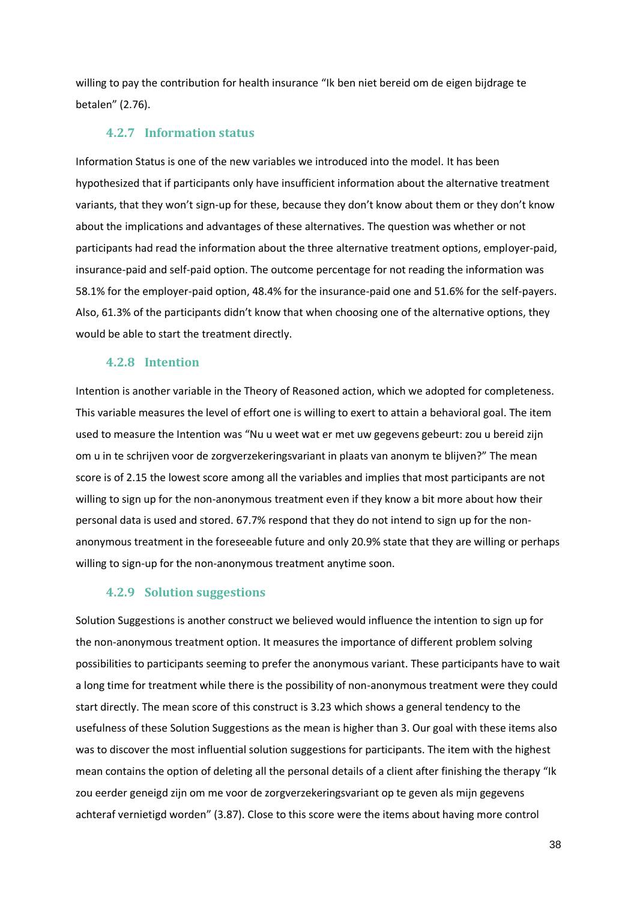willing to pay the contribution for health insurance “Ik ben niet bereid om de eigen bijdrage te betalen” (2.76).

### 4.2.7 Information status

Information Status is one of the new variables we introduced into the model. It has been hypothesized that if participants only have insufficient information about the alternative treatment variants, that they won't sign-up for these, because they don't know about them or they don't know about the implications and advantages of these alternatives. The question was whether or not participants had read the information about the three alternative treatment options, employer-paid, insurance-paid and self-paid option. The outcome percentage for not reading the information was 58.1% for the employer-paid option, 48.4% for the insurance-paid one and 51.6% for the self-payers. Also, 61.3% of the participants didn't know that when choosing one of the alternative options, they would be able to start the treatment directly.

### 4.2.8 Intention

Intention is another variable in the Theory of Reasoned action, which we adopted for completeness. This variable measures the level of effort one is willing to exert to attain a behavioral goal. The item used to measure the Intention was “Nu u weet wat er met uw gegevens gebeurt: zou u bereid zijn om u in te schrijven voor de zorgverzekeringsvariant in plaats van anonym te blijven?” The mean score is of 2.15 the lowest score among all the variables and implies that most participants are not willing to sign up for the non-anonymous treatment even if they know a bit more about how their personal data is used and stored. 67.7% respond that they do not intend to sign up for the non-anonymous treatment in the foreseeable future and only 20.9% state that they are willing or perhaps willing to sign-up for the non-anonymous treatment anytime soon.

### 4.2.9 Solution suggestions

Solution Suggestions is another construct we believed would influence the intention to sign up for the non-anonymous treatment option. It measures the importance of different problem solving possibilities to participants seeming to prefer the anonymous variant. These participants have to wait a long time for treatment while there is the possibility of non-anonymous treatment were they could start directly. The mean score of this construct is 3.23 which shows a general tendency to the usefulness of these Solution Suggestions as the mean is higher than 3. Our goal with these items also was to discover the most influential solution suggestions for participants. The item with the highest mean contains the option of deleting all the personal details of a client after finishing the therapy “Ik zou eerder geneigd zijn om me voor de zorgverzekeringsvariant op te geven als mijn gegevens achteraf vernietigd worden” (3.87). Close to this score were the items about having more control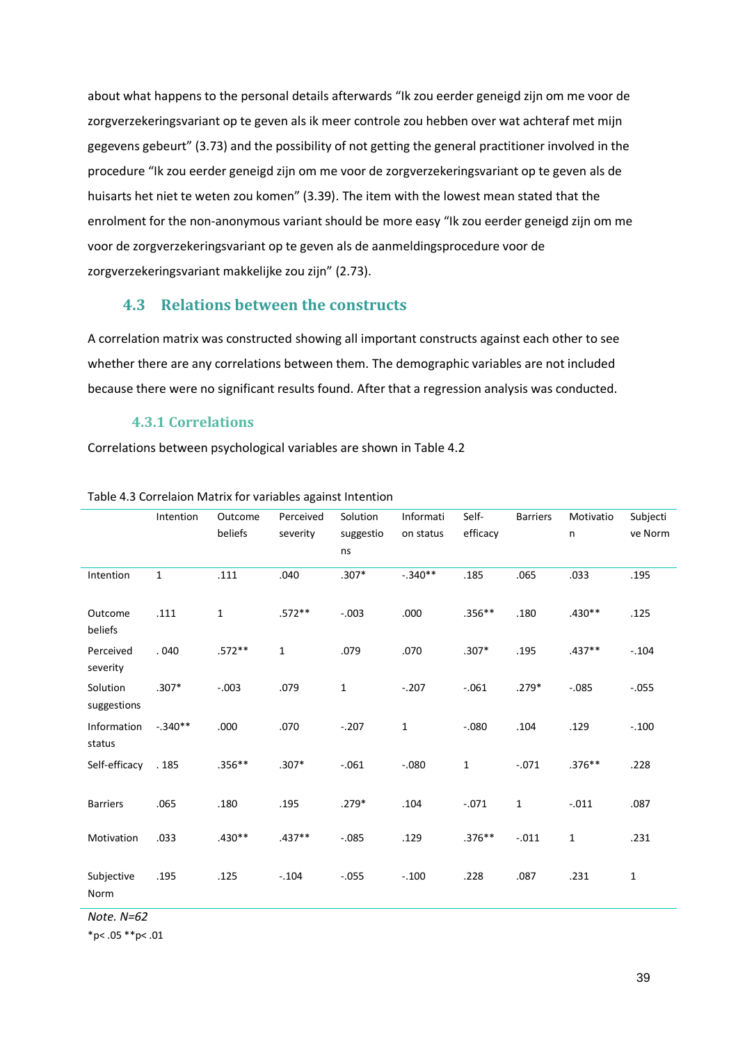about what happens to the personal details afterwards “Ik zou eerder geneigd zijn om me voor de zorgverzekeringsvariant op te geven als ik meer controle zou hebben over wat achteraf met mijn gegevens gebeurt” (3.73) and the possibility of not getting the general practitioner involved in the procedure “Ik zou eerder geneigd zijn om me voor de zorgverzekeringsvariant op te geven als de huisarts het niet te weten zou komen” (3.39). The item with the lowest mean stated that the enrolment for the non-anonymous variant should be more easy “Ik zou eerder geneigd zijn om me voor de zorgverzekeringsvariant op te geven als de aanmeldingsprocedure voor de zorgverzekeringsvariant makkelijke zou zijn” (2.73).

## 4.3 Relations between the constructs

A correlation matrix was constructed showing all important constructs against each other to see whether there are any correlations between them. The demographic variables are not included because there were no significant results found. After that a regression analysis was conducted.

### 4.3.1 Correlations

Correlations between psychological variables are shown in Table 4.2

Table 4.3 Correlaion Matrix for variables against Intention

| | Intention | Outcome beliefs | Perceived severity | Solution suggestions | Information status | Self-efficacy | Barriers | Motivation | Subjective Norm |
|---|---|---|---|---|---|---|---|---|---|
| Intention | 1 | .111 | .040 | .307* | -.340** | .185 | .065 | .033 | .195 |
| Outcome beliefs | .111 | 1 | .572** | -.003 | .000 | .356** | .180 | .430** | .125 |
| Perceived severity | . 040 | .572** | 1 | .079 | .070 | .307* | .195 | .437** | -.104 |
| Solution suggestions | .307* | -.003 | .079 | 1 | -.207 | -.061 | .279* | -.085 | -.055 |
| Information status | -.340** | .000 | .070 | -.207 | 1 | -.080 | .104 | .129 | -.100 |
| Self-efficacy | . 185 | .356** | .307* | -.061 | -.080 | 1 | -.071 | .376** | .228 |
| Barriers | .065 | .180 | .195 | .279* | .104 | -.071 | 1 | -.011 | .087 |
| Motivation | .033 | .430** | .437** | -.085 | .129 | .376** | -.011 | 1 | .231 |
| Subjective Norm | .195 | .125 | -.104 | -.055 | -.100 | .228 | .087 | .231 | 1 |

*Note. N=62*

*p< .05 **p< .01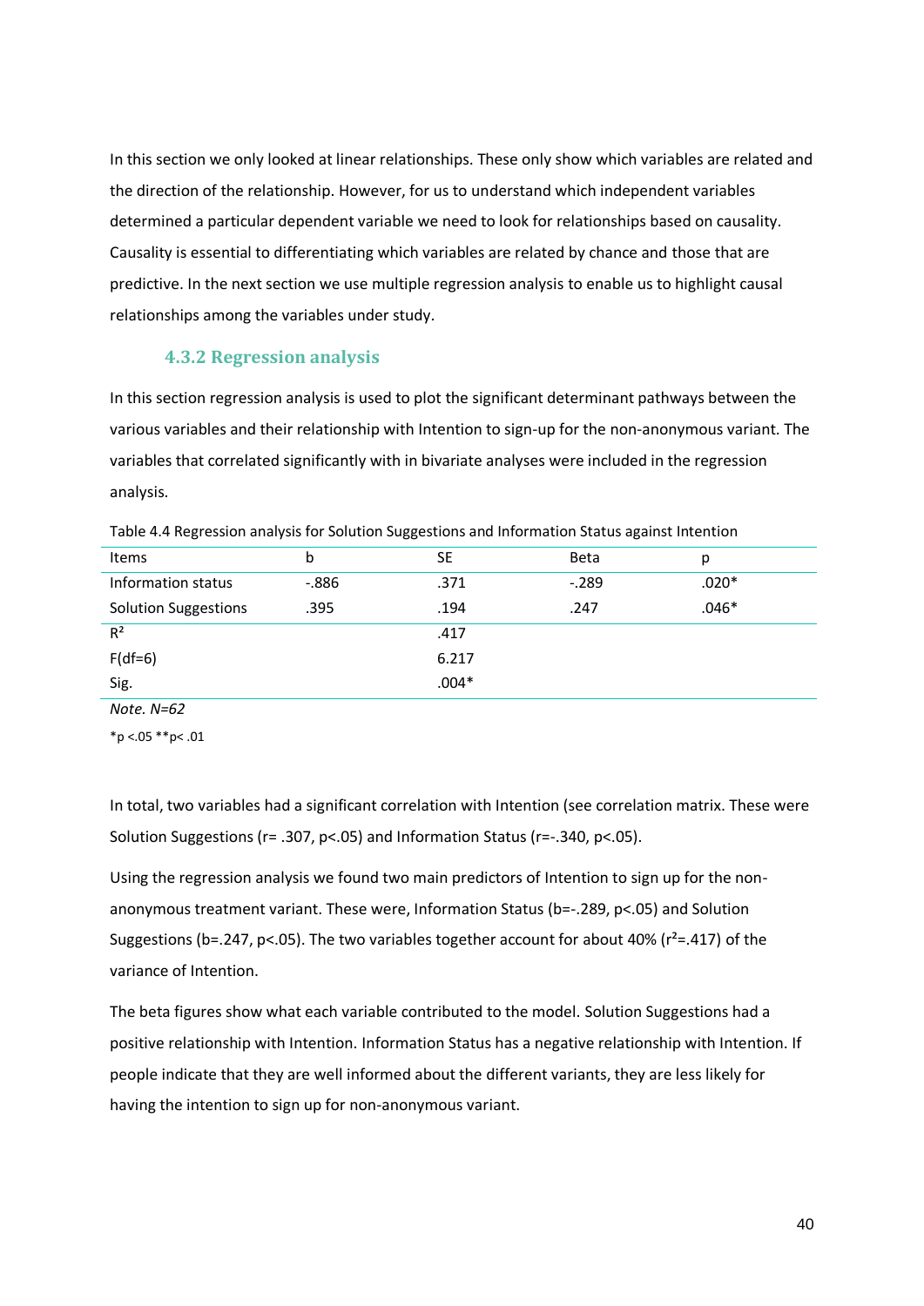In this section we only looked at linear relationships. These only show which variables are related and the direction of the relationship. However, for us to understand which independent variables determined a particular dependent variable we need to look for relationships based on causality. Causality is essential to differentiating which variables are related by chance and those that are predictive. In the next section we use multiple regression analysis to enable us to highlight causal relationships among the variables under study.

### 4.3.2 Regression analysis

In this section regression analysis is used to plot the significant determinant pathways between the various variables and their relationship with Intention to sign-up for the non-anonymous variant. The variables that correlated significantly with in bivariate analyses were included in the regression analysis.

Table 4.4 Regression analysis for Solution Suggestions and Information Status against Intention

| Items | b | SE | Beta | p |
|---|---|---|---|---|
| Information status | -.886 | .371 | -.289 | .020* |
| Solution Suggestions | .395 | .194 | .247 | .046* |
| $R^2$ | | .417 | | |
| F(df=6) | | 6.217 | | |
| Sig. | | .004* | | |

*Note. N=62*

*p <.05 **p< .01

In total, two variables had a significant correlation with Intention (see correlation matrix. These were Solution Suggestions ($r= .307, p<.05$) and Information Status ($r=-.340, p<.05$).

Using the regression analysis we found two main predictors of Intention to sign up for the non-anonymous treatment variant. These were, Information Status ($b=-.289, p<.05$) and Solution Suggestions ($b=.247, p<.05$). The two variables together account for about 40% ($r^2=.417$) of the variance of Intention.

The beta figures show what each variable contributed to the model. Solution Suggestions had a positive relationship with Intention. Information Status has a negative relationship with Intention. If people indicate that they are well informed about the different variants, they are less likely for having the intention to sign up for non-anonymous variant.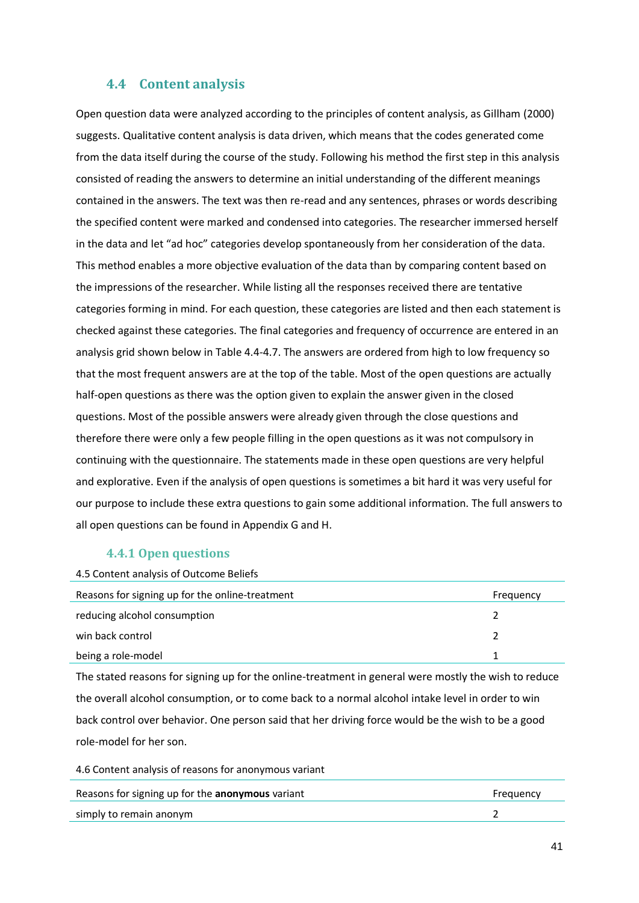## 4.4 Content analysis

Open question data were analyzed according to the principles of content analysis, as Gillham (2000) suggests. Qualitative content analysis is data driven, which means that the codes generated come from the data itself during the course of the study. Following his method the first step in this analysis consisted of reading the answers to determine an initial understanding of the different meanings contained in the answers. The text was then re-read and any sentences, phrases or words describing the specified content were marked and condensed into categories. The researcher immersed herself in the data and let "ad hoc" categories develop spontaneously from her consideration of the data. This method enables a more objective evaluation of the data than by comparing content based on the impressions of the researcher. While listing all the responses received there are tentative categories forming in mind. For each question, these categories are listed and then each statement is checked against these categories. The final categories and frequency of occurrence are entered in an analysis grid shown below in Table 4.4-4.7. The answers are ordered from high to low frequency so that the most frequent answers are at the top of the table. Most of the open questions are actually half-open questions as there was the option given to explain the answer given in the closed questions. Most of the possible answers were already given through the close questions and therefore there were only a few people filling in the open questions as it was not compulsory in continuing with the questionnaire. The statements made in these open questions are very helpful and explorative. Even if the analysis of open questions is sometimes a bit hard it was very useful for our purpose to include these extra questions to gain some additional information. The full answers to all open questions can be found in Appendix G and H.

### 4.4.1 Open questions

4.5 Content analysis of Outcome Beliefs

| Reasons for signing up for the online-treatment | Frequency |
|---|---|
| reducing alcohol consumption | 2 |
| win back control | 2 |
| being a role-model | 1 |

The stated reasons for signing up for the online-treatment in general were mostly the wish to reduce the overall alcohol consumption, or to come back to a normal alcohol intake level in order to win back control over behavior. One person said that her driving force would be the wish to be a good role-model for her son.

4.6 Content analysis of reasons for anonymous variant

| Reasons for signing up for the **anonymous** variant | Frequency |
|---|---|
| simply to remain anonym | 2 |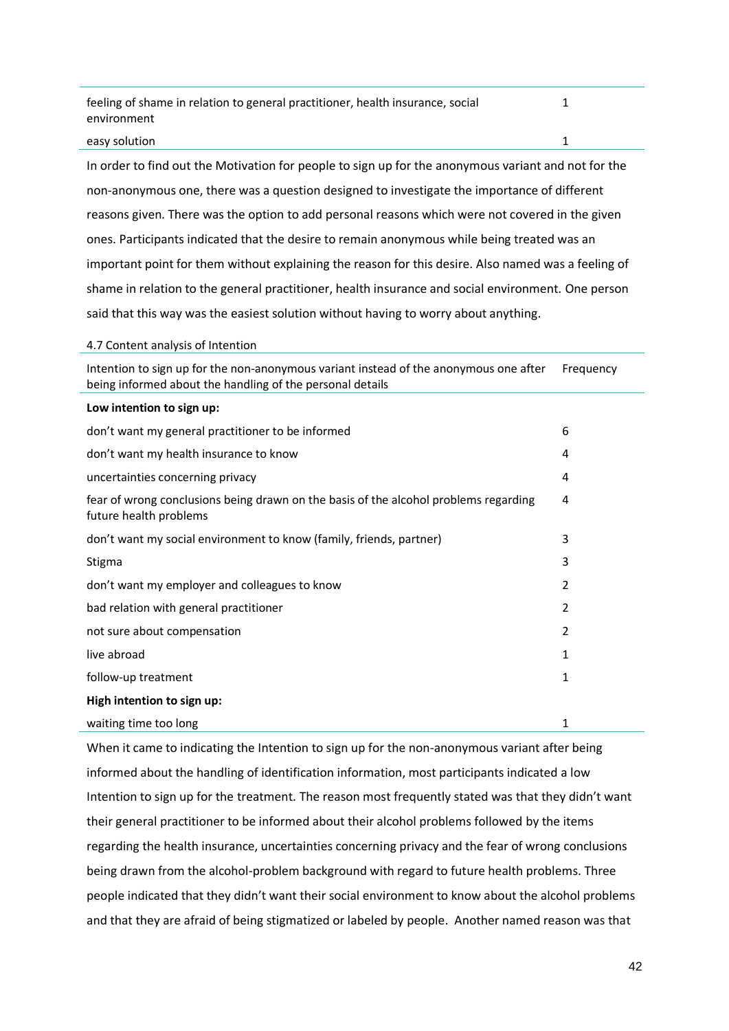| | |
|---|---|
| feeling of shame in relation to general practitioner, health insurance, social environment | 1 |
| easy solution | 1 |

In order to find out the Motivation for people to sign up for the anonymous variant and not for the non-anonymous one, there was a question designed to investigate the importance of different reasons given. There was the option to add personal reasons which were not covered in the given ones. Participants indicated that the desire to remain anonymous while being treated was an important point for them without explaining the reason for this desire. Also named was a feeling of shame in relation to the general practitioner, health insurance and social environment. One person said that this way was the easiest solution without having to worry about anything.

4.7 Content analysis of Intention

| Intention to sign up for the non-anonymous variant instead of the anonymous one after being informed about the handling of the personal details | Frequency |
|---|---|
| **Low intention to sign up:** | |
| don't want my general practitioner to be informed | 6 |
| don't want my health insurance to know | 4 |
| uncertainties concerning privacy | 4 |
| fear of wrong conclusions being drawn on the basis of the alcohol problems regarding future health problems | 4 |
| don't want my social environment to know (family, friends, partner) | 3 |
| Stigma | 3 |
| don't want my employer and colleagues to know | 2 |
| bad relation with general practitioner | 2 |
| not sure about compensation | 2 |
| live abroad | 1 |
| follow-up treatment | 1 |
| **High intention to sign up:** | |
| waiting time too long | 1 |

When it came to indicating the Intention to sign up for the non-anonymous variant after being informed about the handling of identification information, most participants indicated a low Intention to sign up for the treatment. The reason most frequently stated was that they didn't want their general practitioner to be informed about their alcohol problems followed by the items regarding the health insurance, uncertainties concerning privacy and the fear of wrong conclusions being drawn from the alcohol-problem background with regard to future health problems. Three people indicated that they didn't want their social environment to know about the alcohol problems and that they are afraid of being stigmatized or labeled by people. Another named reason was that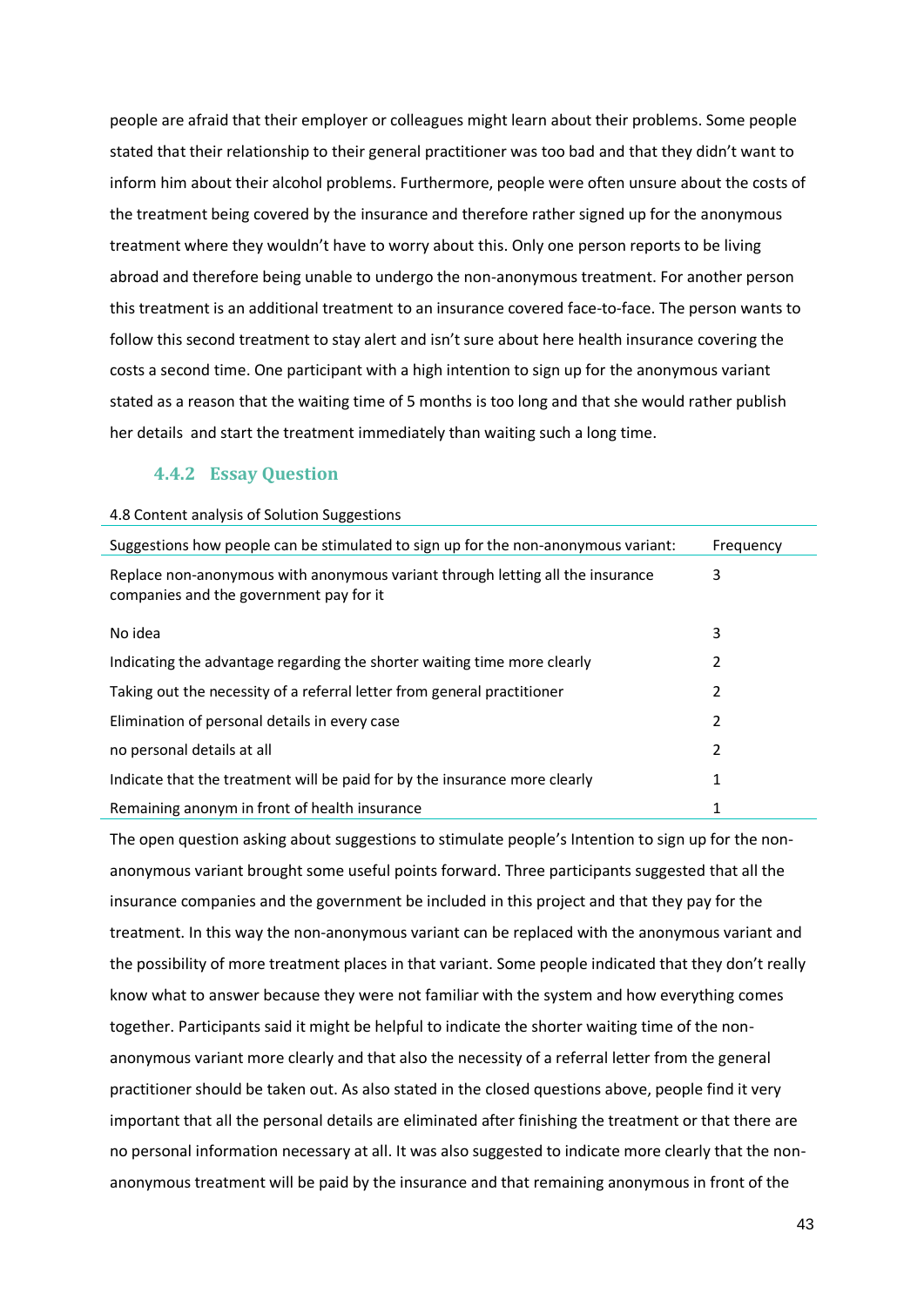people are afraid that their employer or colleagues might learn about their problems. Some people stated that their relationship to their general practitioner was too bad and that they didn't want to inform him about their alcohol problems. Furthermore, people were often unsure about the costs of the treatment being covered by the insurance and therefore rather signed up for the anonymous treatment where they wouldn't have to worry about this. Only one person reports to be living abroad and therefore being unable to undergo the non-anonymous treatment. For another person this treatment is an additional treatment to an insurance covered face-to-face. The person wants to follow this second treatment to stay alert and isn't sure about here health insurance covering the costs a second time. One participant with a high intention to sign up for the anonymous variant stated as a reason that the waiting time of 5 months is too long and that she would rather publish her details and start the treatment immediately than waiting such a long time.

### 4.4.2 Essay Question

4.8 Content analysis of Solution Suggestions

| Suggestions how people can be stimulated to sign up for the non-anonymous variant: | Frequency |
|---|---|
| Replace non-anonymous with anonymous variant through letting all the insurance companies and the government pay for it | 3 |
| No idea | 3 |
| Indicating the advantage regarding the shorter waiting time more clearly | 2 |
| Taking out the necessity of a referral letter from general practitioner | 2 |
| Elimination of personal details in every case | 2 |
| no personal details at all | 2 |
| Indicate that the treatment will be paid for by the insurance more clearly | 1 |
| Remaining anonym in front of health insurance | 1 |

The open question asking about suggestions to stimulate people's Intention to sign up for the non-anonymous variant brought some useful points forward. Three participants suggested that all the insurance companies and the government be included in this project and that they pay for the treatment. In this way the non-anonymous variant can be replaced with the anonymous variant and the possibility of more treatment places in that variant. Some people indicated that they don't really know what to answer because they were not familiar with the system and how everything comes together. Participants said it might be helpful to indicate the shorter waiting time of the non-anonymous variant more clearly and that also the necessity of a referral letter from the general practitioner should be taken out. As also stated in the closed questions above, people find it very important that all the personal details are eliminated after finishing the treatment or that there are no personal information necessary at all. It was also suggested to indicate more clearly that the non-anonymous treatment will be paid by the insurance and that remaining anonymous in front of the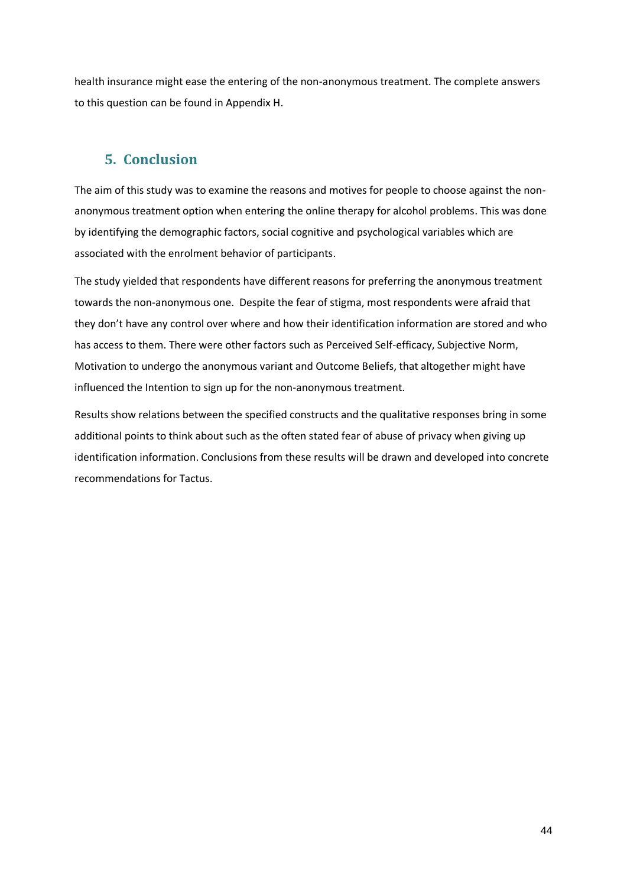health insurance might ease the entering of the non-anonymous treatment. The complete answers to this question can be found in Appendix H.

## 5. Conclusion

The aim of this study was to examine the reasons and motives for people to choose against the non-anonymous treatment option when entering the online therapy for alcohol problems. This was done by identifying the demographic factors, social cognitive and psychological variables which are associated with the enrolment behavior of participants.

The study yielded that respondents have different reasons for preferring the anonymous treatment towards the non-anonymous one. Despite the fear of stigma, most respondents were afraid that they don't have any control over where and how their identification information are stored and who has access to them. There were other factors such as Perceived Self-efficacy, Subjective Norm, Motivation to undergo the anonymous variant and Outcome Beliefs, that altogether might have influenced the Intention to sign up for the non-anonymous treatment.

Results show relations between the specified constructs and the qualitative responses bring in some additional points to think about such as the often stated fear of abuse of privacy when giving up identification information. Conclusions from these results will be drawn and developed into concrete recommendations for Tactus.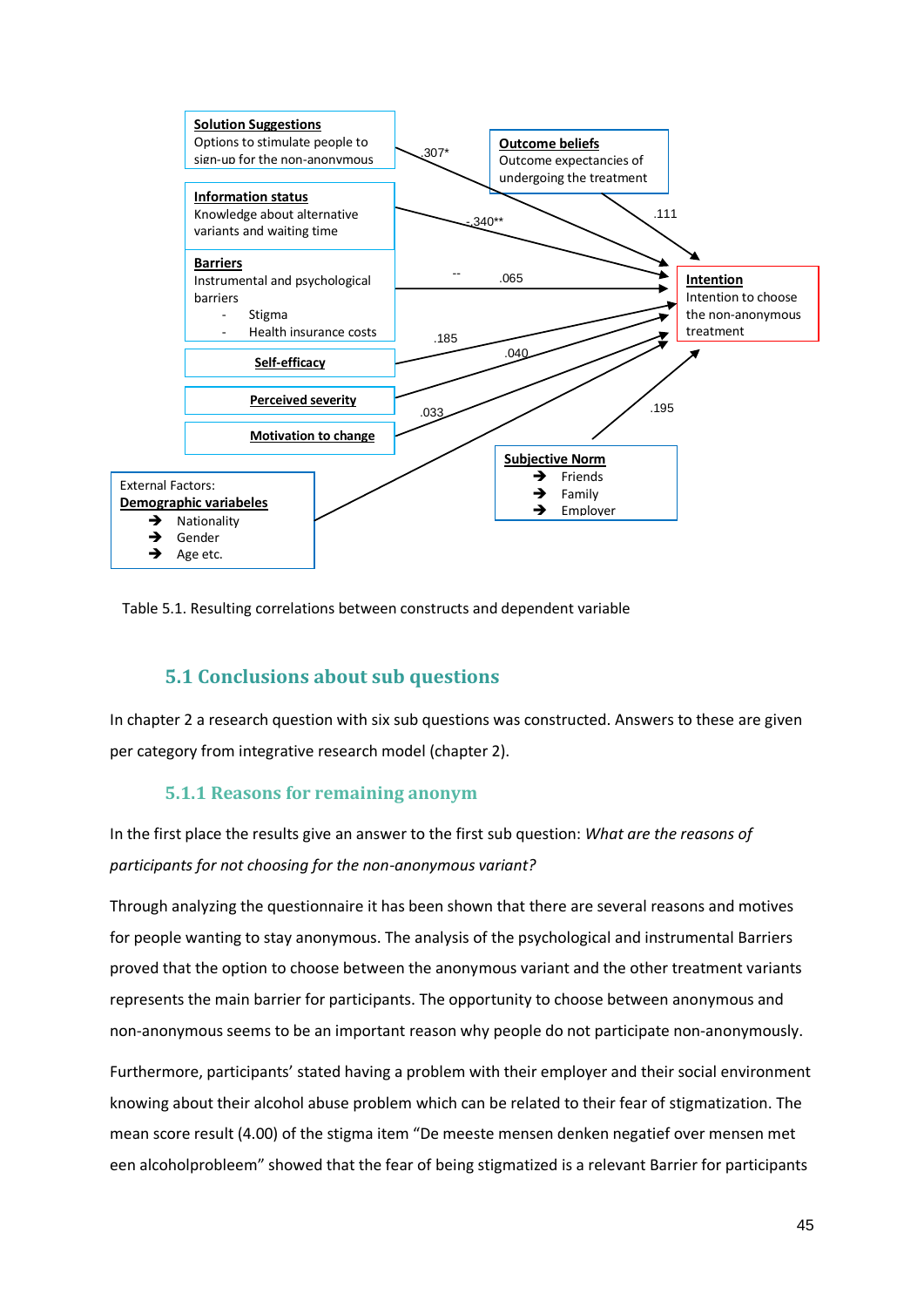**Solution Suggestions**
Options to stimulate people to sign-up for the non-anonymous

**Information status**
Knowledge about alternative variants and waiting time

**Barriers**
Instrumental and psychological barriers
- Stigma
- Health insurance costs

**Self-efficacy**

**Perceived severity**

**Motivation to change**

External Factors:
**Demographic variabeles**
- Nationality
- Gender
- Age etc.

**Outcome beliefs**
Outcome expectancies of undergoing the treatment

**Subjective Norm**
- Friends
- Family
- Employer

**Intention**
Intention to choose the non-anonymous treatment

.307* ; -.340** ; -- ; .065 ; .185 ; .040 ; .033 ; .111 ; .195

Table 5.1. Resulting correlations between constructs and dependent variable

## 5.1 Conclusions about sub questions

In chapter 2 a research question with six sub questions was constructed. Answers to these are given per category from integrative research model (chapter 2).

### 5.1.1 Reasons for remaining anonym

In the first place the results give an answer to the first sub question: *What are the reasons of participants for not choosing for the non-anonymous variant?*

Through analyzing the questionnaire it has been shown that there are several reasons and motives for people wanting to stay anonymous. The analysis of the psychological and instrumental Barriers proved that the option to choose between the anonymous variant and the other treatment variants represents the main barrier for participants. The opportunity to choose between anonymous and non-anonymous seems to be an important reason why people do not participate non-anonymously.

Furthermore, participants' stated having a problem with their employer and their social environment knowing about their alcohol abuse problem which can be related to their fear of stigmatization. The mean score result (4.00) of the stigma item "De meeste mensen denken negatief over mensen met een alcoholprobleem" showed that the fear of being stigmatized is a relevant Barrier for participants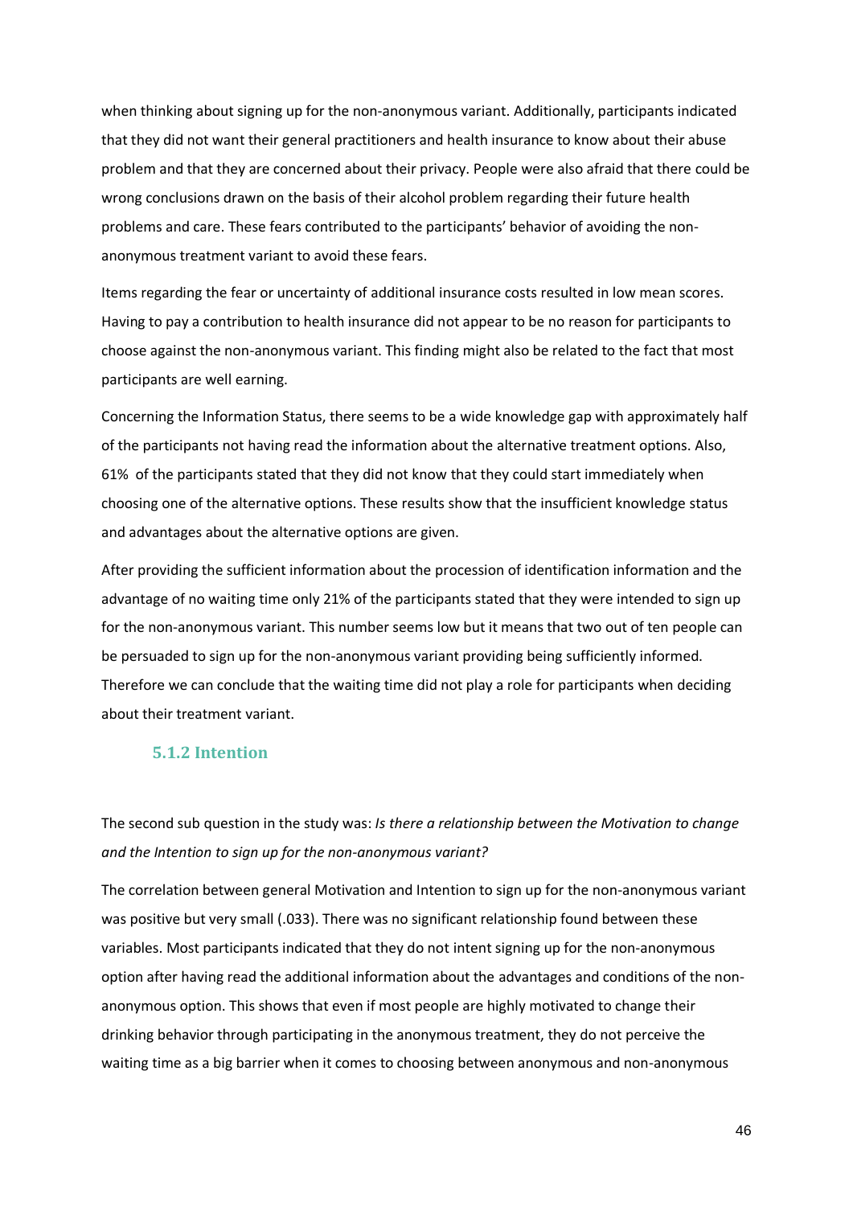when thinking about signing up for the non-anonymous variant. Additionally, participants indicated that they did not want their general practitioners and health insurance to know about their abuse problem and that they are concerned about their privacy. People were also afraid that there could be wrong conclusions drawn on the basis of their alcohol problem regarding their future health problems and care. These fears contributed to the participants' behavior of avoiding the non-anonymous treatment variant to avoid these fears.

Items regarding the fear or uncertainty of additional insurance costs resulted in low mean scores. Having to pay a contribution to health insurance did not appear to be no reason for participants to choose against the non-anonymous variant. This finding might also be related to the fact that most participants are well earning.

Concerning the Information Status, there seems to be a wide knowledge gap with approximately half of the participants not having read the information about the alternative treatment options. Also, 61% of the participants stated that they did not know that they could start immediately when choosing one of the alternative options. These results show that the insufficient knowledge status and advantages about the alternative options are given.

After providing the sufficient information about the procession of identification information and the advantage of no waiting time only 21% of the participants stated that they were intended to sign up for the non-anonymous variant. This number seems low but it means that two out of ten people can be persuaded to sign up for the non-anonymous variant providing being sufficiently informed. Therefore we can conclude that the waiting time did not play a role for participants when deciding about their treatment variant.

### 5.1.2 Intention

The second sub question in the study was: *Is there a relationship between the Motivation to change and the Intention to sign up for the non-anonymous variant?*

The correlation between general Motivation and Intention to sign up for the non-anonymous variant was positive but very small (.033). There was no significant relationship found between these variables. Most participants indicated that they do not intent signing up for the non-anonymous option after having read the additional information about the advantages and conditions of the non-anonymous option. This shows that even if most people are highly motivated to change their drinking behavior through participating in the anonymous treatment, they do not perceive the waiting time as a big barrier when it comes to choosing between anonymous and non-anonymous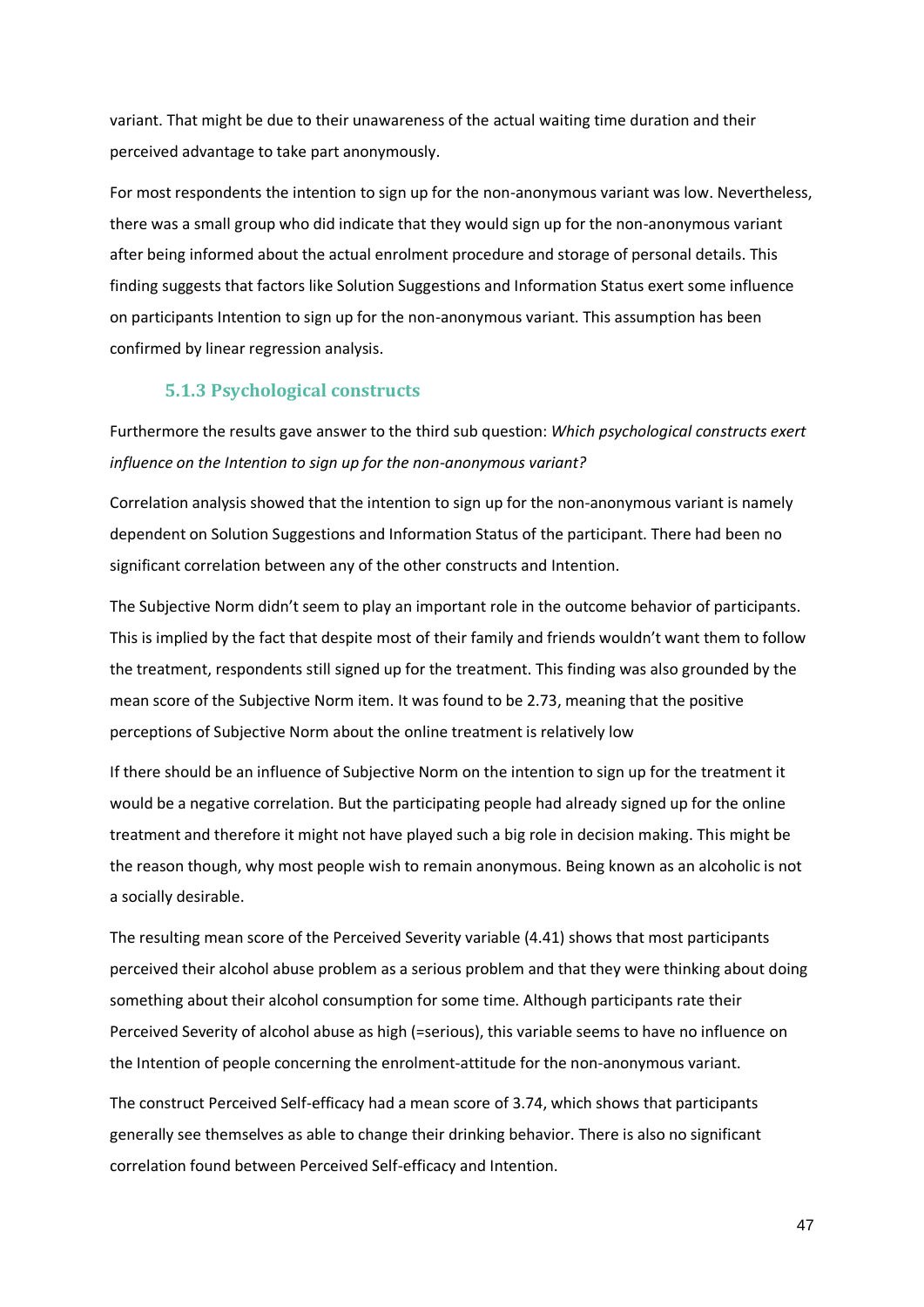variant. That might be due to their unawareness of the actual waiting time duration and their perceived advantage to take part anonymously.

For most respondents the intention to sign up for the non-anonymous variant was low. Nevertheless, there was a small group who did indicate that they would sign up for the non-anonymous variant after being informed about the actual enrolment procedure and storage of personal details. This finding suggests that factors like Solution Suggestions and Information Status exert some influence on participants Intention to sign up for the non-anonymous variant. This assumption has been confirmed by linear regression analysis.

### 5.1.3 Psychological constructs

Furthermore the results gave answer to the third sub question: *Which psychological constructs exert influence on the Intention to sign up for the non-anonymous variant?*

Correlation analysis showed that the intention to sign up for the non-anonymous variant is namely dependent on Solution Suggestions and Information Status of the participant. There had been no significant correlation between any of the other constructs and Intention.

The Subjective Norm didn't seem to play an important role in the outcome behavior of participants. This is implied by the fact that despite most of their family and friends wouldn't want them to follow the treatment, respondents still signed up for the treatment. This finding was also grounded by the mean score of the Subjective Norm item. It was found to be 2.73, meaning that the positive perceptions of Subjective Norm about the online treatment is relatively low

If there should be an influence of Subjective Norm on the intention to sign up for the treatment it would be a negative correlation. But the participating people had already signed up for the online treatment and therefore it might not have played such a big role in decision making. This might be the reason though, why most people wish to remain anonymous. Being known as an alcoholic is not a socially desirable.

The resulting mean score of the Perceived Severity variable (4.41) shows that most participants perceived their alcohol abuse problem as a serious problem and that they were thinking about doing something about their alcohol consumption for some time. Although participants rate their Perceived Severity of alcohol abuse as high (=serious), this variable seems to have no influence on the Intention of people concerning the enrolment-attitude for the non-anonymous variant.

The construct Perceived Self-efficacy had a mean score of 3.74, which shows that participants generally see themselves as able to change their drinking behavior. There is also no significant correlation found between Perceived Self-efficacy and Intention.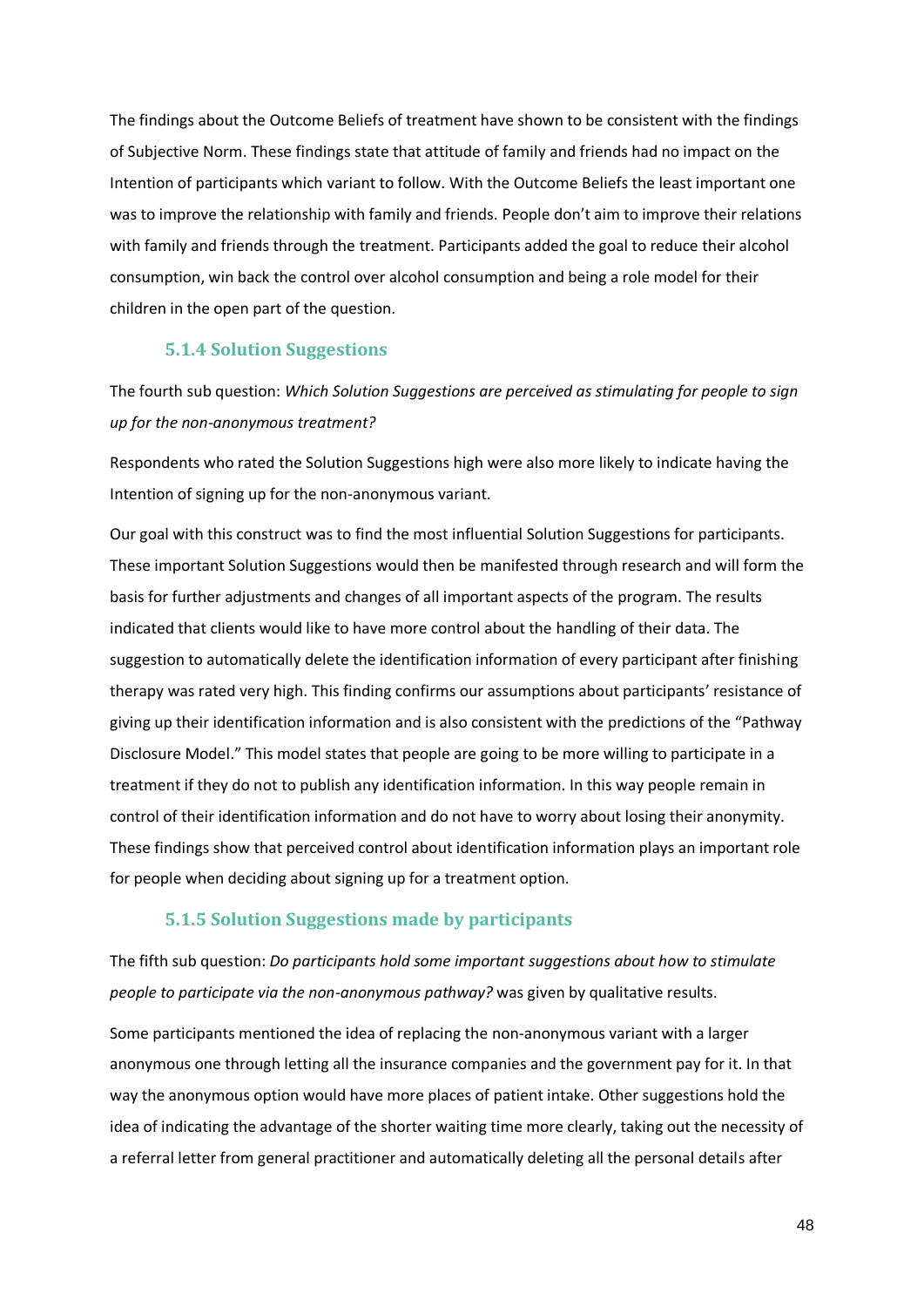The findings about the Outcome Beliefs of treatment have shown to be consistent with the findings of Subjective Norm. These findings state that attitude of family and friends had no impact on the Intention of participants which variant to follow. With the Outcome Beliefs the least important one was to improve the relationship with family and friends. People don't aim to improve their relations with family and friends through the treatment. Participants added the goal to reduce their alcohol consumption, win back the control over alcohol consumption and being a role model for their children in the open part of the question.

### 5.1.4 Solution Suggestions

The fourth sub question: *Which Solution Suggestions are perceived as stimulating for people to sign up for the non-anonymous treatment?*

Respondents who rated the Solution Suggestions high were also more likely to indicate having the Intention of signing up for the non-anonymous variant.

Our goal with this construct was to find the most influential Solution Suggestions for participants. These important Solution Suggestions would then be manifested through research and will form the basis for further adjustments and changes of all important aspects of the program. The results indicated that clients would like to have more control about the handling of their data. The suggestion to automatically delete the identification information of every participant after finishing therapy was rated very high. This finding confirms our assumptions about participants' resistance of giving up their identification information and is also consistent with the predictions of the "Pathway Disclosure Model." This model states that people are going to be more willing to participate in a treatment if they do not to publish any identification information. In this way people remain in control of their identification information and do not have to worry about losing their anonymity. These findings show that perceived control about identification information plays an important role for people when deciding about signing up for a treatment option.

### 5.1.5 Solution Suggestions made by participants

The fifth sub question: *Do participants hold some important suggestions about how to stimulate people to participate via the non-anonymous pathway?* was given by qualitative results.

Some participants mentioned the idea of replacing the non-anonymous variant with a larger anonymous one through letting all the insurance companies and the government pay for it. In that way the anonymous option would have more places of patient intake. Other suggestions hold the idea of indicating the advantage of the shorter waiting time more clearly, taking out the necessity of a referral letter from general practitioner and automatically deleting all the personal details after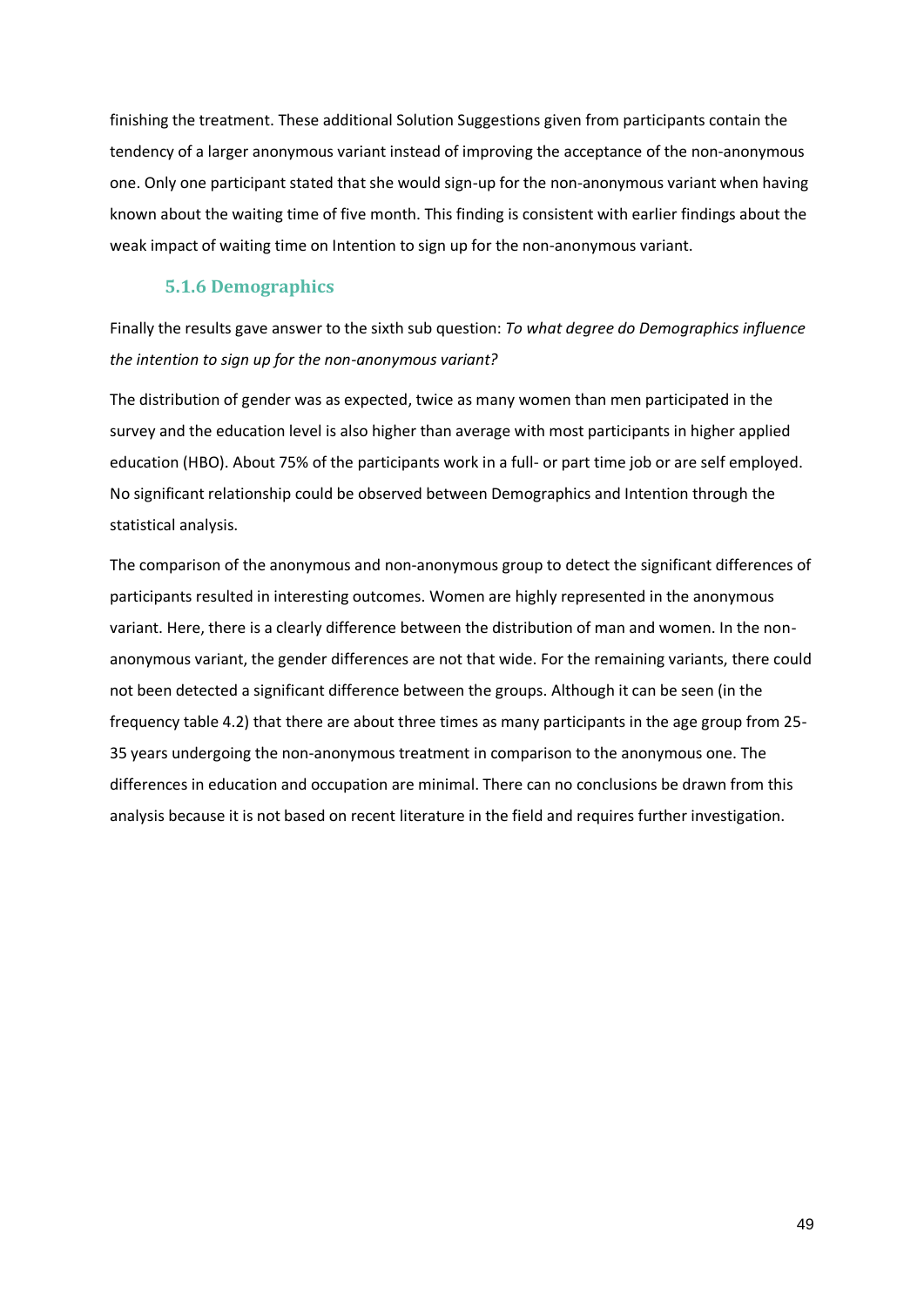finishing the treatment. These additional Solution Suggestions given from participants contain the tendency of a larger anonymous variant instead of improving the acceptance of the non-anonymous one. Only one participant stated that she would sign-up for the non-anonymous variant when having known about the waiting time of five month. This finding is consistent with earlier findings about the weak impact of waiting time on Intention to sign up for the non-anonymous variant.

### 5.1.6 Demographics

Finally the results gave answer to the sixth sub question: *To what degree do Demographics influence the intention to sign up for the non-anonymous variant?*

The distribution of gender was as expected, twice as many women than men participated in the survey and the education level is also higher than average with most participants in higher applied education (HBO). About 75% of the participants work in a full- or part time job or are self employed. No significant relationship could be observed between Demographics and Intention through the statistical analysis.

The comparison of the anonymous and non-anonymous group to detect the significant differences of participants resulted in interesting outcomes. Women are highly represented in the anonymous variant. Here, there is a clearly difference between the distribution of man and women. In the non-anonymous variant, the gender differences are not that wide. For the remaining variants, there could not been detected a significant difference between the groups. Although it can be seen (in the frequency table 4.2) that there are about three times as many participants in the age group from 25-35 years undergoing the non-anonymous treatment in comparison to the anonymous one. The differences in education and occupation are minimal. There can no conclusions be drawn from this analysis because it is not based on recent literature in the field and requires further investigation.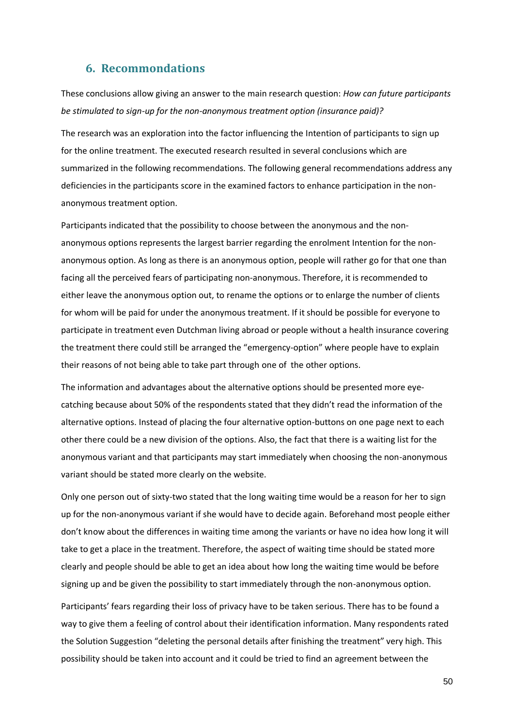## 6. Recommondations

These conclusions allow giving an answer to the main research question: *How can future participants be stimulated to sign-up for the non-anonymous treatment option (insurance paid)?*

The research was an exploration into the factor influencing the Intention of participants to sign up for the online treatment. The executed research resulted in several conclusions which are summarized in the following recommendations. The following general recommendations address any deficiencies in the participants score in the examined factors to enhance participation in the non-anonymous treatment option.

Participants indicated that the possibility to choose between the anonymous and the non-anonymous options represents the largest barrier regarding the enrolment Intention for the non-anonymous option. As long as there is an anonymous option, people will rather go for that one than facing all the perceived fears of participating non-anonymous. Therefore, it is recommended to either leave the anonymous option out, to rename the options or to enlarge the number of clients for whom will be paid for under the anonymous treatment. If it should be possible for everyone to participate in treatment even Dutchman living abroad or people without a health insurance covering the treatment there could still be arranged the "emergency-option" where people have to explain their reasons of not being able to take part through one of the other options.

The information and advantages about the alternative options should be presented more eye-catching because about 50% of the respondents stated that they didn't read the information of the alternative options. Instead of placing the four alternative option-buttons on one page next to each other there could be a new division of the options. Also, the fact that there is a waiting list for the anonymous variant and that participants may start immediately when choosing the non-anonymous variant should be stated more clearly on the website.

Only one person out of sixty-two stated that the long waiting time would be a reason for her to sign up for the non-anonymous variant if she would have to decide again. Beforehand most people either don't know about the differences in waiting time among the variants or have no idea how long it will take to get a place in the treatment. Therefore, the aspect of waiting time should be stated more clearly and people should be able to get an idea about how long the waiting time would be before signing up and be given the possibility to start immediately through the non-anonymous option.

Participants' fears regarding their loss of privacy have to be taken serious. There has to be found a way to give them a feeling of control about their identification information. Many respondents rated the Solution Suggestion "deleting the personal details after finishing the treatment" very high. This possibility should be taken into account and it could be tried to find an agreement between the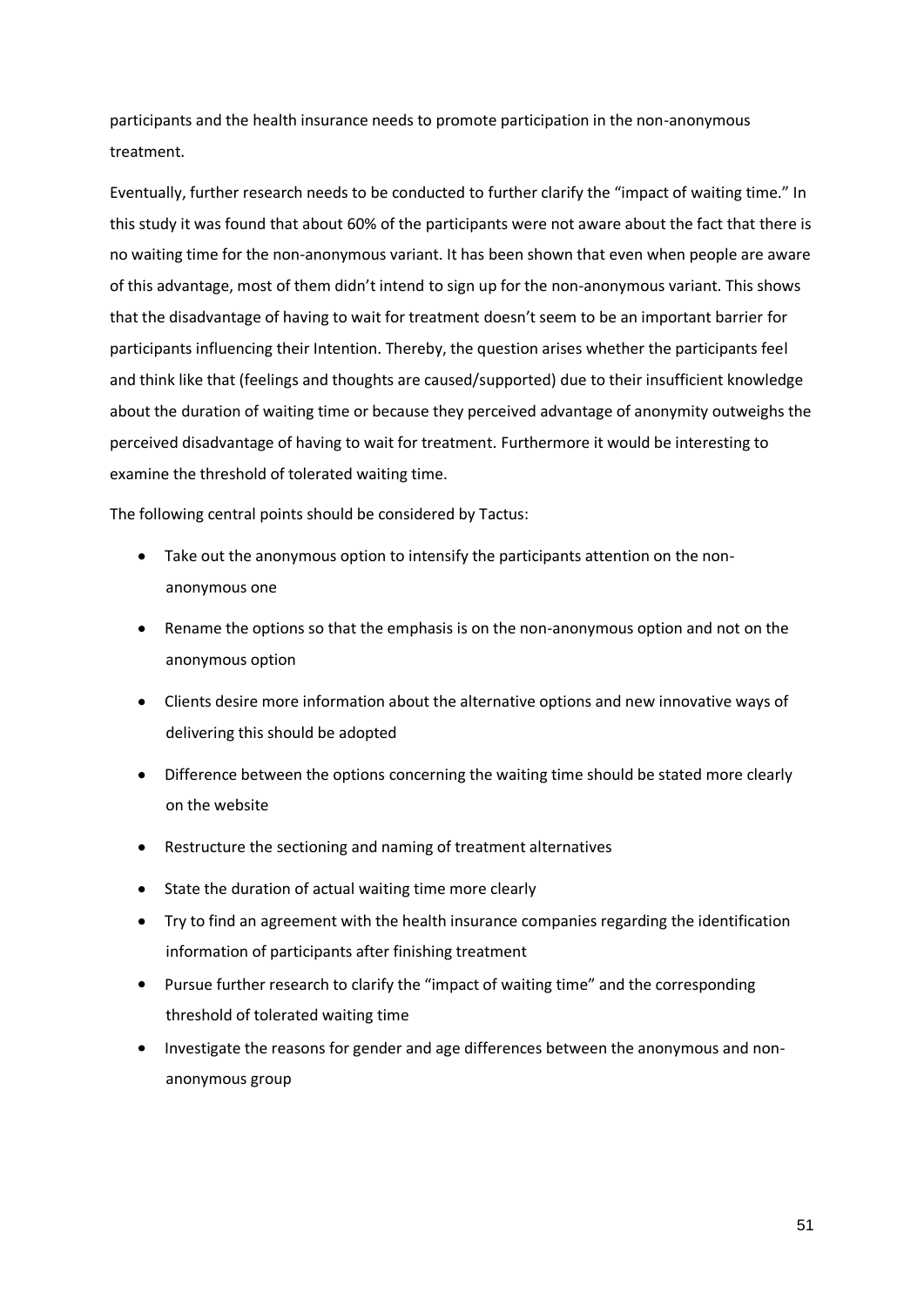participants and the health insurance needs to promote participation in the non-anonymous treatment.

Eventually, further research needs to be conducted to further clarify the "impact of waiting time." In this study it was found that about 60% of the participants were not aware about the fact that there is no waiting time for the non-anonymous variant. It has been shown that even when people are aware of this advantage, most of them didn't intend to sign up for the non-anonymous variant. This shows that the disadvantage of having to wait for treatment doesn't seem to be an important barrier for participants influencing their Intention. Thereby, the question arises whether the participants feel and think like that (feelings and thoughts are caused/supported) due to their insufficient knowledge about the duration of waiting time or because they perceived advantage of anonymity outweighs the perceived disadvantage of having to wait for treatment. Furthermore it would be interesting to examine the threshold of tolerated waiting time.

The following central points should be considered by Tactus:

- Take out the anonymous option to intensify the participants attention on the non-anonymous one
- Rename the options so that the emphasis is on the non-anonymous option and not on the anonymous option
- Clients desire more information about the alternative options and new innovative ways of delivering this should be adopted
- Difference between the options concerning the waiting time should be stated more clearly on the website
- Restructure the sectioning and naming of treatment alternatives
- State the duration of actual waiting time more clearly
- Try to find an agreement with the health insurance companies regarding the identification information of participants after finishing treatment
- Pursue further research to clarify the "impact of waiting time" and the corresponding threshold of tolerated waiting time
- Investigate the reasons for gender and age differences between the anonymous and non-anonymous group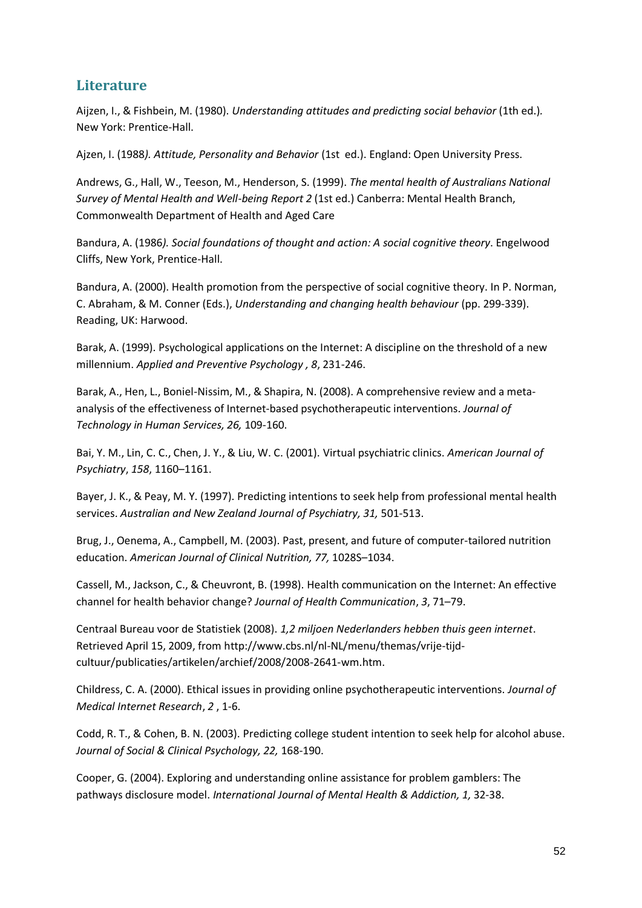## Literature

Aijzen, I., & Fishbein, M. (1980). *Understanding attitudes and predicting social behavior* (1th ed.). New York: Prentice-Hall.

Ajzen, I. (1988*). Attitude, Personality and Behavior* (1st ed.). England: Open University Press.

Andrews, G., Hall, W., Teeson, M., Henderson, S. (1999). *The mental health of Australians National Survey of Mental Health and Well-being Report 2* (1st ed.) Canberra: Mental Health Branch, Commonwealth Department of Health and Aged Care

Bandura, A. (1986*). Social foundations of thought and action: A social cognitive theory*. Engelwood Cliffs, New York, Prentice-Hall.

Bandura, A. (2000). Health promotion from the perspective of social cognitive theory. In P. Norman, C. Abraham, & M. Conner (Eds.), *Understanding and changing health behaviour* (pp. 299-339). Reading, UK: Harwood.

Barak, A. (1999). Psychological applications on the Internet: A discipline on the threshold of a new millennium. *Applied and Preventive Psychology , 8*, 231-246.

Barak, A., Hen, L., Boniel-Nissim, M., & Shapira, N. (2008). A comprehensive review and a meta-analysis of the effectiveness of Internet-based psychotherapeutic interventions. *Journal of Technology in Human Services, 26,* 109-160.

Bai, Y. M., Lin, C. C., Chen, J. Y., & Liu, W. C. (2001). Virtual psychiatric clinics. *American Journal of Psychiatry*, *158*, 1160–1161.

Bayer, J. K., & Peay, M. Y. (1997). Predicting intentions to seek help from professional mental health services. *Australian and New Zealand Journal of Psychiatry, 31,* 501-513.

Brug, J., Oenema, A., Campbell, M. (2003). Past, present, and future of computer-tailored nutrition education. *American Journal of Clinical Nutrition, 77,* 1028S–1034.

Cassell, M., Jackson, C., & Cheuvront, B. (1998). Health communication on the Internet: An effective channel for health behavior change? *Journal of Health Communication*, *3*, 71–79.

Centraal Bureau voor de Statistiek (2008). *1,2 miljoen Nederlanders hebben thuis geen internet*. Retrieved April 15, 2009, from http://www.cbs.nl/nl-NL/menu/themas/vrije-tijd-cultuur/publicaties/artikelen/archief/2008/2008-2641-wm.htm.

Childress, C. A. (2000). Ethical issues in providing online psychotherapeutic interventions. *Journal of Medical Internet Research*, *2* , 1-6.

Codd, R. T., & Cohen, B. N. (2003). Predicting college student intention to seek help for alcohol abuse. *Journal of Social & Clinical Psychology, 22,* 168-190.

Cooper, G. (2004). Exploring and understanding online assistance for problem gamblers: The pathways disclosure model. *International Journal of Mental Health & Addiction, 1,* 32-38.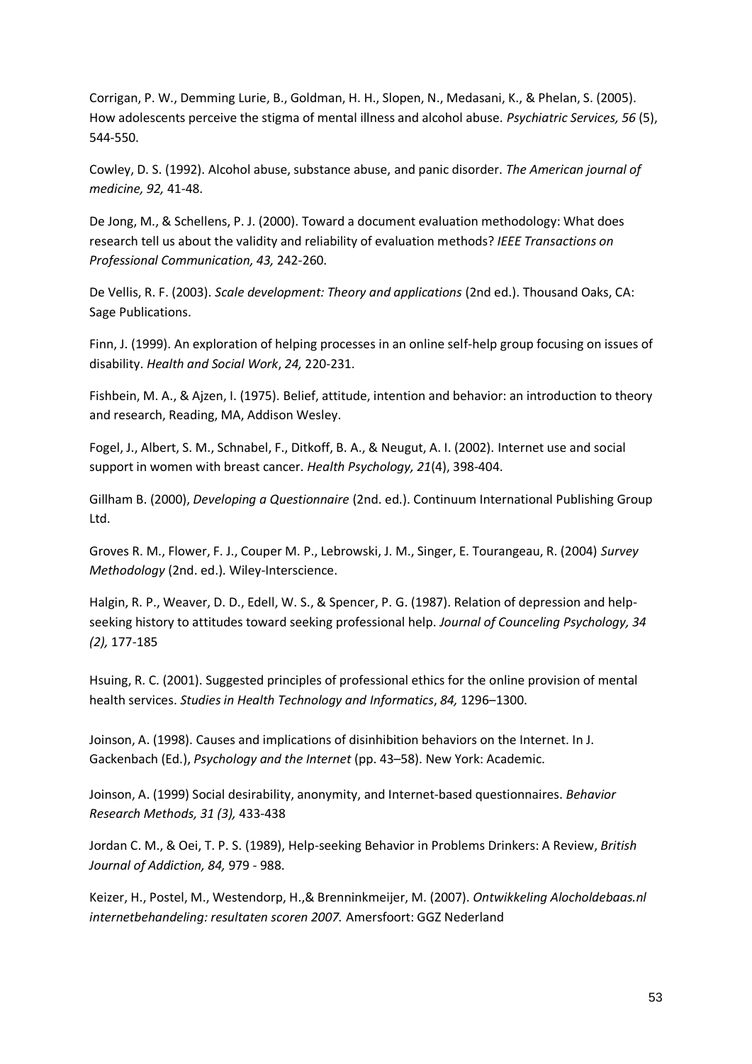Corrigan, P. W., Demming Lurie, B., Goldman, H. H., Slopen, N., Medasani, K., & Phelan, S. (2005). How adolescents perceive the stigma of mental illness and alcohol abuse. *Psychiatric Services, 56* (5), 544-550.

Cowley, D. S. (1992). Alcohol abuse, substance abuse, and panic disorder. *The American journal of medicine, 92,* 41-48.

De Jong, M., & Schellens, P. J. (2000). Toward a document evaluation methodology: What does research tell us about the validity and reliability of evaluation methods? *IEEE Transactions on Professional Communication, 43,* 242-260.

De Vellis, R. F. (2003). *Scale development: Theory and applications* (2nd ed.). Thousand Oaks, CA: Sage Publications.

Finn, J. (1999). An exploration of helping processes in an online self-help group focusing on issues of disability. *Health and Social Work*, *24,* 220-231.

Fishbein, M. A., & Ajzen, I. (1975). Belief, attitude, intention and behavior: an introduction to theory and research, Reading, MA, Addison Wesley.

Fogel, J., Albert, S. M., Schnabel, F., Ditkoff, B. A., & Neugut, A. I. (2002). Internet use and social support in women with breast cancer. *Health Psychology, 21*(4), 398-404.

Gillham B. (2000), *Developing a Questionnaire* (2nd. ed.). Continuum International Publishing Group Ltd.

Groves R. M., Flower, F. J., Couper M. P., Lebrowski, J. M., Singer, E. Tourangeau, R. (2004) *Survey Methodology* (2nd. ed.). Wiley-Interscience.

Halgin, R. P., Weaver, D. D., Edell, W. S., & Spencer, P. G. (1987). Relation of depression and help-seeking history to attitudes toward seeking professional help. *Journal of Counceling Psychology, 34 (2),* 177-185

Hsuing, R. C. (2001). Suggested principles of professional ethics for the online provision of mental health services. *Studies in Health Technology and Informatics*, *84,* 1296–1300.

Joinson, A. (1998). Causes and implications of disinhibition behaviors on the Internet. In J. Gackenbach (Ed.), *Psychology and the Internet* (pp. 43–58). New York: Academic.

Joinson, A. (1999) Social desirability, anonymity, and Internet-based questionnaires. *Behavior Research Methods, 31 (3),* 433-438

Jordan C. M., & Oei, T. P. S. (1989), Help-seeking Behavior in Problems Drinkers: A Review, *British Journal of Addiction, 84,* 979 - 988.

Keizer, H., Postel, M., Westendorp, H.,& Brenninkmeijer, M. (2007). *Ontwikkeling Alocholdebaas.nl internetbehandeling: resultaten scoren 2007.* Amersfoort: GGZ Nederland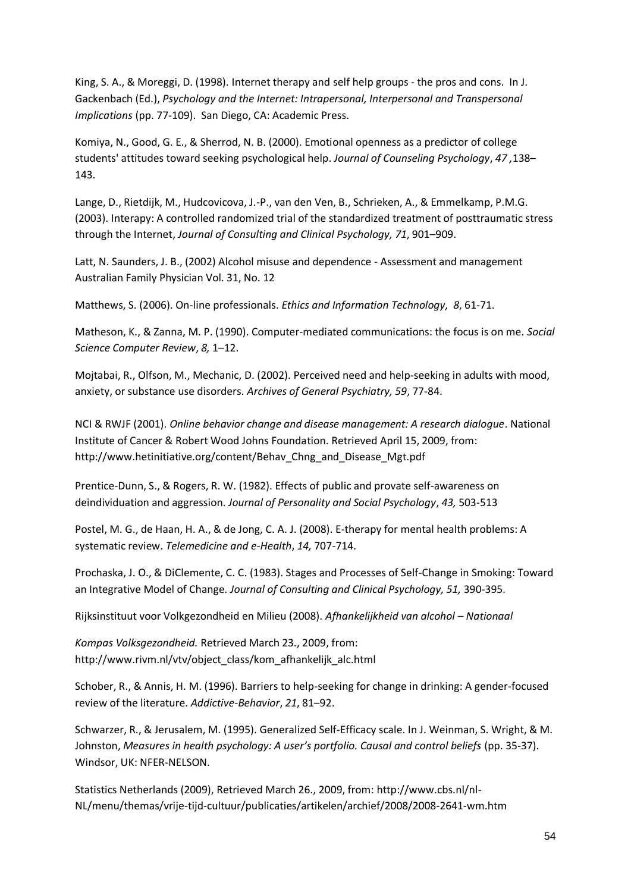King, S. A., & Moreggi, D. (1998). Internet therapy and self help groups - the pros and cons. In J. Gackenbach (Ed.), *Psychology and the Internet: Intrapersonal, Interpersonal and Transpersonal Implications* (pp. 77-109). San Diego, CA: Academic Press.

Komiya, N., Good, G. E., & Sherrod, N. B. (2000). Emotional openness as a predictor of college students' attitudes toward seeking psychological help. *Journal of Counseling Psychology*, *47 ,*138–143.

Lange, D., Rietdijk, M., Hudcovicova, J.-P., van den Ven, B., Schrieken, A., & Emmelkamp, P.M.G. (2003). Interapy: A controlled randomized trial of the standardized treatment of posttraumatic stress through the Internet, *Journal of Consulting and Clinical Psychology, 71*, 901–909.

Latt, N. Saunders, J. B., (2002) Alcohol misuse and dependence - Assessment and management Australian Family Physician Vol. 31, No. 12

Matthews, S. (2006). On-line professionals. *Ethics and Information Technology, 8*, 61-71.

Matheson, K., & Zanna, M. P. (1990). Computer-mediated communications: the focus is on me. *Social Science Computer Review*, *8,* 1–12.

Mojtabai, R., Olfson, M., Mechanic, D. (2002). Perceived need and help-seeking in adults with mood, anxiety, or substance use disorders. *Archives of General Psychiatry, 59*, 77-84.

NCI & RWJF (2001). *Online behavior change and disease management: A research dialogue*. National Institute of Cancer & Robert Wood Johns Foundation. Retrieved April 15, 2009, from: http://www.hetinitiative.org/content/Behav_Chng_and_Disease_Mgt.pdf

Prentice-Dunn, S., & Rogers, R. W. (1982). Effects of public and provate self-awareness on deindividuation and aggression. *Journal of Personality and Social Psychology*, *43,* 503-513

Postel, M. G., de Haan, H. A., & de Jong, C. A. J. (2008). E-therapy for mental health problems: A systematic review. *Telemedicine and e-Health*, *14,* 707-714.

Prochaska, J. O., & DiClemente, C. C. (1983). Stages and Processes of Self-Change in Smoking: Toward an Integrative Model of Change. *Journal of Consulting and Clinical Psychology, 51,* 390-395.

Rijksinstituut voor Volkgezondheid en Milieu (2008). *Afhankelijkheid van alcohol – Nationaal*

*Kompas Volksgezondheid.* Retrieved March 23., 2009, from: http://www.rivm.nl/vtv/object_class/kom_afhankelijk_alc.html

Schober, R., & Annis, H. M. (1996). Barriers to help-seeking for change in drinking: A gender-focused review of the literature. *Addictive-Behavior*, *21*, 81–92.

Schwarzer, R., & Jerusalem, M. (1995). Generalized Self-Efficacy scale. In J. Weinman, S. Wright, & M. Johnston, *Measures in health psychology: A user's portfolio. Causal and control beliefs* (pp. 35-37). Windsor, UK: NFER-NELSON.

Statistics Netherlands (2009), Retrieved March 26., 2009, from: http://www.cbs.nl/nl-NL/menu/themas/vrije-tijd-cultuur/publicaties/artikelen/archief/2008/2008-2641-wm.htm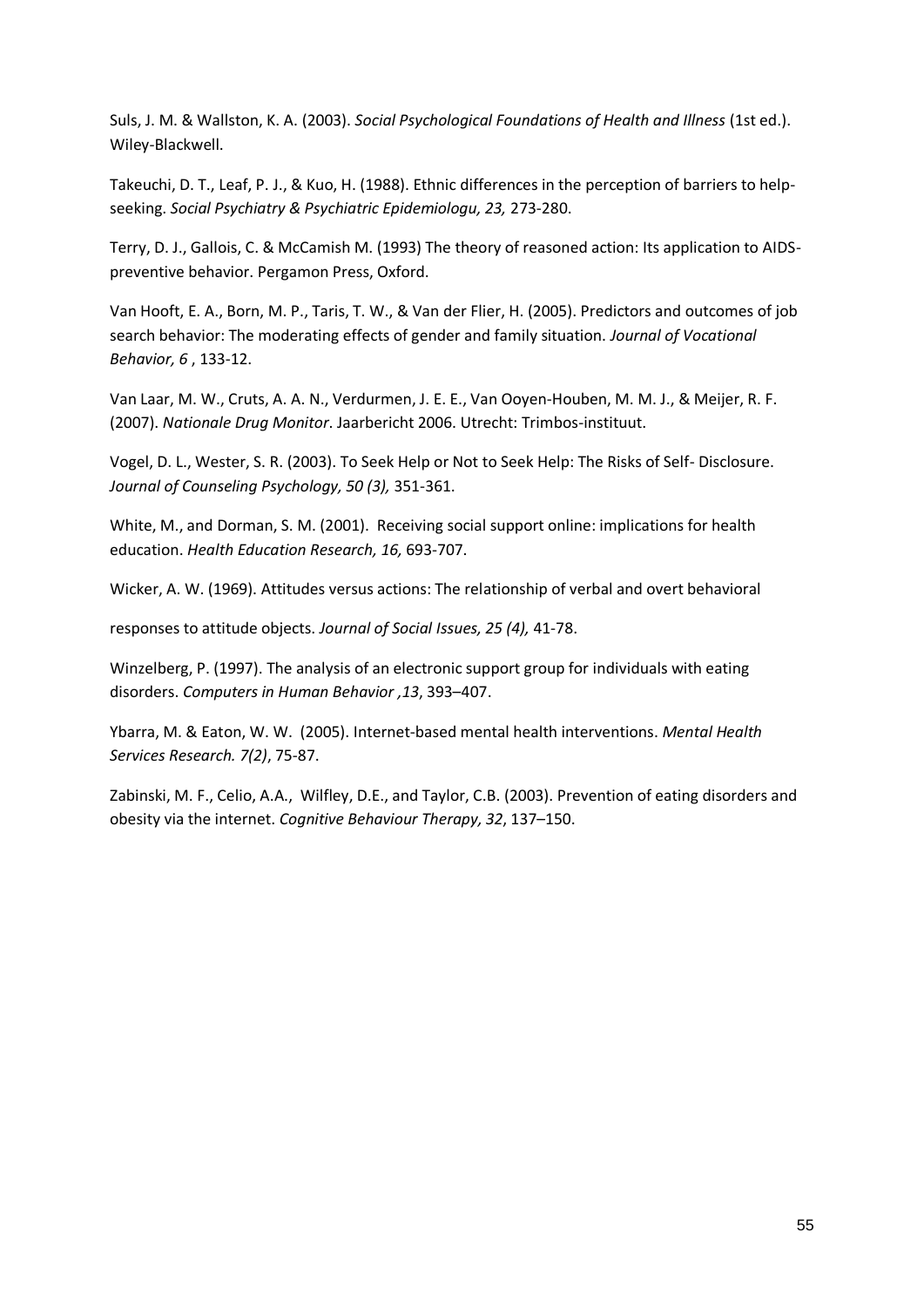Suls, J. M. & Wallston, K. A. (2003). *Social Psychological Foundations of Health and Illness* (1st ed.). Wiley-Blackwell.

Takeuchi, D. T., Leaf, P. J., & Kuo, H. (1988). Ethnic differences in the perception of barriers to help-seeking. *Social Psychiatry & Psychiatric Epidemiologu, 23,* 273-280.

Terry, D. J., Gallois, C. & McCamish M. (1993) The theory of reasoned action: Its application to AIDS-preventive behavior. Pergamon Press, Oxford.

Van Hooft, E. A., Born, M. P., Taris, T. W., & Van der Flier, H. (2005). Predictors and outcomes of job search behavior: The moderating effects of gender and family situation. *Journal of Vocational Behavior, 6* , 133-12.

Van Laar, M. W., Cruts, A. A. N., Verdurmen, J. E. E., Van Ooyen-Houben, M. M. J., & Meijer, R. F. (2007). *Nationale Drug Monitor*. Jaarbericht 2006. Utrecht: Trimbos-instituut.

Vogel, D. L., Wester, S. R. (2003). To Seek Help or Not to Seek Help: The Risks of Self- Disclosure. *Journal of Counseling Psychology, 50 (3),* 351-361.

White, M., and Dorman, S. M. (2001). Receiving social support online: implications for health education. *Health Education Research, 16,* 693-707.

Wicker, A. W. (1969). Attitudes versus actions: The relationship of verbal and overt behavioral

responses to attitude objects. *Journal of Social Issues, 25 (4),* 41-78.

Winzelberg, P. (1997). The analysis of an electronic support group for individuals with eating disorders. *Computers in Human Behavior ,13*, 393–407.

Ybarra, M. & Eaton, W. W. (2005). Internet-based mental health interventions. *Mental Health Services Research. 7(2)*, 75-87.

Zabinski, M. F., Celio, A.A., Wilfley, D.E., and Taylor, C.B. (2003). Prevention of eating disorders and obesity via the internet. *Cognitive Behaviour Therapy, 32*, 137–150.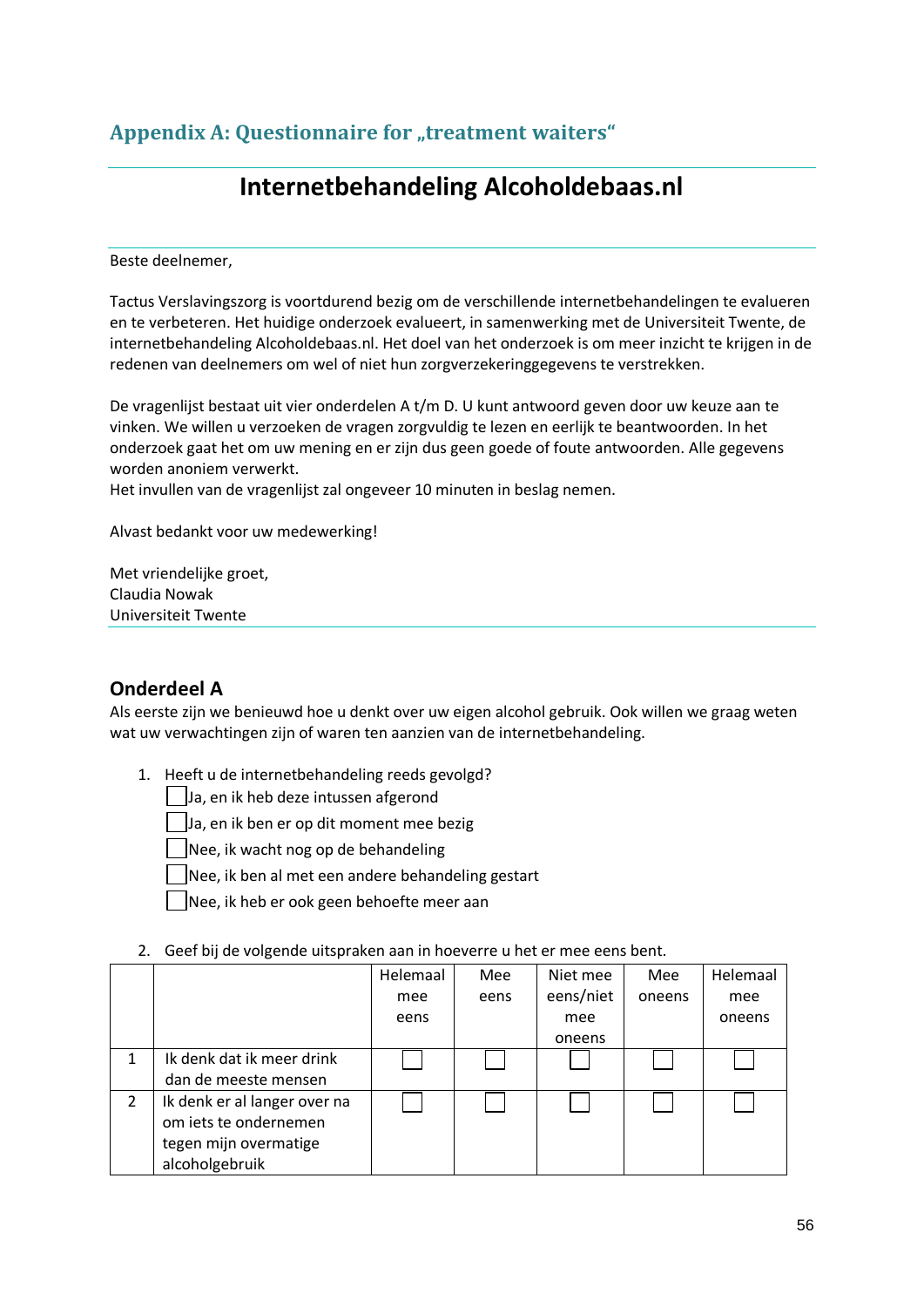## Appendix A: Questionnaire for „treatment waiters“

# Internetbehandeling Alcoholdebaas.nl

Beste deelnemer,

Tactus Verslavingszorg is voortdurend bezig om de verschillende internetbehandelingen te evalueren en te verbeteren. Het huidige onderzoek evalueert, in samenwerking met de Universiteit Twente, de internetbehandeling Alcoholdebaas.nl. Het doel van het onderzoek is om meer inzicht te krijgen in de redenen van deelnemers om wel of niet hun zorgverzekeringgegevens te verstrekken.

De vragenlijst bestaat uit vier onderdelen A t/m D. U kunt antwoord geven door uw keuze aan te vinken. We willen u verzoeken de vragen zorgvuldig te lezen en eerlijk te beantwoorden. In het onderzoek gaat het om uw mening en er zijn dus geen goede of foute antwoorden. Alle gegevens worden anoniem verwerkt.
Het invullen van de vragenlijst zal ongeveer 10 minuten in beslag nemen.

Alvast bedankt voor uw medewerking!

Met vriendelijke groet,
Claudia Nowak
Universiteit Twente

### Onderdeel A

Als eerste zijn we benieuwd hoe u denkt over uw eigen alcohol gebruik. Ook willen we graag weten wat uw verwachtingen zijn of waren ten aanzien van de internetbehandeling.

1. Heeft u de internetbehandeling reeds gevolgd?
   - ☐ Ja, en ik heb deze intussen afgerond
   - ☐ Ja, en ik ben er op dit moment mee bezig
   - ☐ Nee, ik wacht nog op de behandeling
   - ☐ Nee, ik ben al met een andere behandeling gestart
   - ☐ Nee, ik heb er ook geen behoefte meer aan

2. Geef bij de volgende uitspraken aan in hoeverre u het er mee eens bent.

| | | Helemaal mee eens | Mee eens | Niet mee eens/niet mee oneens | Mee oneens | Helemaal mee oneens |
|---|---|---|---|---|---|---|
| 1 | Ik denk dat ik meer drink dan de meeste mensen | ☐ | ☐ | ☐ | ☐ | ☐ |
| 2 | Ik denk er al langer over na om iets te ondernemen tegen mijn overmatige alcoholgebruik | ☐ | ☐ | ☐ | ☐ | ☐ |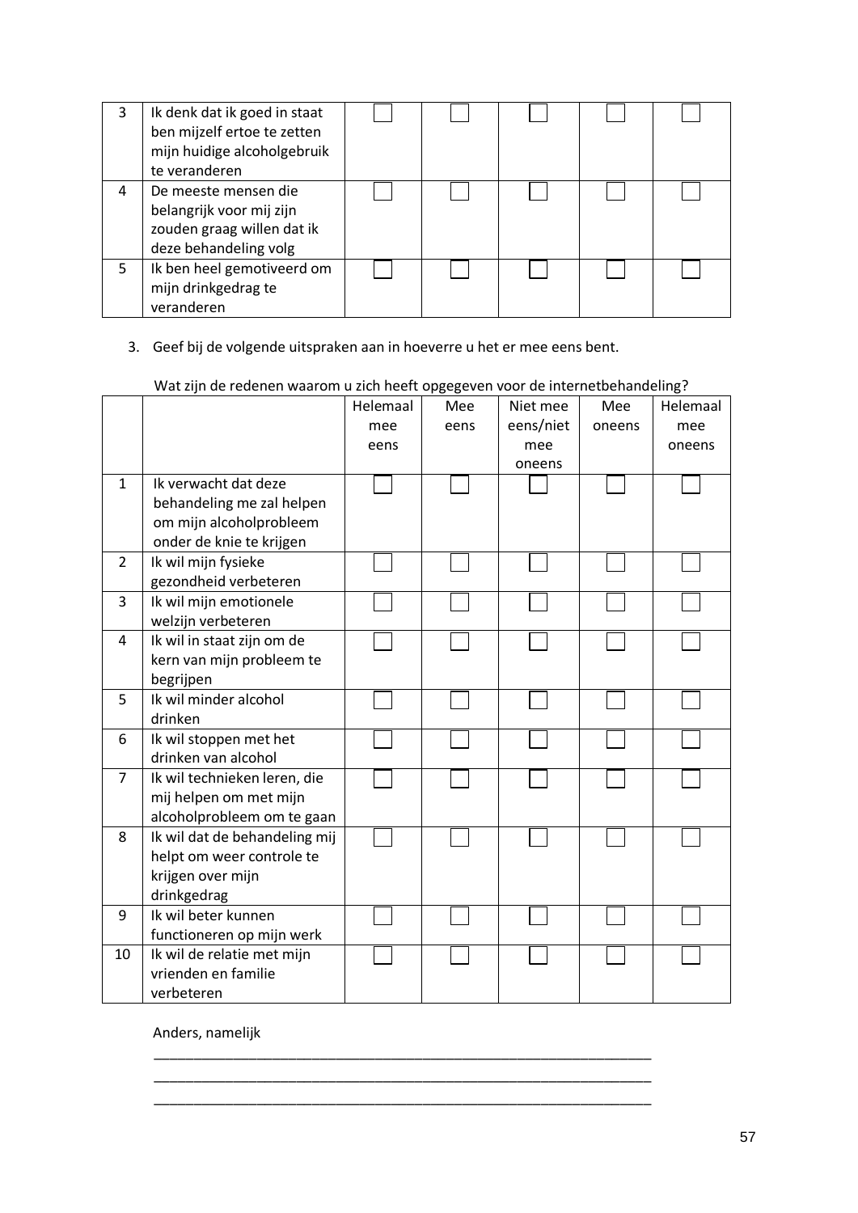| 3 | Ik denk dat ik goed in staat ben mijzelf ertoe te zetten mijn huidige alcoholgebruik te veranderen | ☐ | ☐ | ☐ | ☐ | ☐ |
|---|---|---|---|---|---|---|
| 4 | De meeste mensen die belangrijk voor mij zijn zouden graag willen dat ik deze behandeling volg | ☐ | ☐ | ☐ | ☐ | ☐ |
| 5 | Ik ben heel gemotiveerd om mijn drinkgedrag te veranderen | ☐ | ☐ | ☐ | ☐ | ☐ |

3. Geef bij de volgende uitspraken aan in hoeverre u het er mee eens bent.

Wat zijn de redenen waarom u zich heeft opgegeven voor de internetbehandeling?

| | | Helemaal mee eens | Mee eens | Niet mee eens/niet mee oneens | Mee oneens | Helemaal mee oneens |
|---|---|---|---|---|---|---|
| 1 | Ik verwacht dat deze behandeling me zal helpen om mijn alcoholprobleem onder de knie te krijgen | ☐ | ☐ | ☐ | ☐ | ☐ |
| 2 | Ik wil mijn fysieke gezondheid verbeteren | ☐ | ☐ | ☐ | ☐ | ☐ |
| 3 | Ik wil mijn emotionele welzijn verbeteren | ☐ | ☐ | ☐ | ☐ | ☐ |
| 4 | Ik wil in staat zijn om de kern van mijn probleem te begrijpen | ☐ | ☐ | ☐ | ☐ | ☐ |
| 5 | Ik wil minder alcohol drinken | ☐ | ☐ | ☐ | ☐ | ☐ |
| 6 | Ik wil stoppen met het drinken van alcohol | ☐ | ☐ | ☐ | ☐ | ☐ |
| 7 | Ik wil technieken leren, die mij helpen om met mijn alcoholprobleem om te gaan | ☐ | ☐ | ☐ | ☐ | ☐ |
| 8 | Ik wil dat de behandeling mij helpt om weer controle te krijgen over mijn drinkgedrag | ☐ | ☐ | ☐ | ☐ | ☐ |
| 9 | Ik wil beter kunnen functioneren op mijn werk | ☐ | ☐ | ☐ | ☐ | ☐ |
| 10 | Ik wil de relatie met mijn vrienden en familie verbeteren | ☐ | ☐ | ☐ | ☐ | ☐ |

Anders, namelijk

_______________________________________________________________

_______________________________________________________________

_______________________________________________________________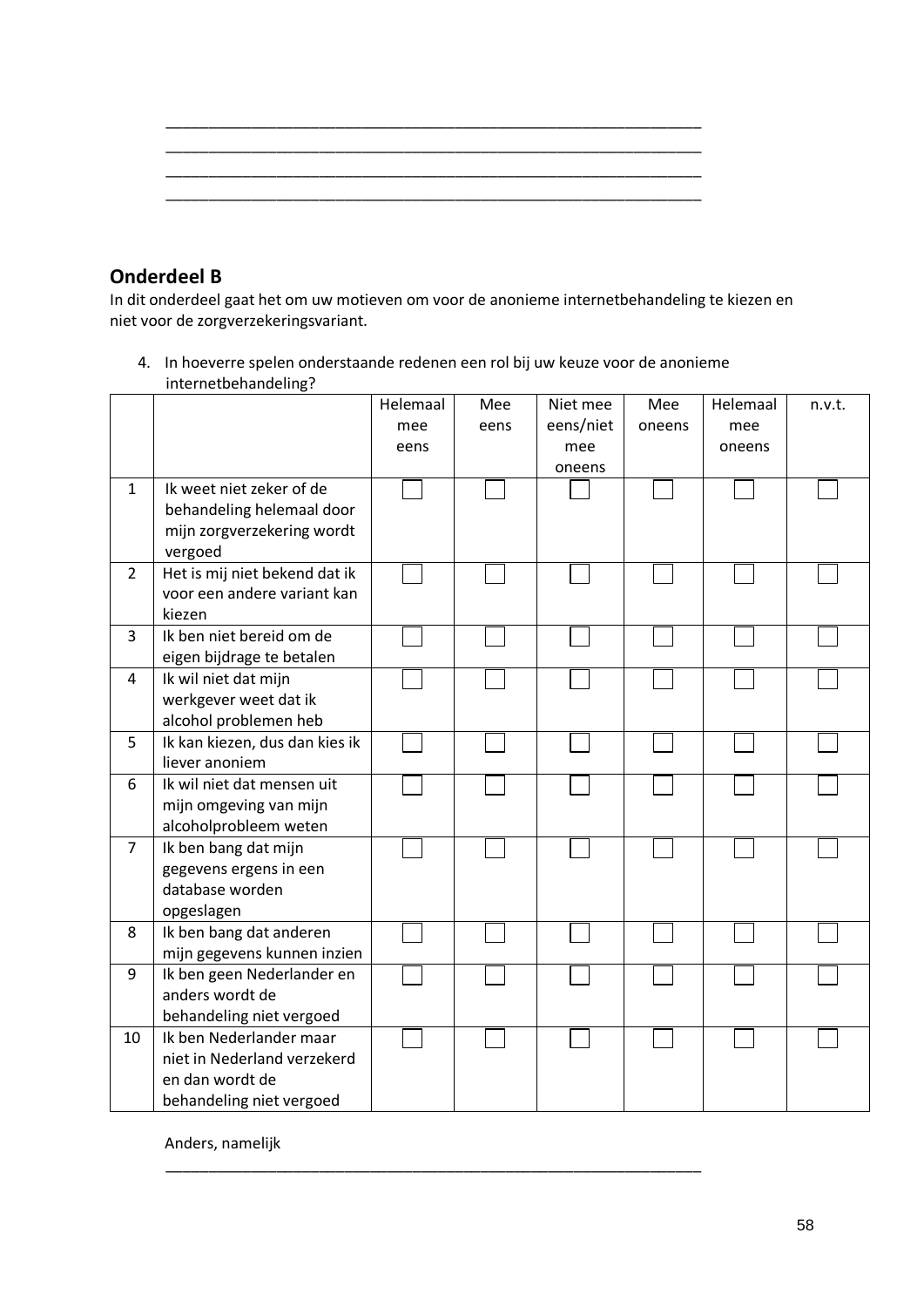\_\_\_\_\_\_\_\_\_\_\_\_\_\_\_\_\_\_\_\_\_\_\_\_\_\_\_\_\_\_\_\_\_\_\_\_\_\_\_\_\_\_\_\_\_\_\_\_\_\_\_\_\_\_\_\_\_\_\_\_\_\_\_\_
\_\_\_\_\_\_\_\_\_\_\_\_\_\_\_\_\_\_\_\_\_\_\_\_\_\_\_\_\_\_\_\_\_\_\_\_\_\_\_\_\_\_\_\_\_\_\_\_\_\_\_\_\_\_\_\_\_\_\_\_\_\_\_\_
\_\_\_\_\_\_\_\_\_\_\_\_\_\_\_\_\_\_\_\_\_\_\_\_\_\_\_\_\_\_\_\_\_\_\_\_\_\_\_\_\_\_\_\_\_\_\_\_\_\_\_\_\_\_\_\_\_\_\_\_\_\_\_\_
\_\_\_\_\_\_\_\_\_\_\_\_\_\_\_\_\_\_\_\_\_\_\_\_\_\_\_\_\_\_\_\_\_\_\_\_\_\_\_\_\_\_\_\_\_\_\_\_\_\_\_\_\_\_\_\_\_\_\_\_\_\_\_\_

## Onderdeel B

In dit onderdeel gaat het om uw motieven om voor de anonieme internetbehandeling te kiezen en niet voor de zorgverzekeringsvariant.

4. In hoeverre spelen onderstaande redenen een rol bij uw keuze voor de anonieme internetbehandeling?

| | | Helemaal mee eens | Mee eens | Niet mee eens/niet mee oneens | Mee oneens | Helemaal mee oneens | n.v.t. |
|---|---|---|---|---|---|---|---|
| 1 | Ik weet niet zeker of de behandeling helemaal door mijn zorgverzekering wordt vergoed | ☐ | ☐ | ☐ | ☐ | ☐ | ☐ |
| 2 | Het is mij niet bekend dat ik voor een andere variant kan kiezen | ☐ | ☐ | ☐ | ☐ | ☐ | ☐ |
| 3 | Ik ben niet bereid om de eigen bijdrage te betalen | ☐ | ☐ | ☐ | ☐ | ☐ | ☐ |
| 4 | Ik wil niet dat mijn werkgever weet dat ik alcohol problemen heb | ☐ | ☐ | ☐ | ☐ | ☐ | ☐ |
| 5 | Ik kan kiezen, dus dan kies ik liever anoniem | ☐ | ☐ | ☐ | ☐ | ☐ | ☐ |
| 6 | Ik wil niet dat mensen uit mijn omgeving van mijn alcoholprobleem weten | ☐ | ☐ | ☐ | ☐ | ☐ | ☐ |
| 7 | Ik ben bang dat mijn gegevens ergens in een database worden opgeslagen | ☐ | ☐ | ☐ | ☐ | ☐ | ☐ |
| 8 | Ik ben bang dat anderen mijn gegevens kunnen inzien | ☐ | ☐ | ☐ | ☐ | ☐ | ☐ |
| 9 | Ik ben geen Nederlander en anders wordt de behandeling niet vergoed | ☐ | ☐ | ☐ | ☐ | ☐ | ☐ |
| 10 | Ik ben Nederlander maar niet in Nederland verzekerd en dan wordt de behandeling niet vergoed | ☐ | ☐ | ☐ | ☐ | ☐ | ☐ |

Anders, namelijk

\_\_\_\_\_\_\_\_\_\_\_\_\_\_\_\_\_\_\_\_\_\_\_\_\_\_\_\_\_\_\_\_\_\_\_\_\_\_\_\_\_\_\_\_\_\_\_\_\_\_\_\_\_\_\_\_\_\_\_\_\_\_\_\_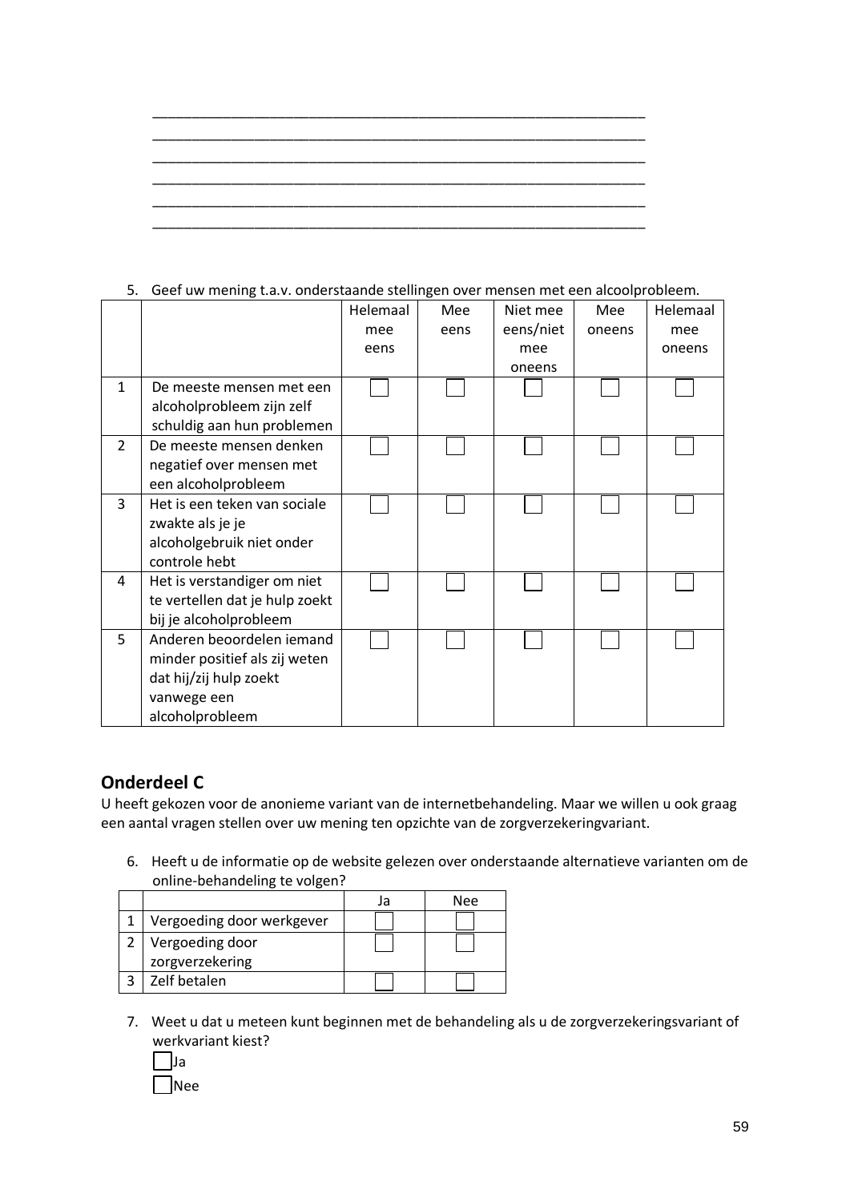\_\_\_\_\_\_\_\_\_\_\_\_\_\_\_\_\_\_\_\_\_\_\_\_\_\_\_\_\_\_\_\_\_\_\_\_\_\_\_\_\_\_\_\_\_\_\_\_\_\_\_\_\_\_\_\_\_\_\_\_
\_\_\_\_\_\_\_\_\_\_\_\_\_\_\_\_\_\_\_\_\_\_\_\_\_\_\_\_\_\_\_\_\_\_\_\_\_\_\_\_\_\_\_\_\_\_\_\_\_\_\_\_\_\_\_\_\_\_\_\_
\_\_\_\_\_\_\_\_\_\_\_\_\_\_\_\_\_\_\_\_\_\_\_\_\_\_\_\_\_\_\_\_\_\_\_\_\_\_\_\_\_\_\_\_\_\_\_\_\_\_\_\_\_\_\_\_\_\_\_\_
\_\_\_\_\_\_\_\_\_\_\_\_\_\_\_\_\_\_\_\_\_\_\_\_\_\_\_\_\_\_\_\_\_\_\_\_\_\_\_\_\_\_\_\_\_\_\_\_\_\_\_\_\_\_\_\_\_\_\_\_
\_\_\_\_\_\_\_\_\_\_\_\_\_\_\_\_\_\_\_\_\_\_\_\_\_\_\_\_\_\_\_\_\_\_\_\_\_\_\_\_\_\_\_\_\_\_\_\_\_\_\_\_\_\_\_\_\_\_\_\_
\_\_\_\_\_\_\_\_\_\_\_\_\_\_\_\_\_\_\_\_\_\_\_\_\_\_\_\_\_\_\_\_\_\_\_\_\_\_\_\_\_\_\_\_\_\_\_\_\_\_\_\_\_\_\_\_\_\_\_\_

5. Geef uw mening t.a.v. onderstaande stellingen over mensen met een alcoolprobleem.

| | | Helemaal mee eens | Mee eens | Niet mee eens/niet mee oneens | Mee oneens | Helemaal mee oneens |
|---|---|---|---|---|---|---|
| 1 | De meeste mensen met een alcoholprobleem zijn zelf schuldig aan hun problemen | ☐ | ☐ | ☐ | ☐ | ☐ |
| 2 | De meeste mensen denken negatief over mensen met een alcoholprobleem | ☐ | ☐ | ☐ | ☐ | ☐ |
| 3 | Het is een teken van sociale zwakte als je je alcoholgebruik niet onder controle hebt | ☐ | ☐ | ☐ | ☐ | ☐ |
| 4 | Het is verstandiger om niet te vertellen dat je hulp zoekt bij je alcoholprobleem | ☐ | ☐ | ☐ | ☐ | ☐ |
| 5 | Anderen beoordelen iemand minder positief als zij weten dat hij/zij hulp zoekt vanwege een alcoholprobleem | ☐ | ☐ | ☐ | ☐ | ☐ |

## Onderdeel C

U heeft gekozen voor de anonieme variant van de internetbehandeling. Maar we willen u ook graag een aantal vragen stellen over uw mening ten opzichte van de zorgverzekeringvariant.

6. Heeft u de informatie op de website gelezen over onderstaande alternatieve varianten om de online-behandeling te volgen?

| | | Ja | Nee |
|---|---|---|---|
| 1 | Vergoeding door werkgever | ☐ | ☐ |
| 2 | Vergoeding door zorgverzekering | ☐ | ☐ |
| 3 | Zelf betalen | ☐ | ☐ |

7. Weet u dat u meteen kunt beginnen met de behandeling als u de zorgverzekeringsvariant of werkvariant kiest?

   ☐ Ja
   ☐ Nee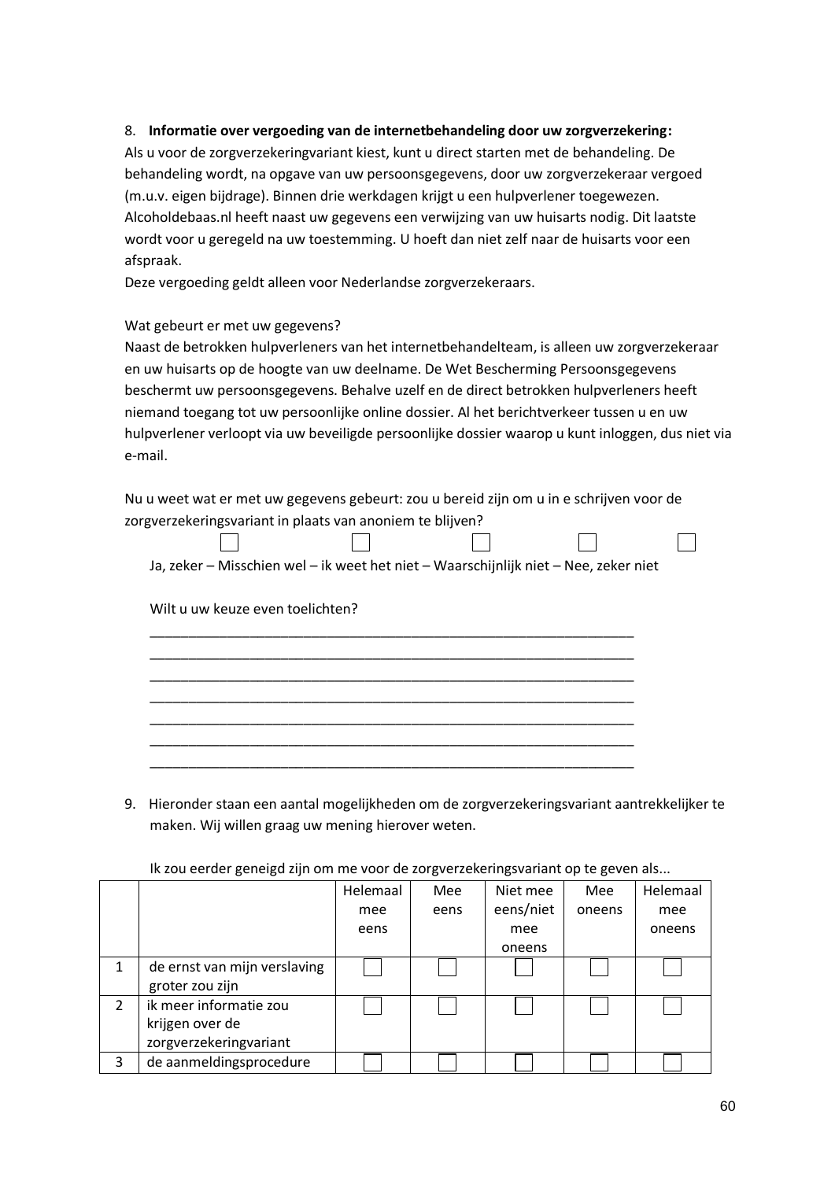8. **Informatie over vergoeding van de internetbehandeling door uw zorgverzekering:**
Als u voor de zorgverzekeringvariant kiest, kunt u direct starten met de behandeling. De behandeling wordt, na opgave van uw persoonsgegevens, door uw zorgverzekeraar vergoed (m.u.v. eigen bijdrage). Binnen drie werkdagen krijgt u een hulpverlener toegewezen. Alcoholdebaas.nl heeft naast uw gegevens een verwijzing van uw huisarts nodig. Dit laatste wordt voor u geregeld na uw toestemming. U hoeft dan niet zelf naar de huisarts voor een afspraak.
Deze vergoeding geldt alleen voor Nederlandse zorgverzekeraars.

Wat gebeurt er met uw gegevens?
Naast de betrokken hulpverleners van het internetbehandelteam, is alleen uw zorgverzekeraar en uw huisarts op de hoogte van uw deelname. De Wet Bescherming Persoonsgegevens beschermt uw persoonsgegevens. Behalve uzelf en de direct betrokken hulpverleners heeft niemand toegang tot uw persoonlijke online dossier. Al het berichtverkeer tussen u en uw hulpverlener verloopt via uw beveiligde persoonlijke dossier waarop u kunt inloggen, dus niet via e-mail.

Nu u weet wat er met uw gegevens gebeurt: zou u bereid zijn om u in e schrijven voor de zorgverzekeringsvariant in plaats van anoniem te blijven?

☐ ☐ ☐ ☐ ☐

Ja, zeker – Misschien wel – ik weet het niet – Waarschijnlijk niet – Nee, zeker niet

Wilt u uw keuze even toelichten?

_______________________________________________________________
_______________________________________________________________
_______________________________________________________________
_______________________________________________________________
_______________________________________________________________
_______________________________________________________________
_______________________________________________________________

9. Hieronder staan een aantal mogelijkheden om de zorgverzekeringsvariant aantrekkelijker te maken. Wij willen graag uw mening hierover weten.

Ik zou eerder geneigd zijn om me voor de zorgverzekeringsvariant op te geven als...

| | | Helemaal mee eens | Mee eens | Niet mee eens/niet mee oneens | Mee oneens | Helemaal mee oneens |
|---|---|---|---|---|---|---|
| 1 | de ernst van mijn verslaving groter zou zijn | ☐ | ☐ | ☐ | ☐ | ☐ |
| 2 | ik meer informatie zou krijgen over de zorgverzekeringvariant | ☐ | ☐ | ☐ | ☐ | ☐ |
| 3 | de aanmeldingsprocedure | ☐ | ☐ | ☐ | ☐ | ☐ |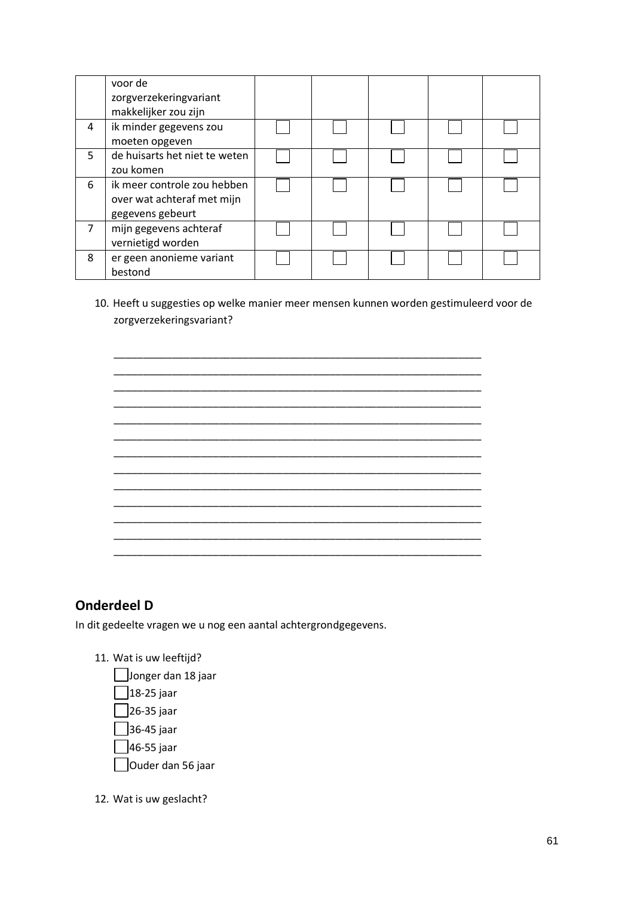| | | | | | | |
|---|---|---|---|---|---|---|
| | voor de zorgverzekeringvariant makkelijker zou zijn | | | | | |
| 4 | ik minder gegevens zou moeten opgeven | ☐ | ☐ | ☐ | ☐ | ☐ |
| 5 | de huisarts het niet te weten zou komen | ☐ | ☐ | ☐ | ☐ | ☐ |
| 6 | ik meer controle zou hebben over wat achteraf met mijn gegevens gebeurt | ☐ | ☐ | ☐ | ☐ | ☐ |
| 7 | mijn gegevens achteraf vernietigd worden | ☐ | ☐ | ☐ | ☐ | ☐ |
| 8 | er geen anonieme variant bestond | ☐ | ☐ | ☐ | ☐ | ☐ |

10. Heeft u suggesties op welke manier meer mensen kunnen worden gestimuleerd voor de zorgverzekeringsvariant?

_________________________________________________________________
_________________________________________________________________
_________________________________________________________________
_________________________________________________________________
_________________________________________________________________
_________________________________________________________________
_________________________________________________________________
_________________________________________________________________
_________________________________________________________________
_________________________________________________________________
_________________________________________________________________
_________________________________________________________________
_________________________________________________________________

## Onderdeel D

In dit gedeelte vragen we u nog een aantal achtergrondgegevens.

11. Wat is uw leeftijd?
    - ☐ Jonger dan 18 jaar
    - ☐ 18-25 jaar
    - ☐ 26-35 jaar
    - ☐ 36-45 jaar
    - ☐ 46-55 jaar
    - ☐ Ouder dan 56 jaar

12. Wat is uw geslacht?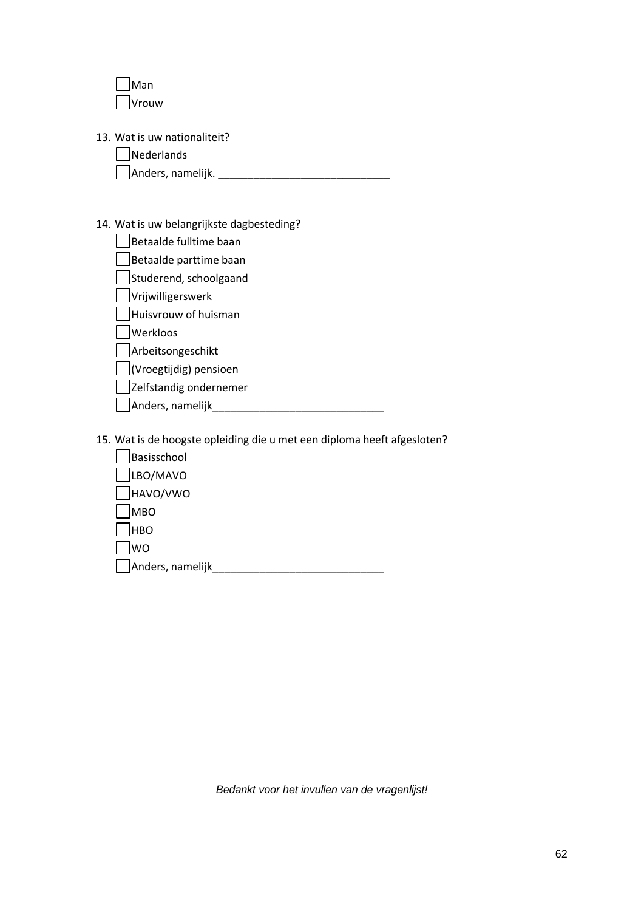- [ ] Man
- [ ] Vrouw

13. Wat is uw nationaliteit?
    - [ ] Nederlands
    - [ ] Anders, namelijk. ____________________________

14. Wat is uw belangrijkste dagbesteding?
    - [ ] Betaalde fulltime baan
    - [ ] Betaalde parttime baan
    - [ ] Studerend, schoolgaand
    - [ ] Vrijwilligerswerk
    - [ ] Huisvrouw of huisman
    - [ ] Werkloos
    - [ ] Arbeitsongeschikt
    - [ ] (Vroegtijdig) pensioen
    - [ ] Zelfstandig ondernemer
    - [ ] Anders, namelijk____________________________

15. Wat is de hoogste opleiding die u met een diploma heeft afgesloten?
    - [ ] Basisschool
    - [ ] LBO/MAVO
    - [ ] HAVO/VWO
    - [ ] MBO
    - [ ] HBO
    - [ ] WO
    - [ ] Anders, namelijk____________________________

*Bedankt voor het invullen van de vragenlijst!*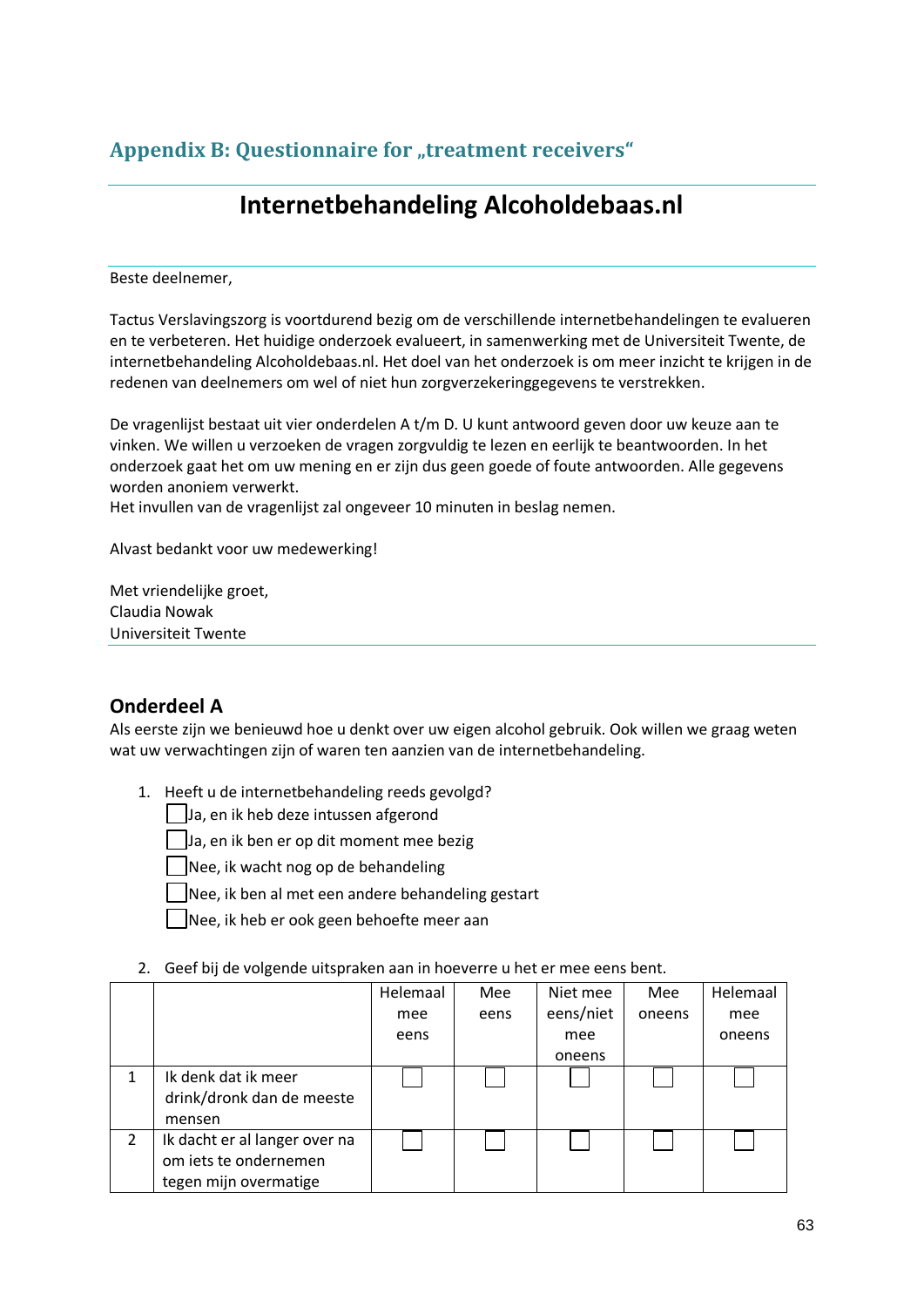## Appendix B: Questionnaire for „treatment receivers“

# Internetbehandeling Alcoholdebaas.nl

Beste deelnemer,

Tactus Verslavingszorg is voortdurend bezig om de verschillende internetbehandelingen te evalueren en te verbeteren. Het huidige onderzoek evalueert, in samenwerking met de Universiteit Twente, de internetbehandeling Alcoholdebaas.nl. Het doel van het onderzoek is om meer inzicht te krijgen in de redenen van deelnemers om wel of niet hun zorgverzekeringgegevens te verstrekken.

De vragenlijst bestaat uit vier onderdelen A t/m D. U kunt antwoord geven door uw keuze aan te vinken. We willen u verzoeken de vragen zorgvuldig te lezen en eerlijk te beantwoorden. In het onderzoek gaat het om uw mening en er zijn dus geen goede of foute antwoorden. Alle gegevens worden anoniem verwerkt.
Het invullen van de vragenlijst zal ongeveer 10 minuten in beslag nemen.

Alvast bedankt voor uw medewerking!

Met vriendelijke groet,
Claudia Nowak
Universiteit Twente

## Onderdeel A

Als eerste zijn we benieuwd hoe u denkt over uw eigen alcohol gebruik. Ook willen we graag weten wat uw verwachtingen zijn of waren ten aanzien van de internetbehandeling.

1. Heeft u de internetbehandeling reeds gevolgd?
   - ☐ Ja, en ik heb deze intussen afgerond
   - ☐ Ja, en ik ben er op dit moment mee bezig
   - ☐ Nee, ik wacht nog op de behandeling
   - ☐ Nee, ik ben al met een andere behandeling gestart
   - ☐ Nee, ik heb er ook geen behoefte meer aan

2. Geef bij de volgende uitspraken aan in hoeverre u het er mee eens bent.

| | | Helemaal mee eens | Mee eens | Niet mee eens/niet mee oneens | Mee oneens | Helemaal mee oneens |
|---|---|---|---|---|---|---|
| 1 | Ik denk dat ik meer drink/dronk dan de meeste mensen | ☐ | ☐ | ☐ | ☐ | ☐ |
| 2 | Ik dacht er al langer over na om iets te ondernemen tegen mijn overmatige | ☐ | ☐ | ☐ | ☐ | ☐ |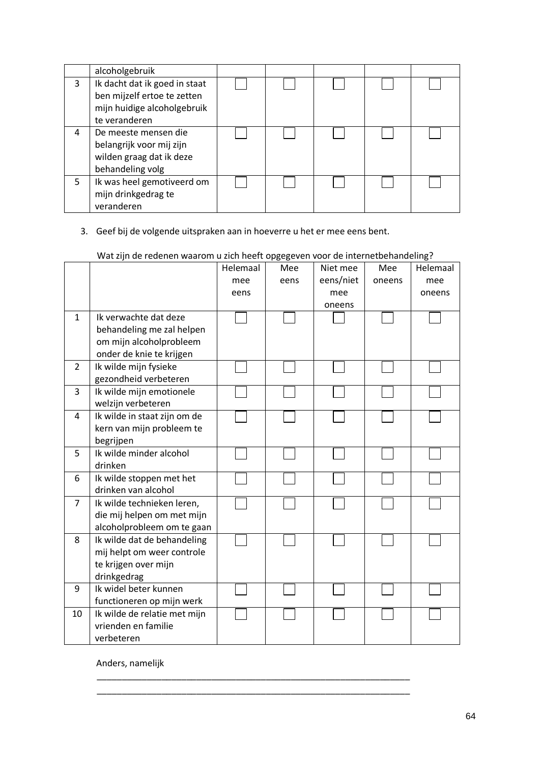|  | alcoholgebruik |  |  |  |  |  |
|---|---|---|---|---|---|---|
| 3 | Ik dacht dat ik goed in staat ben mijzelf ertoe te zetten mijn huidige alcoholgebruik te veranderen | ☐ | ☐ | ☐ | ☐ | ☐ |
| 4 | De meeste mensen die belangrijk voor mij zijn wilden graag dat ik deze behandeling volg | ☐ | ☐ | ☐ | ☐ | ☐ |
| 5 | Ik was heel gemotiveerd om mijn drinkgedrag te veranderen | ☐ | ☐ | ☐ | ☐ | ☐ |

3. Geef bij de volgende uitspraken aan in hoeverre u het er mee eens bent.

Wat zijn de redenen waarom u zich heeft opgegeven voor de internetbehandeling?

|  |  | Helemaal mee eens | Mee eens | Niet mee eens/niet mee oneens | Mee oneens | Helemaal mee oneens |
|---|---|---|---|---|---|---|
| 1 | Ik verwachte dat deze behandeling me zal helpen om mijn alcoholprobleem onder de knie te krijgen | ☐ | ☐ | ☐ | ☐ | ☐ |
| 2 | Ik wilde mijn fysieke gezondheid verbeteren | ☐ | ☐ | ☐ | ☐ | ☐ |
| 3 | Ik wilde mijn emotionele welzijn verbeteren | ☐ | ☐ | ☐ | ☐ | ☐ |
| 4 | Ik wilde in staat zijn om de kern van mijn probleem te begrijpen | ☐ | ☐ | ☐ | ☐ | ☐ |
| 5 | Ik wilde minder alcohol drinken | ☐ | ☐ | ☐ | ☐ | ☐ |
| 6 | Ik wilde stoppen met het drinken van alcohol | ☐ | ☐ | ☐ | ☐ | ☐ |
| 7 | Ik wilde technieken leren, die mij helpen om met mijn alcoholprobleem om te gaan | ☐ | ☐ | ☐ | ☐ | ☐ |
| 8 | Ik wilde dat de behandeling mij helpt om weer controle te krijgen over mijn drinkgedrag | ☐ | ☐ | ☐ | ☐ | ☐ |
| 9 | Ik widel beter kunnen functioneren op mijn werk | ☐ | ☐ | ☐ | ☐ | ☐ |
| 10 | Ik wilde de relatie met mijn vrienden en familie verbeteren | ☐ | ☐ | ☐ | ☐ | ☐ |

Anders, namelijk

_______________________________________________________________

_______________________________________________________________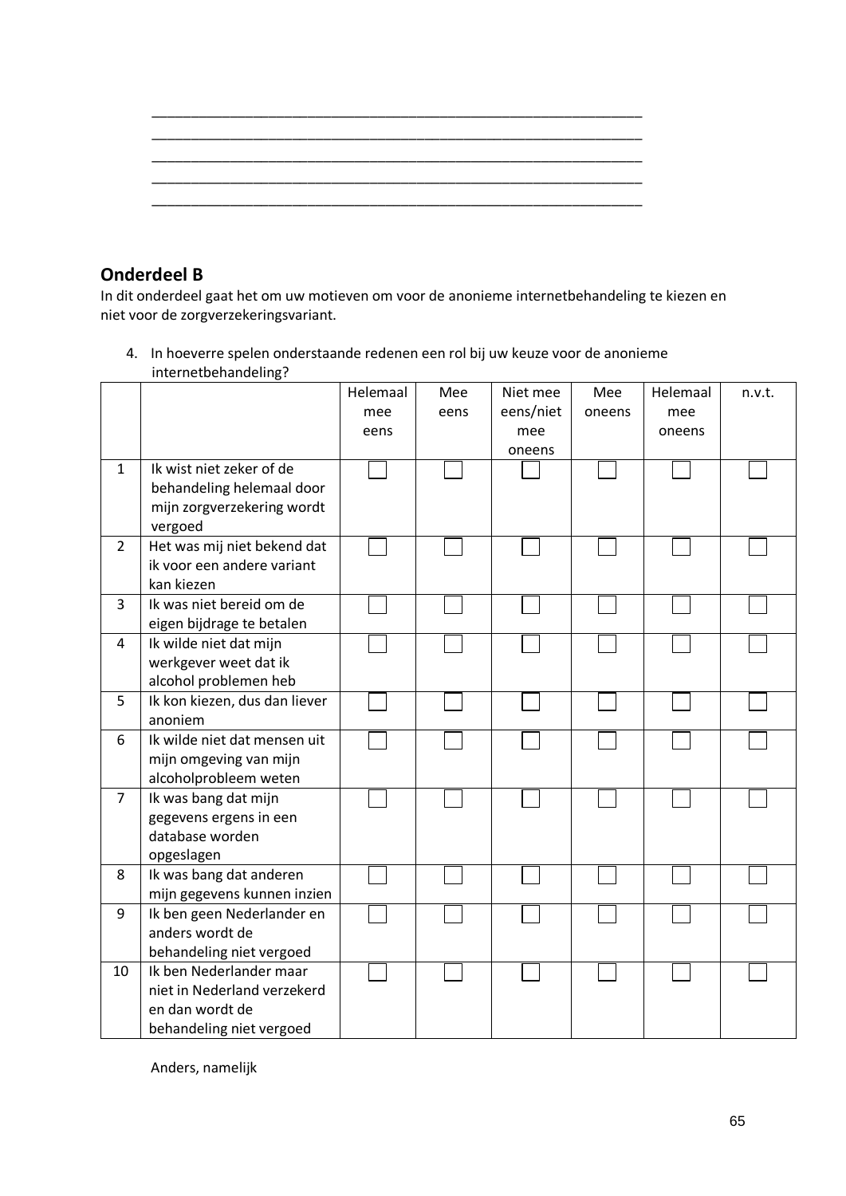\_\_\_\_\_\_\_\_\_\_\_\_\_\_\_\_\_\_\_\_\_\_\_\_\_\_\_\_\_\_\_\_\_\_\_\_\_\_\_\_\_\_\_\_\_\_\_\_\_\_\_\_\_\_\_\_\_\_\_\_\_\_\_\_
\_\_\_\_\_\_\_\_\_\_\_\_\_\_\_\_\_\_\_\_\_\_\_\_\_\_\_\_\_\_\_\_\_\_\_\_\_\_\_\_\_\_\_\_\_\_\_\_\_\_\_\_\_\_\_\_\_\_\_\_\_\_\_\_
\_\_\_\_\_\_\_\_\_\_\_\_\_\_\_\_\_\_\_\_\_\_\_\_\_\_\_\_\_\_\_\_\_\_\_\_\_\_\_\_\_\_\_\_\_\_\_\_\_\_\_\_\_\_\_\_\_\_\_\_\_\_\_\_
\_\_\_\_\_\_\_\_\_\_\_\_\_\_\_\_\_\_\_\_\_\_\_\_\_\_\_\_\_\_\_\_\_\_\_\_\_\_\_\_\_\_\_\_\_\_\_\_\_\_\_\_\_\_\_\_\_\_\_\_\_\_\_\_
\_\_\_\_\_\_\_\_\_\_\_\_\_\_\_\_\_\_\_\_\_\_\_\_\_\_\_\_\_\_\_\_\_\_\_\_\_\_\_\_\_\_\_\_\_\_\_\_\_\_\_\_\_\_\_\_\_\_\_\_\_\_\_\_

## Onderdeel B

In dit onderdeel gaat het om uw motieven om voor de anonieme internetbehandeling te kiezen en niet voor de zorgverzekeringsvariant.

4. In hoeverre spelen onderstaande redenen een rol bij uw keuze voor de anonieme internetbehandeling?

| | | Helemaal mee eens | Mee eens | Niet mee eens/niet mee oneens | Mee oneens | Helemaal mee oneens | n.v.t. |
|---|---|---|---|---|---|---|---|
| 1 | Ik wist niet zeker of de behandeling helemaal door mijn zorgverzekering wordt vergoed | ☐ | ☐ | ☐ | ☐ | ☐ | ☐ |
| 2 | Het was mij niet bekend dat ik voor een andere variant kan kiezen | ☐ | ☐ | ☐ | ☐ | ☐ | ☐ |
| 3 | Ik was niet bereid om de eigen bijdrage te betalen | ☐ | ☐ | ☐ | ☐ | ☐ | ☐ |
| 4 | Ik wilde niet dat mijn werkgever weet dat ik alcohol problemen heb | ☐ | ☐ | ☐ | ☐ | ☐ | ☐ |
| 5 | Ik kon kiezen, dus dan liever anoniem | ☐ | ☐ | ☐ | ☐ | ☐ | ☐ |
| 6 | Ik wilde niet dat mensen uit mijn omgeving van mijn alcoholprobleem weten | ☐ | ☐ | ☐ | ☐ | ☐ | ☐ |
| 7 | Ik was bang dat mijn gegevens ergens in een database worden opgeslagen | ☐ | ☐ | ☐ | ☐ | ☐ | ☐ |
| 8 | Ik was bang dat anderen mijn gegevens kunnen inzien | ☐ | ☐ | ☐ | ☐ | ☐ | ☐ |
| 9 | Ik ben geen Nederlander en anders wordt de behandeling niet vergoed | ☐ | ☐ | ☐ | ☐ | ☐ | ☐ |
| 10 | Ik ben Nederlander maar niet in Nederland verzekerd en dan wordt de behandeling niet vergoed | ☐ | ☐ | ☐ | ☐ | ☐ | ☐ |

Anders, namelijk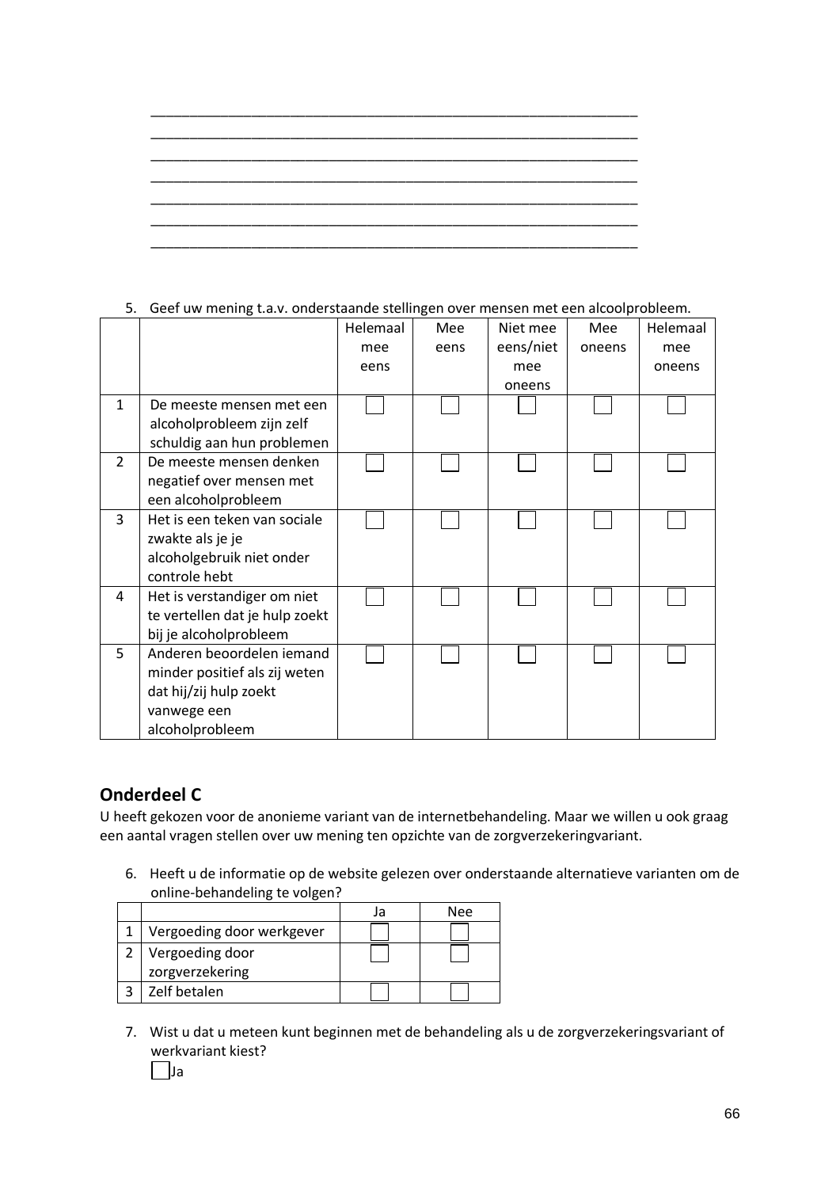\_\_\_\_\_\_\_\_\_\_\_\_\_\_\_\_\_\_\_\_\_\_\_\_\_\_\_\_\_\_\_\_\_\_\_\_\_\_\_\_\_\_\_\_\_\_\_\_\_\_\_\_\_\_\_\_\_\_\_\_\_\_\_\_
\_\_\_\_\_\_\_\_\_\_\_\_\_\_\_\_\_\_\_\_\_\_\_\_\_\_\_\_\_\_\_\_\_\_\_\_\_\_\_\_\_\_\_\_\_\_\_\_\_\_\_\_\_\_\_\_\_\_\_\_\_\_\_\_
\_\_\_\_\_\_\_\_\_\_\_\_\_\_\_\_\_\_\_\_\_\_\_\_\_\_\_\_\_\_\_\_\_\_\_\_\_\_\_\_\_\_\_\_\_\_\_\_\_\_\_\_\_\_\_\_\_\_\_\_\_\_\_\_
\_\_\_\_\_\_\_\_\_\_\_\_\_\_\_\_\_\_\_\_\_\_\_\_\_\_\_\_\_\_\_\_\_\_\_\_\_\_\_\_\_\_\_\_\_\_\_\_\_\_\_\_\_\_\_\_\_\_\_\_\_\_\_\_
\_\_\_\_\_\_\_\_\_\_\_\_\_\_\_\_\_\_\_\_\_\_\_\_\_\_\_\_\_\_\_\_\_\_\_\_\_\_\_\_\_\_\_\_\_\_\_\_\_\_\_\_\_\_\_\_\_\_\_\_\_\_\_\_
\_\_\_\_\_\_\_\_\_\_\_\_\_\_\_\_\_\_\_\_\_\_\_\_\_\_\_\_\_\_\_\_\_\_\_\_\_\_\_\_\_\_\_\_\_\_\_\_\_\_\_\_\_\_\_\_\_\_\_\_\_\_\_\_
\_\_\_\_\_\_\_\_\_\_\_\_\_\_\_\_\_\_\_\_\_\_\_\_\_\_\_\_\_\_\_\_\_\_\_\_\_\_\_\_\_\_\_\_\_\_\_\_\_\_\_\_\_\_\_\_\_\_\_\_\_\_\_\_

5. Geef uw mening t.a.v. onderstaande stellingen over mensen met een alcoolprobleem.

| | | Helemaal mee eens | Mee eens | Niet mee eens/niet mee oneens | Mee oneens | Helemaal mee oneens |
|---|---|---|---|---|---|---|
| 1 | De meeste mensen met een alcoholprobleem zijn zelf schuldig aan hun problemen | ☐ | ☐ | ☐ | ☐ | ☐ |
| 2 | De meeste mensen denken negatief over mensen met een alcoholprobleem | ☐ | ☐ | ☐ | ☐ | ☐ |
| 3 | Het is een teken van sociale zwakte als je je alcoholgebruik niet onder controle hebt | ☐ | ☐ | ☐ | ☐ | ☐ |
| 4 | Het is verstandiger om niet te vertellen dat je hulp zoekt bij je alcoholprobleem | ☐ | ☐ | ☐ | ☐ | ☐ |
| 5 | Anderen beoordelen iemand minder positief als zij weten dat hij/zij hulp zoekt vanwege een alcoholprobleem | ☐ | ☐ | ☐ | ☐ | ☐ |

## Onderdeel C

U heeft gekozen voor de anonieme variant van de internetbehandeling. Maar we willen u ook graag een aantal vragen stellen over uw mening ten opzichte van de zorgverzekeringvariant.

6. Heeft u de informatie op de website gelezen over onderstaande alternatieve varianten om de online-behandeling te volgen?

| | | Ja | Nee |
|---|---|---|---|
| 1 | Vergoeding door werkgever | ☐ | ☐ |
| 2 | Vergoeding door zorgverzekering | ☐ | ☐ |
| 3 | Zelf betalen | ☐ | ☐ |

7. Wist u dat u meteen kunt beginnen met de behandeling als u de zorgverzekeringsvariant of werkvariant kiest?

   ☐ Ja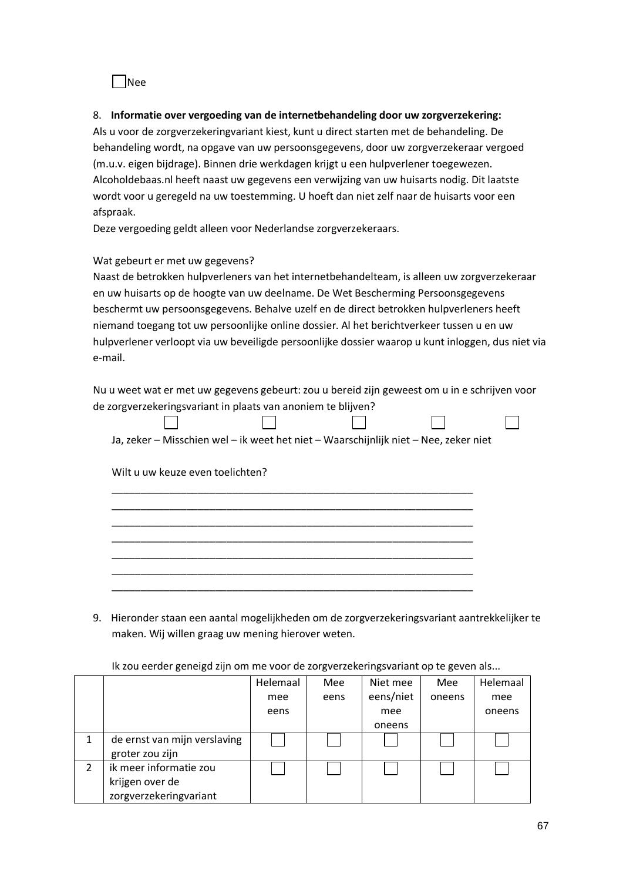☐ Nee

8. **Informatie over vergoeding van de internetbehandeling door uw zorgverzekering:**
Als u voor de zorgverzekeringvariant kiest, kunt u direct starten met de behandeling. De behandeling wordt, na opgave van uw persoonsgegevens, door uw zorgverzekeraar vergoed (m.u.v. eigen bijdrage). Binnen drie werkdagen krijgt u een hulpverlener toegewezen. Alcoholdebaas.nl heeft naast uw gegevens een verwijzing van uw huisarts nodig. Dit laatste wordt voor u geregeld na uw toestemming. U hoeft dan niet zelf naar de huisarts voor een afspraak.
Deze vergoeding geldt alleen voor Nederlandse zorgverzekeraars.

Wat gebeurt er met uw gegevens?
Naast de betrokken hulpverleners van het internetbehandelteam, is alleen uw zorgverzekeraar en uw huisarts op de hoogte van uw deelname. De Wet Bescherming Persoonsgegevens beschermt uw persoonsgegevens. Behalve uzelf en de direct betrokken hulpverleners heeft niemand toegang tot uw persoonlijke online dossier. Al het berichtverkeer tussen u en uw hulpverlener verloopt via uw beveiligde persoonlijke dossier waarop u kunt inloggen, dus niet via e-mail.

Nu u weet wat er met uw gegevens gebeurt: zou u bereid zijn geweest om u in e schrijven voor de zorgverzekeringsvariant in plaats van anoniem te blijven?

☐ ☐ ☐ ☐ ☐

Ja, zeker – Misschien wel – ik weet het niet – Waarschijnlijk niet – Nee, zeker niet

Wilt u uw keuze even toelichten?

_______________________________________________________________
_______________________________________________________________
_______________________________________________________________
_______________________________________________________________
_______________________________________________________________
_______________________________________________________________
_______________________________________________________________

9. Hieronder staan een aantal mogelijkheden om de zorgverzekeringsvariant aantrekkelijker te maken. Wij willen graag uw mening hierover weten.

Ik zou eerder geneigd zijn om me voor de zorgverzekeringsvariant op te geven als...

| | | Helemaal mee eens | Mee eens | Niet mee eens/niet mee oneens | Mee oneens | Helemaal mee oneens |
|---|---|---|---|---|---|---|
| 1 | de ernst van mijn verslaving groter zou zijn | ☐ | ☐ | ☐ | ☐ | ☐ |
| 2 | ik meer informatie zou krijgen over de zorgverzekeringvariant | ☐ | ☐ | ☐ | ☐ | ☐ |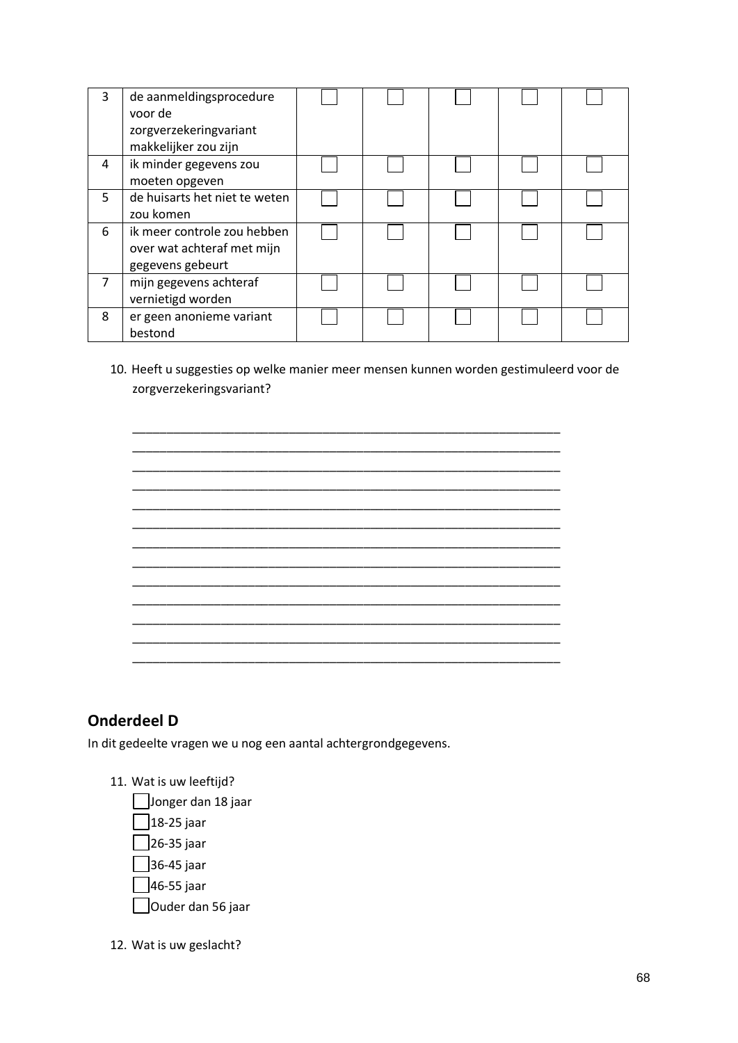| | | | | | | |
|---|---|---|---|---|---|---|
| 3 | de aanmeldingsprocedure voor de zorgverzekeringvariant makkelijker zou zijn | ☐ | ☐ | ☐ | ☐ | ☐ |
| 4 | ik minder gegevens zou moeten opgeven | ☐ | ☐ | ☐ | ☐ | ☐ |
| 5 | de huisarts het niet te weten zou komen | ☐ | ☐ | ☐ | ☐ | ☐ |
| 6 | ik meer controle zou hebben over wat achteraf met mijn gegevens gebeurt | ☐ | ☐ | ☐ | ☐ | ☐ |
| 7 | mijn gegevens achteraf vernietigd worden | ☐ | ☐ | ☐ | ☐ | ☐ |
| 8 | er geen anonieme variant bestond | ☐ | ☐ | ☐ | ☐ | ☐ |

10. Heeft u suggesties op welke manier meer mensen kunnen worden gestimuleerd voor de zorgverzekeringsvariant?

_________________________________________________________________
_________________________________________________________________
_________________________________________________________________
_________________________________________________________________
_________________________________________________________________
_________________________________________________________________
_________________________________________________________________
_________________________________________________________________
_________________________________________________________________
_________________________________________________________________
_________________________________________________________________
_________________________________________________________________
_________________________________________________________________

## Onderdeel D

In dit gedeelte vragen we u nog een aantal achtergrondgegevens.

11. Wat is uw leeftijd?
    - ☐ Jonger dan 18 jaar
    - ☐ 18-25 jaar
    - ☐ 26-35 jaar
    - ☐ 36-45 jaar
    - ☐ 46-55 jaar
    - ☐ Ouder dan 56 jaar

12. Wat is uw geslacht?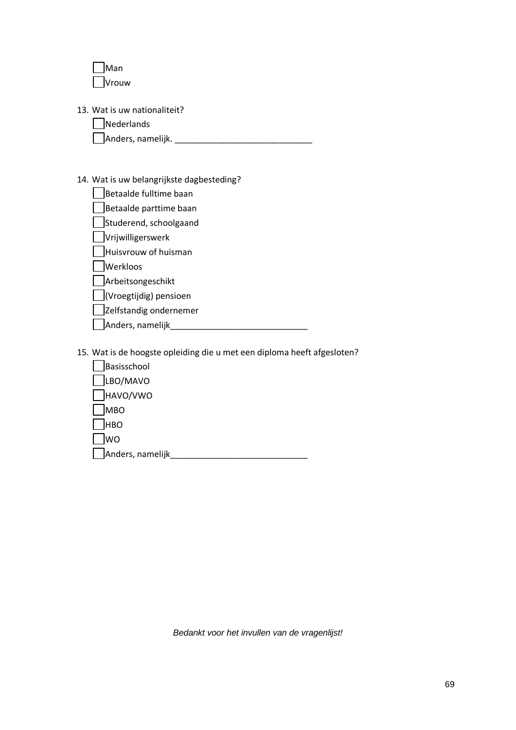- [ ] Man
- [ ] Vrouw

13. Wat is uw nationaliteit?
    - [ ] Nederlands
    - [ ] Anders, namelijk. _____________________________

14. Wat is uw belangrijkste dagbesteding?
    - [ ] Betaalde fulltime baan
    - [ ] Betaalde parttime baan
    - [ ] Studerend, schoolgaand
    - [ ] Vrijwilligerswerk
    - [ ] Huisvrouw of huisman
    - [ ] Werkloos
    - [ ] Arbeitsongeschikt
    - [ ] (Vroegtijdig) pensioen
    - [ ] Zelfstandig ondernemer
    - [ ] Anders, namelijk_____________________________

15. Wat is de hoogste opleiding die u met een diploma heeft afgesloten?
    - [ ] Basisschool
    - [ ] LBO/MAVO
    - [ ] HAVO/VWO
    - [ ] MBO
    - [ ] HBO
    - [ ] WO
    - [ ] Anders, namelijk_____________________________

*Bedankt voor het invullen van de vragenlijst!*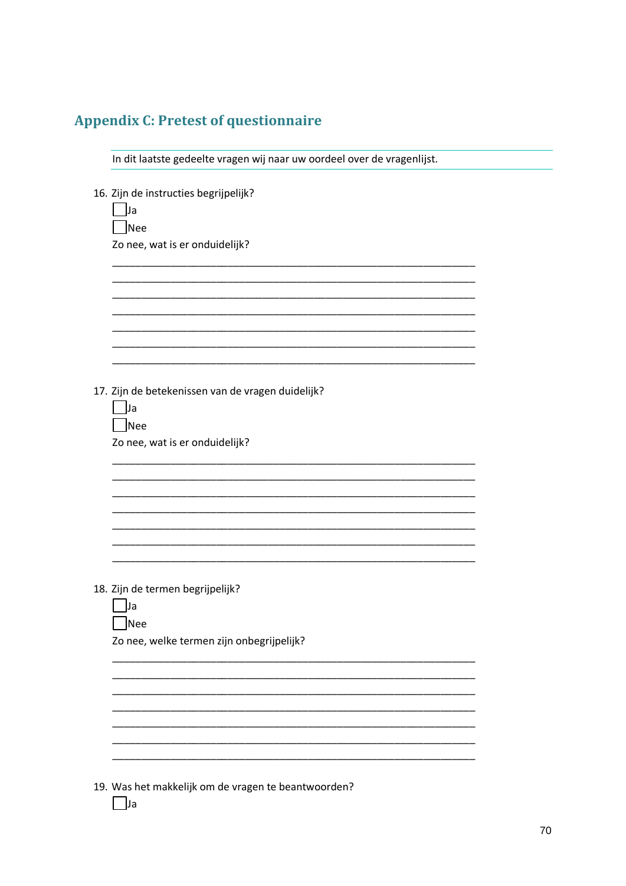## Appendix C: Pretest of questionnaire

In dit laatste gedeelte vragen wij naar uw oordeel over de vragenlijst.

16. Zijn de instructies begrijpelijk?
   - ☐ Ja
   - ☐ Nee

   Zo nee, wat is er onduidelijk?

   ______________________________________________________________________
   ______________________________________________________________________
   ______________________________________________________________________
   ______________________________________________________________________
   ______________________________________________________________________
   ______________________________________________________________________
   ______________________________________________________________________

17. Zijn de betekenissen van de vragen duidelijk?
   - ☐ Ja
   - ☐ Nee

   Zo nee, wat is er onduidelijk?

   ______________________________________________________________________
   ______________________________________________________________________
   ______________________________________________________________________
   ______________________________________________________________________
   ______________________________________________________________________
   ______________________________________________________________________
   ______________________________________________________________________

18. Zijn de termen begrijpelijk?
   - ☐ Ja
   - ☐ Nee

   Zo nee, welke termen zijn onbegrijpelijk?

   ______________________________________________________________________
   ______________________________________________________________________
   ______________________________________________________________________
   ______________________________________________________________________
   ______________________________________________________________________
   ______________________________________________________________________
   ______________________________________________________________________

19. Was het makkelijk om de vragen te beantwoorden?
   - ☐ Ja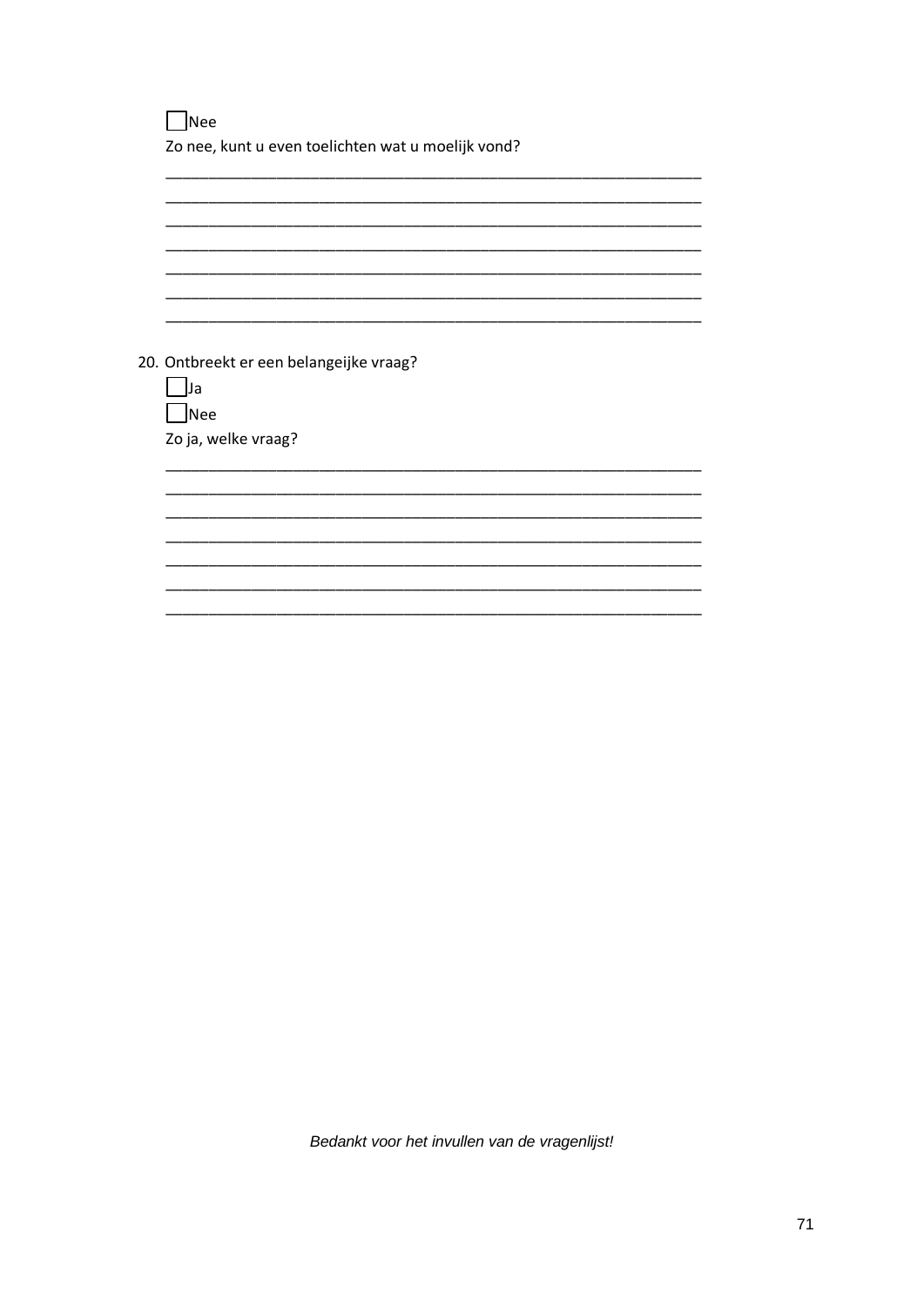- [ ] Nee

Zo nee, kunt u even toelichten wat u moeilijk vond?

________________________________________________________________
________________________________________________________________
________________________________________________________________
________________________________________________________________
________________________________________________________________
________________________________________________________________
________________________________________________________________

20. Ontbreekt er een belangeijke vraag?

- [ ] Ja
- [ ] Nee

Zo ja, welke vraag?

________________________________________________________________
________________________________________________________________
________________________________________________________________
________________________________________________________________
________________________________________________________________
________________________________________________________________
________________________________________________________________

*Bedankt voor het invullen van de vragenlijst!*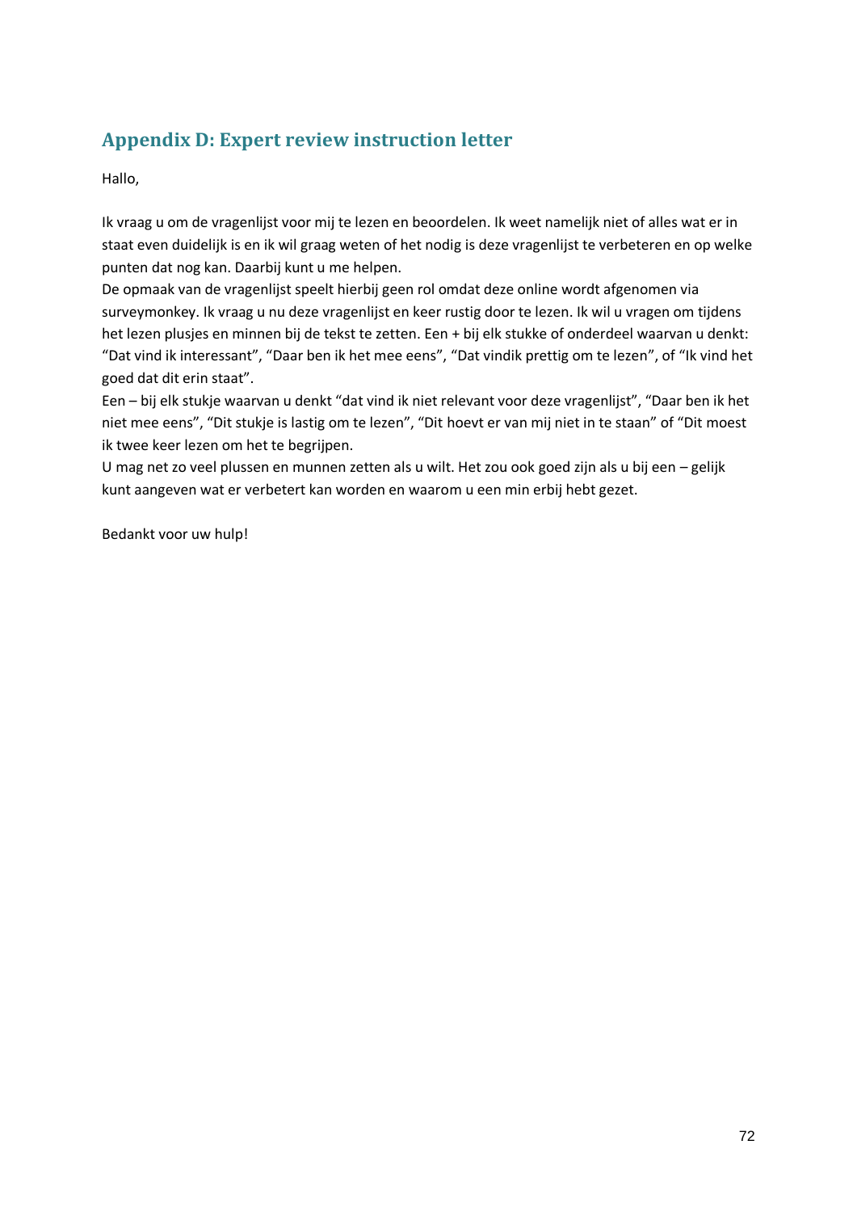## Appendix D: Expert review instruction letter

Hallo,

Ik vraag u om de vragenlijst voor mij te lezen en beoordelen. Ik weet namelijk niet of alles wat er in staat even duidelijk is en ik wil graag weten of het nodig is deze vragenlijst te verbeteren en op welke punten dat nog kan. Daarbij kunt u me helpen.
De opmaak van de vragenlijst speelt hierbij geen rol omdat deze online wordt afgenomen via surveymonkey. Ik vraag u nu deze vragenlijst en keer rustig door te lezen. Ik wil u vragen om tijdens het lezen plusjes en minnen bij de tekst te zetten. Een + bij elk stukke of onderdeel waarvan u denkt: "Dat vind ik interessant", "Daar ben ik het mee eens", "Dat vindik prettig om te lezen", of "Ik vind het goed dat dit erin staat".
Een – bij elk stukje waarvan u denkt "dat vind ik niet relevant voor deze vragenlijst", "Daar ben ik het niet mee eens", "Dit stukje is lastig om te lezen", "Dit hoevt er van mij niet in te staan" of "Dit moest ik twee keer lezen om het te begrijpen.
U mag net zo veel plussen en munnen zetten als u wilt. Het zou ook goed zijn als u bij een – gelijk kunt aangeven wat er verbetert kan worden en waarom u een min erbij hebt gezet.

Bedankt voor uw hulp!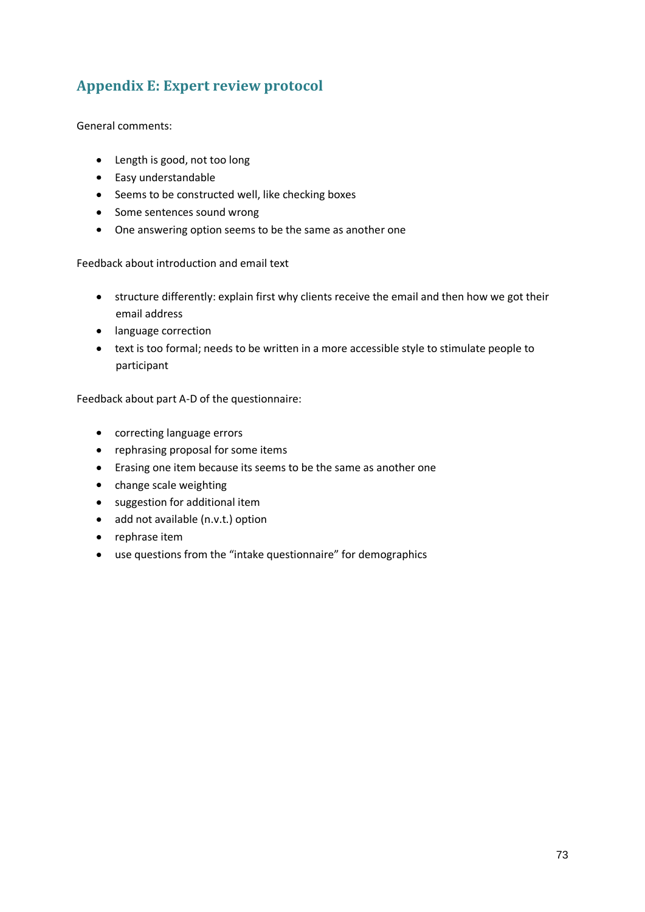## Appendix E: Expert review protocol

General comments:

- Length is good, not too long
- Easy understandable
- Seems to be constructed well, like checking boxes
- Some sentences sound wrong
- One answering option seems to be the same as another one

Feedback about introduction and email text

- structure differently: explain first why clients receive the email and then how we got their email address
- language correction
- text is too formal; needs to be written in a more accessible style to stimulate people to participant

Feedback about part A-D of the questionnaire:

- correcting language errors
- rephrasing proposal for some items
- Erasing one item because its seems to be the same as another one
- change scale weighting
- suggestion for additional item
- add not available (n.v.t.) option
- rephrase item
- use questions from the "intake questionnaire" for demographics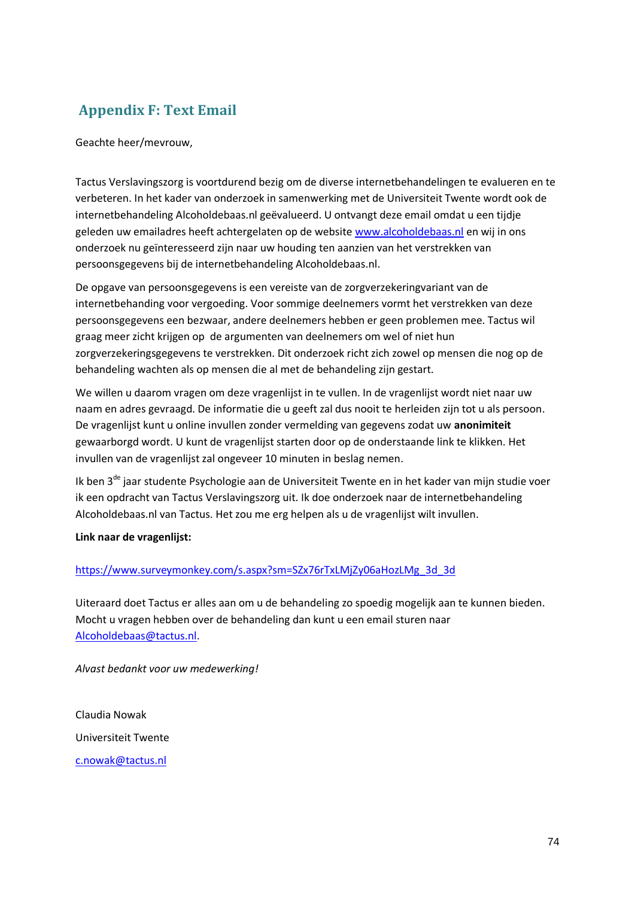## Appendix F: Text Email

Geachte heer/mevrouw,

Tactus Verslavingszorg is voortdurend bezig om de diverse internetbehandelingen te evalueren en te verbeteren. In het kader van onderzoek in samenwerking met de Universiteit Twente wordt ook de internetbehandeling Alcoholdebaas.nl geëvalueerd. U ontvangt deze email omdat u een tijdje geleden uw emailadres heeft achtergelaten op de website www.alcoholdebaas.nl en wij in ons onderzoek nu geïnteresseerd zijn naar uw houding ten aanzien van het verstrekken van persoonsgegevens bij de internetbehandeling Alcoholdebaas.nl.

De opgave van persoonsgegevens is een vereiste van de zorgverzekeringvariant van de internetbehanding voor vergoeding. Voor sommige deelnemers vormt het verstrekken van deze persoonsgegevens een bezwaar, andere deelnemers hebben er geen problemen mee. Tactus wil graag meer zicht krijgen op de argumenten van deelnemers om wel of niet hun zorgverzekeringsgegevens te verstrekken. Dit onderzoek richt zich zowel op mensen die nog op de behandeling wachten als op mensen die al met de behandeling zijn gestart.

We willen u daarom vragen om deze vragenlijst in te vullen. In de vragenlijst wordt niet naar uw naam en adres gevraagd. De informatie die u geeft zal dus nooit te herleiden zijn tot u als persoon. De vragenlijst kunt u online invullen zonder vermelding van gegevens zodat uw **anonimiteit** gewaarborgd wordt. U kunt de vragenlijst starten door op de onderstaande link te klikken. Het invullen van de vragenlijst zal ongeveer 10 minuten in beslag nemen.

Ik ben 3[de] jaar studente Psychologie aan de Universiteit Twente en in het kader van mijn studie voer ik een opdracht van Tactus Verslavingszorg uit. Ik doe onderzoek naar de internetbehandeling Alcoholdebaas.nl van Tactus. Het zou me erg helpen als u de vragenlijst wilt invullen.

**Link naar de vragenlijst:**

https://www.surveymonkey.com/s.aspx?sm=SZx76rTxLMjZy06aHozLMg_3d_3d

Uiteraard doet Tactus er alles aan om u de behandeling zo spoedig mogelijk aan te kunnen bieden. Mocht u vragen hebben over de behandeling dan kunt u een email sturen naar Alcoholdebaas@tactus.nl.

*Alvast bedankt voor uw medewerking!*

Claudia Nowak

Universiteit Twente

c.nowak@tactus.nl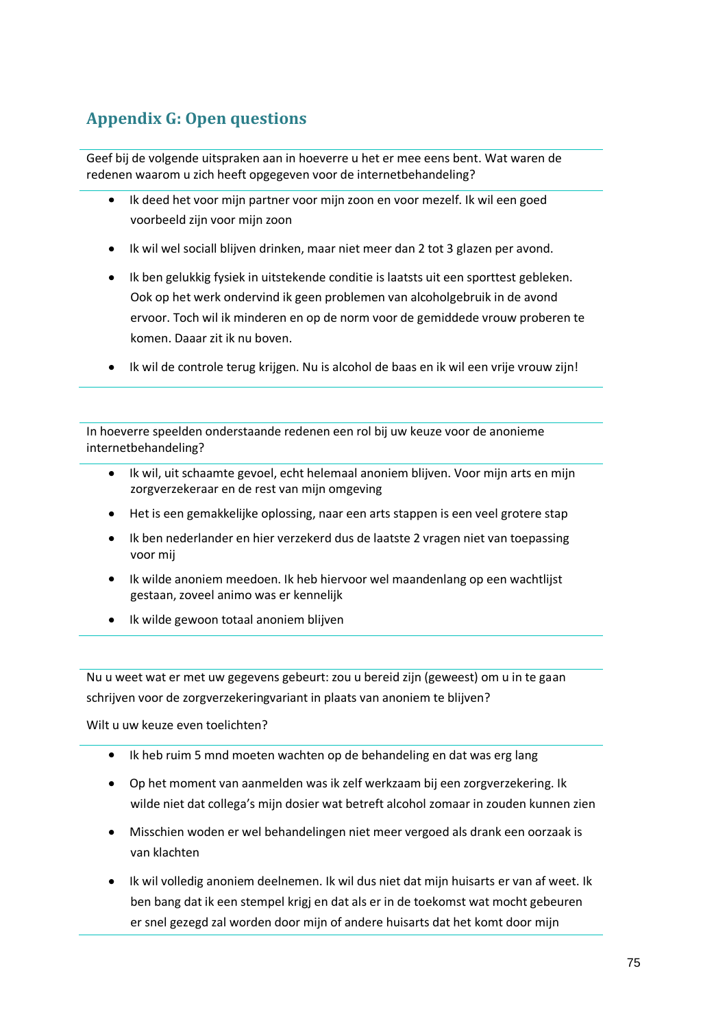## Appendix G: Open questions

Geef bij de volgende uitspraken aan in hoeverre u het er mee eens bent. Wat waren de redenen waarom u zich heeft opgegeven voor de internetbehandeling?

- Ik deed het voor mijn partner voor mijn zoon en voor mezelf. Ik wil een goed voorbeeld zijn voor mijn zoon
- Ik wil wel sociall blijven drinken, maar niet meer dan 2 tot 3 glazen per avond.
- Ik ben gelukkig fysiek in uitstekende conditie is laatsts uit een sporttest gebleken. Ook op het werk ondervind ik geen problemen van alcoholgebruik in de avond ervoor. Toch wil ik minderen en op de norm voor de gemiddede vrouw proberen te komen. Daaar zit ik nu boven.
- Ik wil de controle terug krijgen. Nu is alcohol de baas en ik wil een vrije vrouw zijn!

In hoeverre speelden onderstaande redenen een rol bij uw keuze voor de anonieme internetbehandeling?

- Ik wil, uit schaamte gevoel, echt helemaal anoniem blijven. Voor mijn arts en mijn zorgverzekeraar en de rest van mijn omgeving
- Het is een gemakkelijke oplossing, naar een arts stappen is een veel grotere stap
- Ik ben nederlander en hier verzekerd dus de laatste 2 vragen niet van toepassing voor mij
- Ik wilde anoniem meedoen. Ik heb hiervoor wel maandenlang op een wachtlijst gestaan, zoveel animo was er kennelijk
- Ik wilde gewoon totaal anoniem blijven

Nu u weet wat er met uw gegevens gebeurt: zou u bereid zijn (geweest) om u in te gaan schrijven voor de zorgverzekeringvariant in plaats van anoniem te blijven?

Wilt u uw keuze even toelichten?

- Ik heb ruim 5 mnd moeten wachten op de behandeling en dat was erg lang
- Op het moment van aanmelden was ik zelf werkzaam bij een zorgverzekering. Ik wilde niet dat collega's mijn dosier wat betreft alcohol zomaar in zouden kunnen zien
- Misschien woden er wel behandelingen niet meer vergoed als drank een oorzaak is van klachten
- Ik wil volledig anoniem deelnemen. Ik wil dus niet dat mijn huisarts er van af weet. Ik ben bang dat ik een stempel krigj en dat als er in de toekomst wat mocht gebeuren er snel gezegd zal worden door mijn of andere huisarts dat het komt door mijn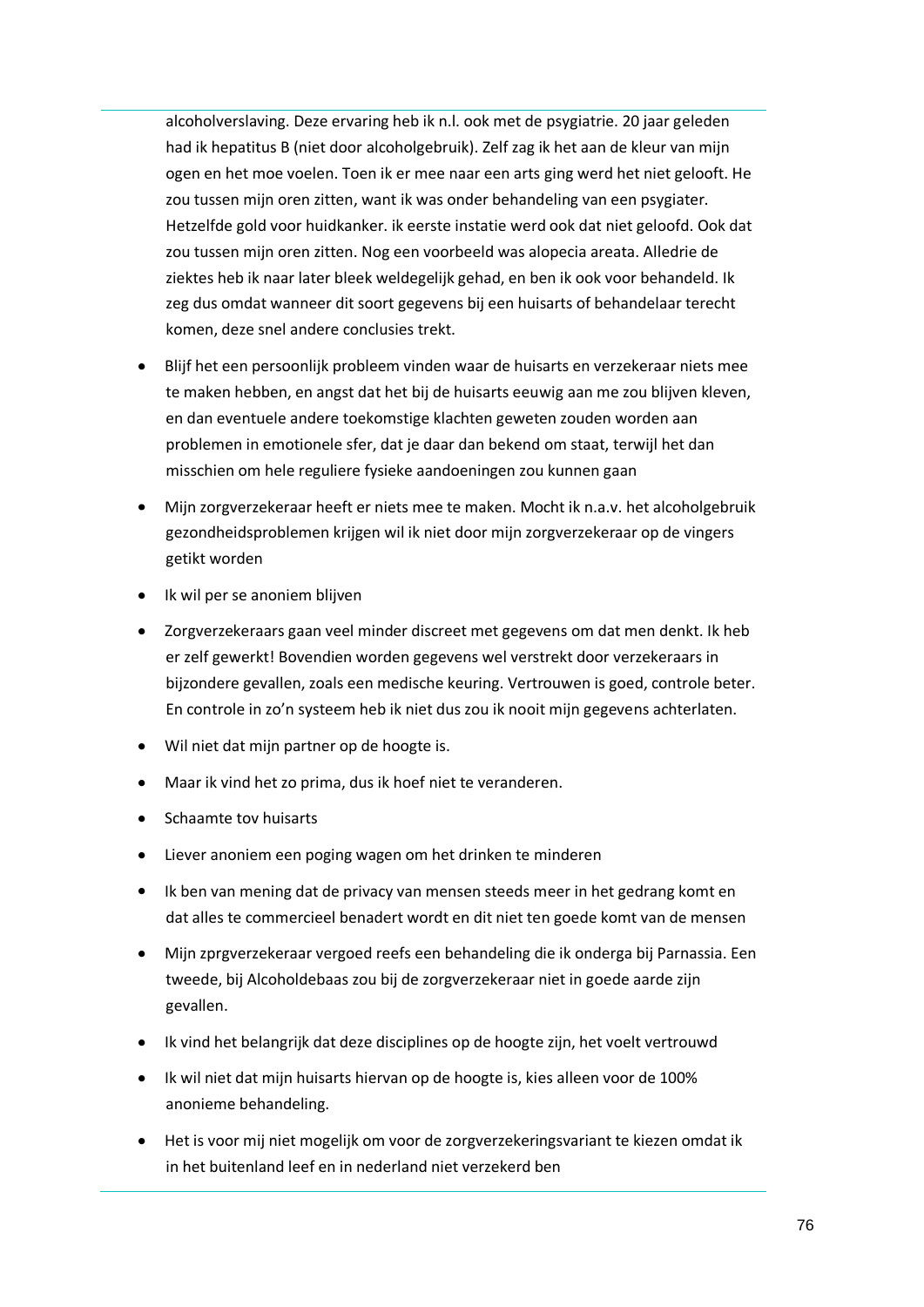alcoholverslaving. Deze ervaring heb ik n.l. ook met de psygiatrie. 20 jaar geleden had ik hepatitus B (niet door alcoholgebruik). Zelf zag ik het aan de kleur van mijn ogen en het moe voelen. Toen ik er mee naar een arts ging werd het niet gelooft. He zou tussen mijn oren zitten, want ik was onder behandeling van een psygiater. Hetzelfde gold voor huidkanker. ik eerste instatie werd ook dat niet geloofd. Ook dat zou tussen mijn oren zitten. Nog een voorbeeld was alopecia areata. Alledrie de ziektes heb ik naar later bleek weldegelijk gehad, en ben ik ook voor behandeld. Ik zeg dus omdat wanneer dit soort gegevens bij een huisarts of behandelaar terecht komen, deze snel andere conclusies trekt.

- Blijf het een persoonlijk probleem vinden waar de huisarts en verzekeraar niets mee te maken hebben, en angst dat het bij de huisarts eeuwig aan me zou blijven kleven, en dan eventuele andere toekomstige klachten geweten zouden worden aan problemen in emotionele sfer, dat je daar dan bekend om staat, terwijl het dan misschien om hele reguliere fysieke aandoeningen zou kunnen gaan
- Mijn zorgverzekeraar heeft er niets mee te maken. Mocht ik n.a.v. het alcoholgebruik gezondheidsproblemen krijgen wil ik niet door mijn zorgverzekeraar op de vingers getikt worden
- Ik wil per se anoniem blijven
- Zorgverzekeraars gaan veel minder discreet met gegevens om dat men denkt. Ik heb er zelf gewerkt! Bovendien worden gegevens wel verstrekt door verzekeraars in bijzondere gevallen, zoals een medische keuring. Vertrouwen is goed, controle beter. En controle in zo'n systeem heb ik niet dus zou ik nooit mijn gegevens achterlaten.
- Wil niet dat mijn partner op de hoogte is.
- Maar ik vind het zo prima, dus ik hoef niet te veranderen.
- Schaamte tov huisarts
- Liever anoniem een poging wagen om het drinken te minderen
- Ik ben van mening dat de privacy van mensen steeds meer in het gedrang komt en dat alles te commercieel benadert wordt en dit niet ten goede komt van de mensen
- Mijn zprgverzekeraar vergoed reefs een behandeling die ik onderga bij Parnassia. Een tweede, bij Alcoholdebaas zou bij de zorgverzekeraar niet in goede aarde zijn gevallen.
- Ik vind het belangrijk dat deze disciplines op de hoogte zijn, het voelt vertrouwd
- Ik wil niet dat mijn huisarts hiervan op de hoogte is, kies alleen voor de 100% anonieme behandeling.
- Het is voor mij niet mogelijk om voor de zorgverzekeringsvariant te kiezen omdat ik in het buitenland leef en in nederland niet verzekerd ben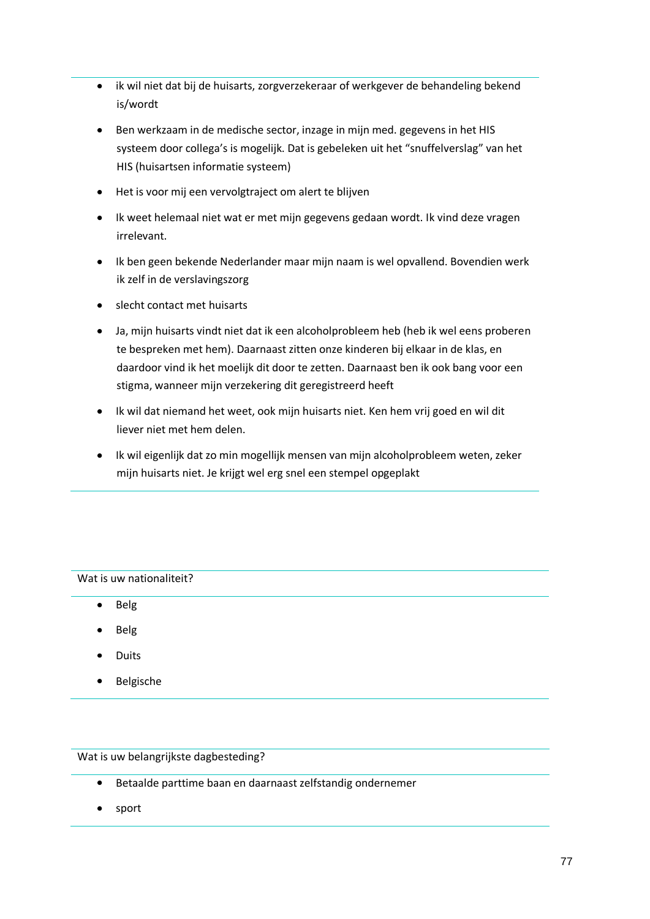- ik wil niet dat bij de huisarts, zorgverzekeraar of werkgever de behandeling bekend is/wordt
- Ben werkzaam in de medische sector, inzage in mijn med. gegevens in het HIS systeem door collega's is mogelijk. Dat is gebeleken uit het "snuffelverslag" van het HIS (huisartsen informatie systeem)
- Het is voor mij een vervolgtraject om alert te blijven
- Ik weet helemaal niet wat er met mijn gegevens gedaan wordt. Ik vind deze vragen irrelevant.
- Ik ben geen bekende Nederlander maar mijn naam is wel opvallend. Bovendien werk ik zelf in de verslavingszorg
- slecht contact met huisarts
- Ja, mijn huisarts vindt niet dat ik een alcoholprobleem heb (heb ik wel eens proberen te bespreken met hem). Daarnaast zitten onze kinderen bij elkaar in de klas, en daardoor vind ik het moelijk dit door te zetten. Daarnaast ben ik ook bang voor een stigma, wanneer mijn verzekering dit geregistreerd heeft
- Ik wil dat niemand het weet, ook mijn huisarts niet. Ken hem vrij goed en wil dit liever niet met hem delen.
- Ik wil eigenlijk dat zo min mogellijk mensen van mijn alcoholprobleem weten, zeker mijn huisarts niet. Je krijgt wel erg snel een stempel opgeplakt

Wat is uw nationaliteit?

- Belg
- Belg
- Duits
- Belgische

Wat is uw belangrijkste dagbesteding?

- Betaalde parttime baan en daarnaast zelfstandig ondernemer
- sport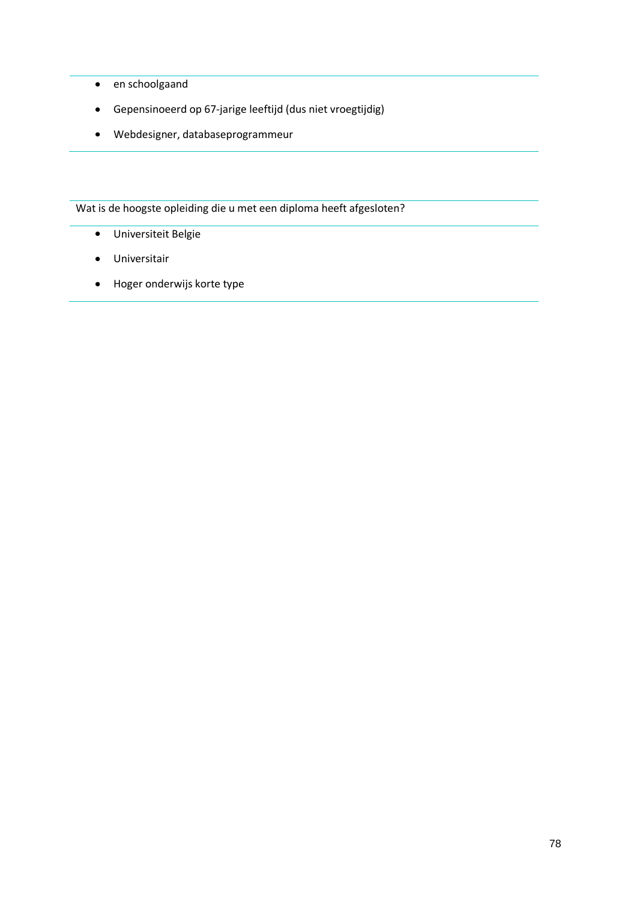- en schoolgaand
- Gepensinoeerd op 67-jarige leeftijd (dus niet vroegtijdig)
- Webdesigner, databaseprogrammeur

---

Wat is de hoogste opleiding die u met een diploma heeft afgesloten?

- Universiteit Belgie
- Universitair
- Hoger onderwijs korte type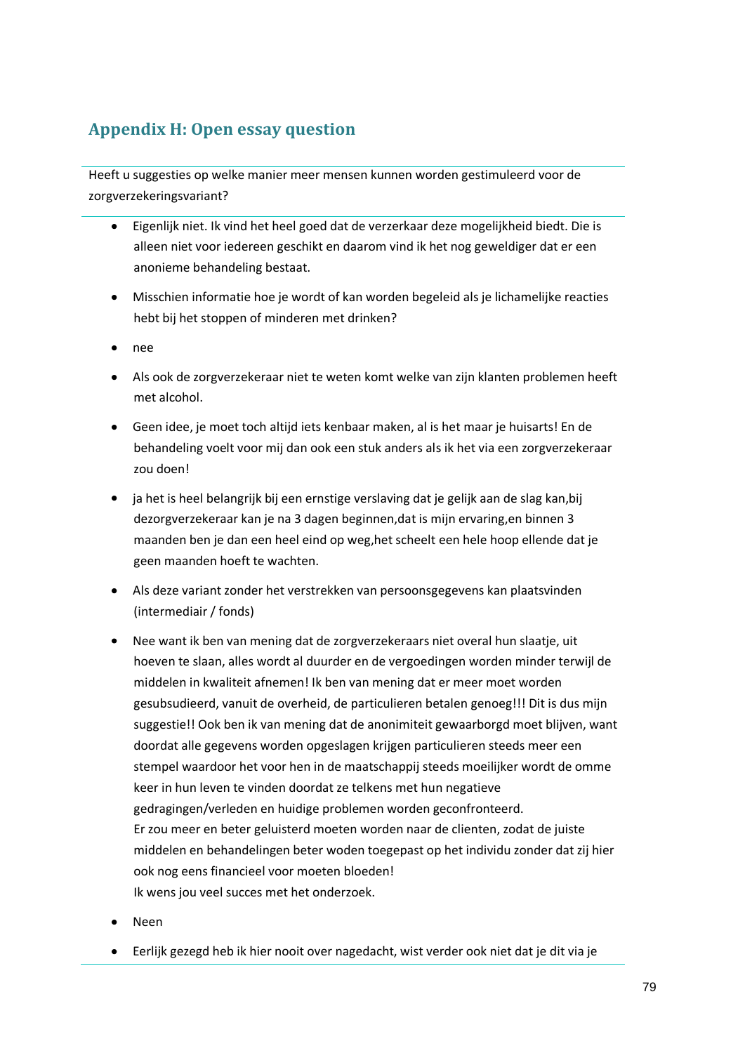## Appendix H: Open essay question

Heeft u suggesties op welke manier meer mensen kunnen worden gestimuleerd voor de zorgverzekeringsvariant?

- Eigenlijk niet. Ik vind het heel goed dat de verzerkaar deze mogelijkheid biedt. Die is alleen niet voor iedereen geschikt en daarom vind ik het nog geweldiger dat er een anonieme behandeling bestaat.
- Misschien informatie hoe je wordt of kan worden begeleid als je lichamelijke reacties hebt bij het stoppen of minderen met drinken?
- nee
- Als ook de zorgverzekeraar niet te weten komt welke van zijn klanten problemen heeft met alcohol.
- Geen idee, je moet toch altijd iets kenbaar maken, al is het maar je huisarts! En de behandeling voelt voor mij dan ook een stuk anders als ik het via een zorgverzekeraar zou doen!
- ja het is heel belangrijk bij een ernstige verslaving dat je gelijk aan de slag kan,bij dezorgverzekeraar kan je na 3 dagen beginnen,dat is mijn ervaring,en binnen 3 maanden ben je dan een heel eind op weg,het scheelt een hele hoop ellende dat je geen maanden hoeft te wachten.
- Als deze variant zonder het verstrekken van persoonsgegevens kan plaatsvinden (intermediair / fonds)
- Nee want ik ben van mening dat de zorgverzekeraars niet overal hun slaatje, uit hoeven te slaan, alles wordt al duurder en de vergoedingen worden minder terwijl de middelen in kwaliteit afnemen! Ik ben van mening dat er meer moet worden gesubsudieerd, vanuit de overheid, de particulieren betalen genoeg!!! Dit is dus mijn suggestie!! Ook ben ik van mening dat de anonimiteit gewaarborgd moet blijven, want doordat alle gegevens worden opgeslagen krijgen particulieren steeds meer een stempel waardoor het voor hen in de maatschappij steeds moeilijker wordt de omme keer in hun leven te vinden doordat ze telkens met hun negatieve gedragingen/verleden en huidige problemen worden geconfronteerd.
  Er zou meer en beter geluisterd moeten worden naar de clienten, zodat de juiste middelen en behandelingen beter woden toegepast op het individu zonder dat zij hier ook nog eens financieel voor moeten bloeden!
  Ik wens jou veel succes met het onderzoek.
- Neen
- Eerlijk gezegd heb ik hier nooit over nagedacht, wist verder ook niet dat je dit via je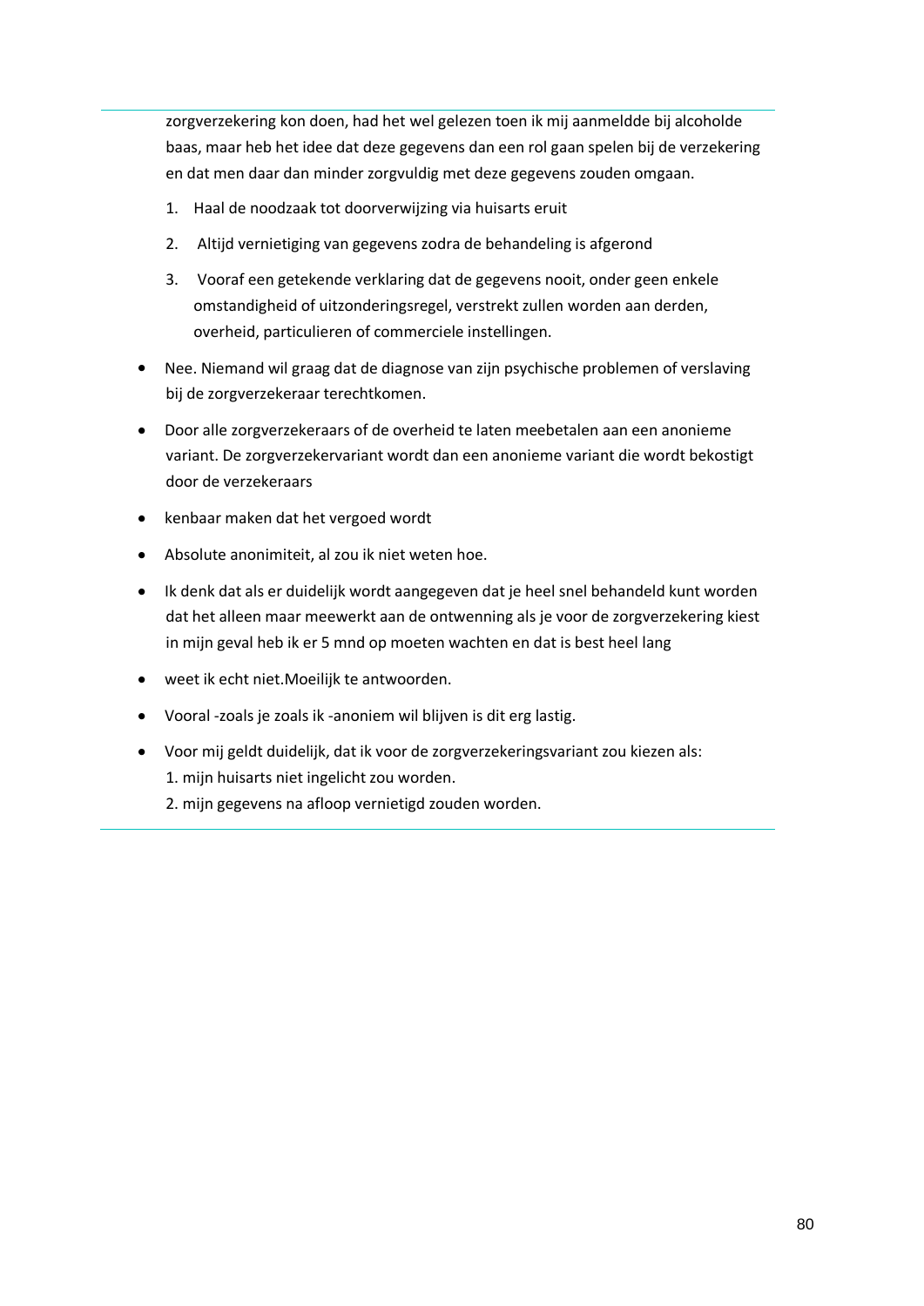zorgverzekering kon doen, had het wel gelezen toen ik mij aanmeldde bij alcoholde baas, maar heb het idee dat deze gegevens dan een rol gaan spelen bij de verzekering en dat men daar dan minder zorgvuldig met deze gegevens zouden omgaan.

1. Haal de noodzaak tot doorverwijzing via huisarts eruit
2. Altijd vernietiging van gegevens zodra de behandeling is afgerond
3. Vooraf een getekende verklaring dat de gegevens nooit, onder geen enkele omstandigheid of uitzonderingsregel, verstrekt zullen worden aan derden, overheid, particulieren of commerciele instellingen.

- Nee. Niemand wil graag dat de diagnose van zijn psychische problemen of verslaving bij de zorgverzekeraar terechtkomen.
- Door alle zorgverzekeraars of de overheid te laten meebetalen aan een anonieme variant. De zorgverzekervariant wordt dan een anonieme variant die wordt bekostigt door de verzekeraars
- kenbaar maken dat het vergoed wordt
- Absolute anonimiteit, al zou ik niet weten hoe.
- Ik denk dat als er duidelijk wordt aangegeven dat je heel snel behandeld kunt worden dat het alleen maar meewerkt aan de ontwenning als je voor de zorgverzekering kiest in mijn geval heb ik er 5 mnd op moeten wachten en dat is best heel lang
- weet ik echt niet.Moeilijk te antwoorden.
- Vooral -zoals je zoals ik -anoniem wil blijven is dit erg lastig.
- Voor mij geldt duidelijk, dat ik voor de zorgverzekeringsvariant zou kiezen als:
  1. mijn huisarts niet ingelicht zou worden.
  2. mijn gegevens na afloop vernietigd zouden worden.